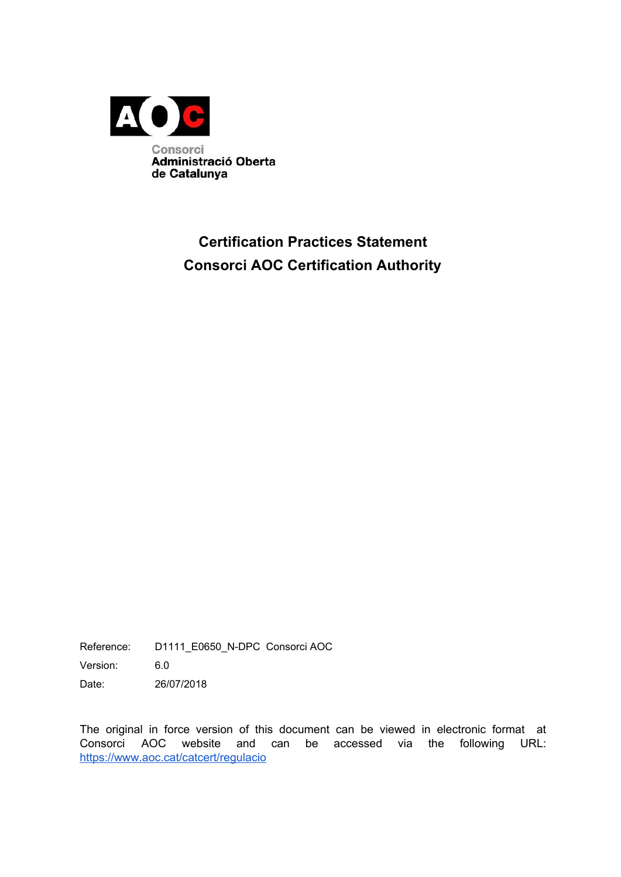Consorci
Administració Oberta
de Catalunya

# Certification Practices Statement

# Consorci AOC Certification Authority

| | |
|---|---|
| Reference: | D1111_E0650_N-DPC Consorci AOC |
| Version: | 6.0 |
| Date: | 26/07/2018 |

The original in force version of this document can be viewed in electronic format at Consorci AOC website and can be accessed via the following URL: https://www.aoc.cat/catcert/regulacio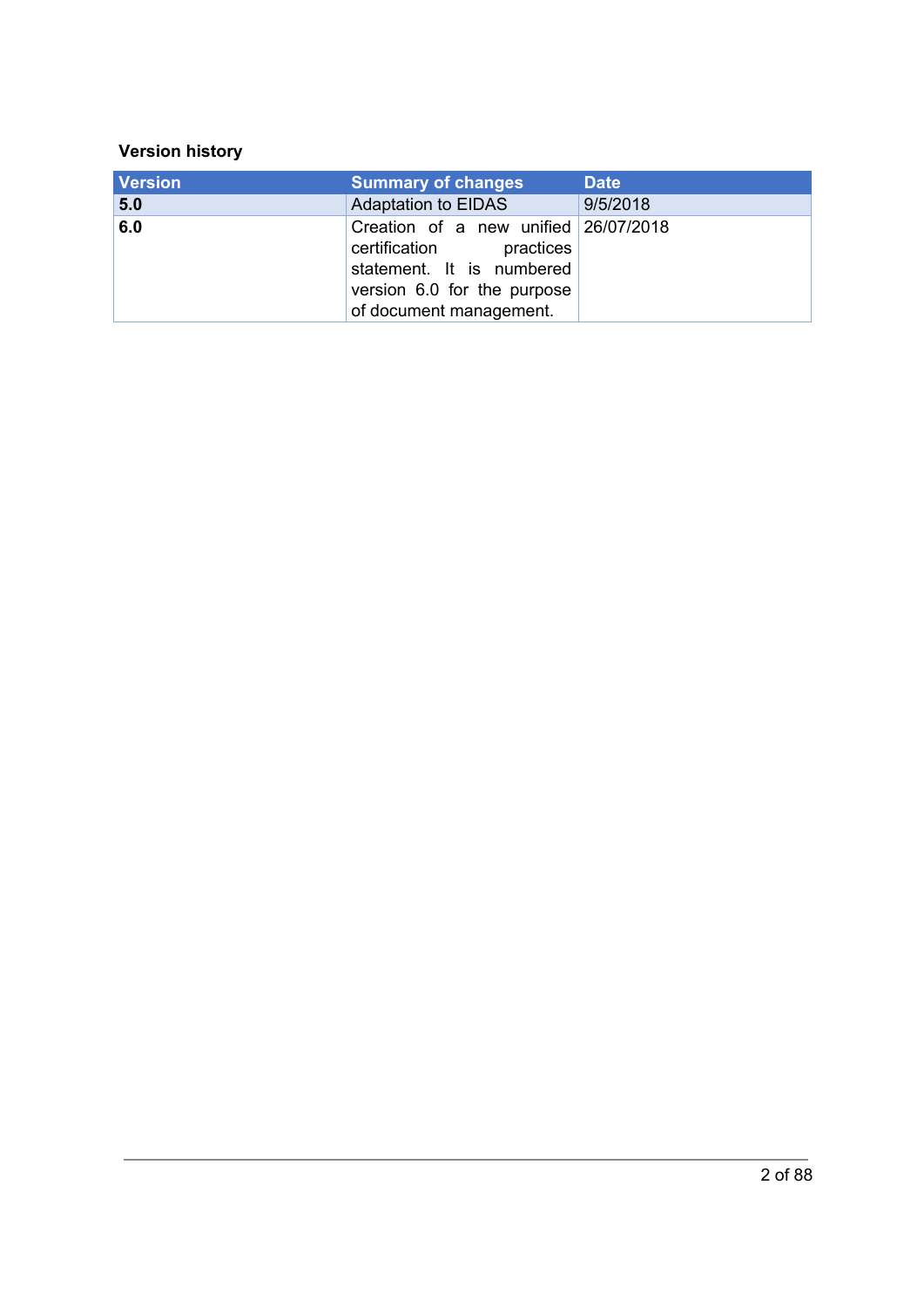**Version history**

| Version | Summary of changes | Date |
|---|---|---|
| **5.0** | Adaptation to EIDAS | 9/5/2018 |
| **6.0** | Creation of a new unified certification practices statement. It is numbered version 6.0 for the purpose of document management. | 26/07/2018 |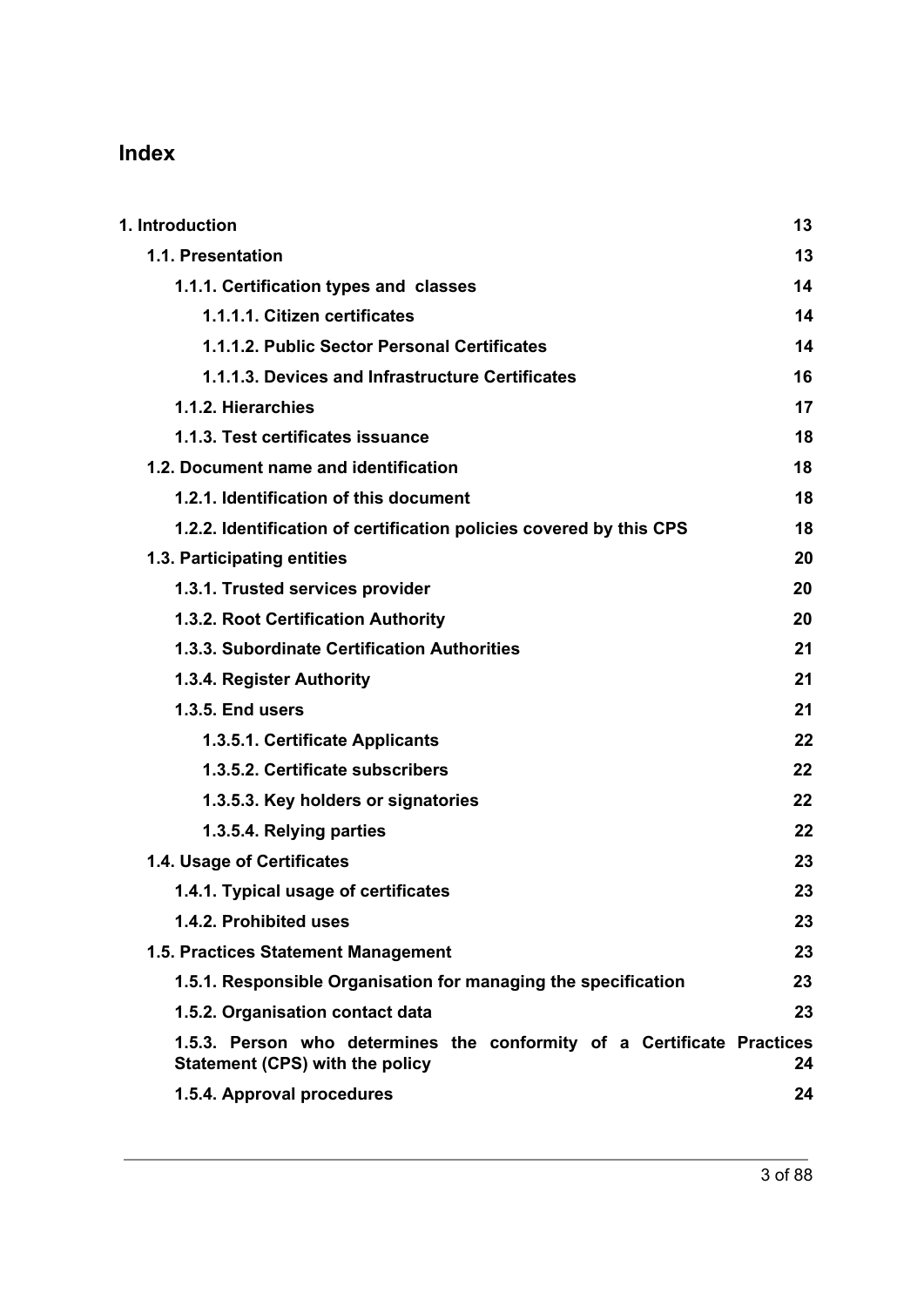# Index

| | |
|---|---|
| **1. Introduction** | **13** |
| **1.1. Presentation** | **13** |
| **1.1.1. Certification types and  classes** | **14** |
| **1.1.1.1. Citizen certificates** | **14** |
| **1.1.1.2. Public Sector Personal Certificates** | **14** |
| **1.1.1.3. Devices and Infrastructure Certificates** | **16** |
| **1.1.2. Hierarchies** | **17** |
| **1.1.3. Test certificates issuance** | **18** |
| **1.2. Document name and identification** | **18** |
| **1.2.1. Identification of this document** | **18** |
| **1.2.2. Identification of certification policies covered by this CPS** | **18** |
| **1.3. Participating entities** | **20** |
| **1.3.1. Trusted services provider** | **20** |
| **1.3.2. Root Certification Authority** | **20** |
| **1.3.3. Subordinate Certification Authorities** | **21** |
| **1.3.4. Register Authority** | **21** |
| **1.3.5. End users** | **21** |
| **1.3.5.1. Certificate Applicants** | **22** |
| **1.3.5.2. Certificate subscribers** | **22** |
| **1.3.5.3. Key holders or signatories** | **22** |
| **1.3.5.4. Relying parties** | **22** |
| **1.4. Usage of Certificates** | **23** |
| **1.4.1. Typical usage of certificates** | **23** |
| **1.4.2. Prohibited uses** | **23** |
| **1.5. Practices Statement Management** | **23** |
| **1.5.1. Responsible Organisation for managing the specification** | **23** |
| **1.5.2. Organisation contact data** | **23** |
| **1.5.3. Person who determines the conformity of a Certificate Practices Statement (CPS) with the policy** | **24** |
| **1.5.4. Approval procedures** | **24** |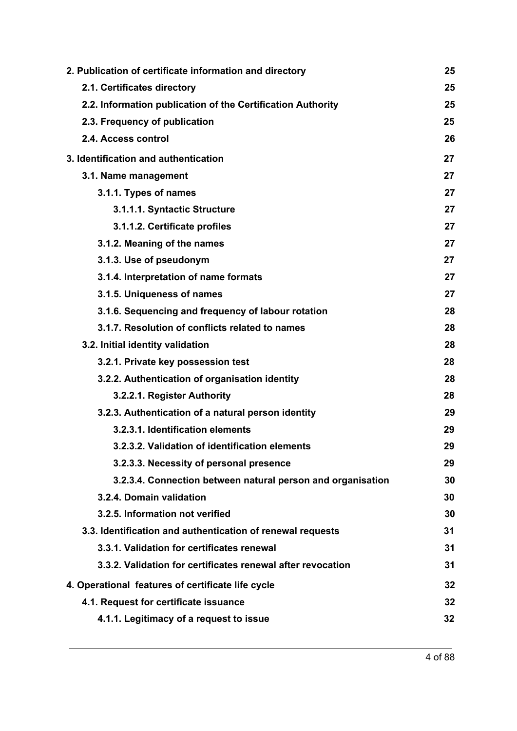| | |
|---|---|
| **2. Publication of certificate information and directory** | **25** |
| **2.1. Certificates directory** | **25** |
| **2.2. Information publication of the Certification Authority** | **25** |
| **2.3. Frequency of publication** | **25** |
| **2.4. Access control** | **26** |
| **3. Identification and authentication** | **27** |
| **3.1. Name management** | **27** |
| **3.1.1. Types of names** | **27** |
| **3.1.1.1. Syntactic Structure** | **27** |
| **3.1.1.2. Certificate profiles** | **27** |
| **3.1.2. Meaning of the names** | **27** |
| **3.1.3. Use of pseudonym** | **27** |
| **3.1.4. Interpretation of name formats** | **27** |
| **3.1.5. Uniqueness of names** | **27** |
| **3.1.6. Sequencing and frequency of labour rotation** | **28** |
| **3.1.7. Resolution of conflicts related to names** | **28** |
| **3.2. Initial identity validation** | **28** |
| **3.2.1. Private key possession test** | **28** |
| **3.2.2. Authentication of organisation identity** | **28** |
| **3.2.2.1. Register Authority** | **28** |
| **3.2.3. Authentication of a natural person identity** | **29** |
| **3.2.3.1. Identification elements** | **29** |
| **3.2.3.2. Validation of identification elements** | **29** |
| **3.2.3.3. Necessity of personal presence** | **29** |
| **3.2.3.4. Connection between natural person and organisation** | **30** |
| **3.2.4. Domain validation** | **30** |
| **3.2.5. Information not verified** | **30** |
| **3.3. Identification and authentication of renewal requests** | **31** |
| **3.3.1. Validation for certificates renewal** | **31** |
| **3.3.2. Validation for certificates renewal after revocation** | **31** |
| **4. Operational features of certificate life cycle** | **32** |
| **4.1. Request for certificate issuance** | **32** |
| **4.1.1. Legitimacy of a request to issue** | **32** |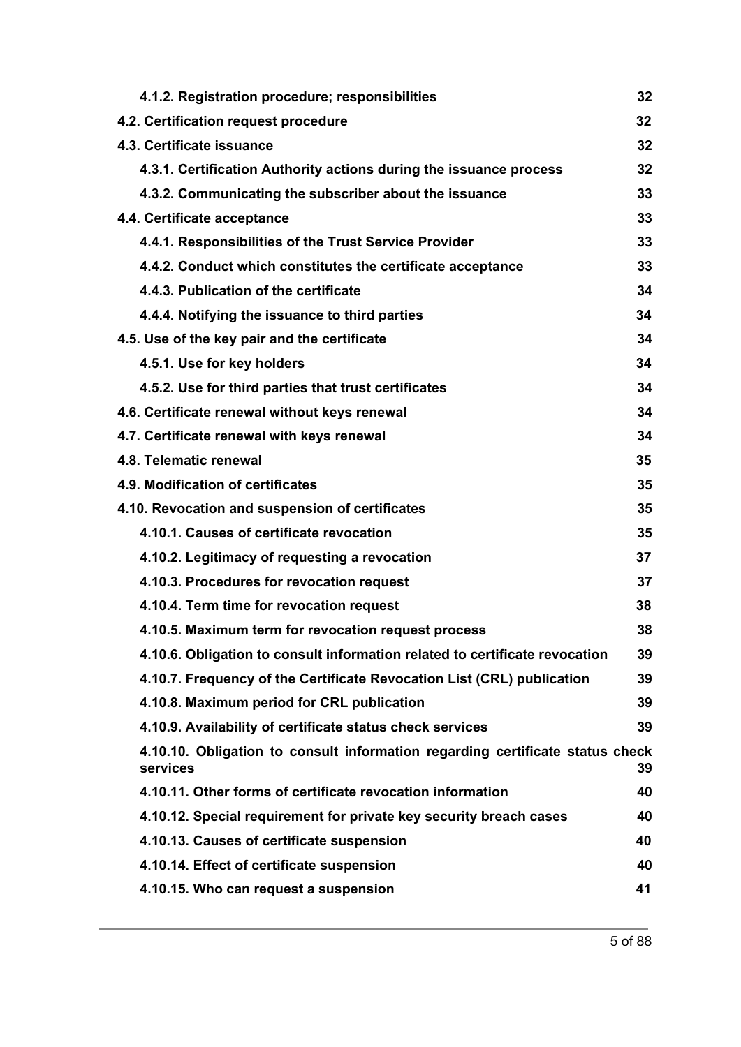| | |
|---|---|
| **4.1.2. Registration procedure; responsibilities** | **32** |
| **4.2. Certification request procedure** | **32** |
| **4.3. Certificate issuance** | **32** |
| **4.3.1. Certification Authority actions during the issuance process** | **32** |
| **4.3.2. Communicating the subscriber about the issuance** | **33** |
| **4.4. Certificate acceptance** | **33** |
| **4.4.1. Responsibilities of the Trust Service Provider** | **33** |
| **4.4.2. Conduct which constitutes the certificate acceptance** | **33** |
| **4.4.3. Publication of the certificate** | **34** |
| **4.4.4. Notifying the issuance to third parties** | **34** |
| **4.5. Use of the key pair and the certificate** | **34** |
| **4.5.1. Use for key holders** | **34** |
| **4.5.2. Use for third parties that trust certificates** | **34** |
| **4.6. Certificate renewal without keys renewal** | **34** |
| **4.7. Certificate renewal with keys renewal** | **34** |
| **4.8. Telematic renewal** | **35** |
| **4.9. Modification of certificates** | **35** |
| **4.10. Revocation and suspension of certificates** | **35** |
| **4.10.1. Causes of certificate revocation** | **35** |
| **4.10.2. Legitimacy of requesting a revocation** | **37** |
| **4.10.3. Procedures for revocation request** | **37** |
| **4.10.4. Term time for revocation request** | **38** |
| **4.10.5. Maximum term for revocation request process** | **38** |
| **4.10.6. Obligation to consult information related to certificate revocation** | **39** |
| **4.10.7. Frequency of the Certificate Revocation List (CRL) publication** | **39** |
| **4.10.8. Maximum period for CRL publication** | **39** |
| **4.10.9. Availability of certificate status check services** | **39** |
| **4.10.10. Obligation to consult information regarding certificate status check services** | **39** |
| **4.10.11. Other forms of certificate revocation information** | **40** |
| **4.10.12. Special requirement for private key security breach cases** | **40** |
| **4.10.13. Causes of certificate suspension** | **40** |
| **4.10.14. Effect of certificate suspension** | **40** |
| **4.10.15. Who can request a suspension** | **41** |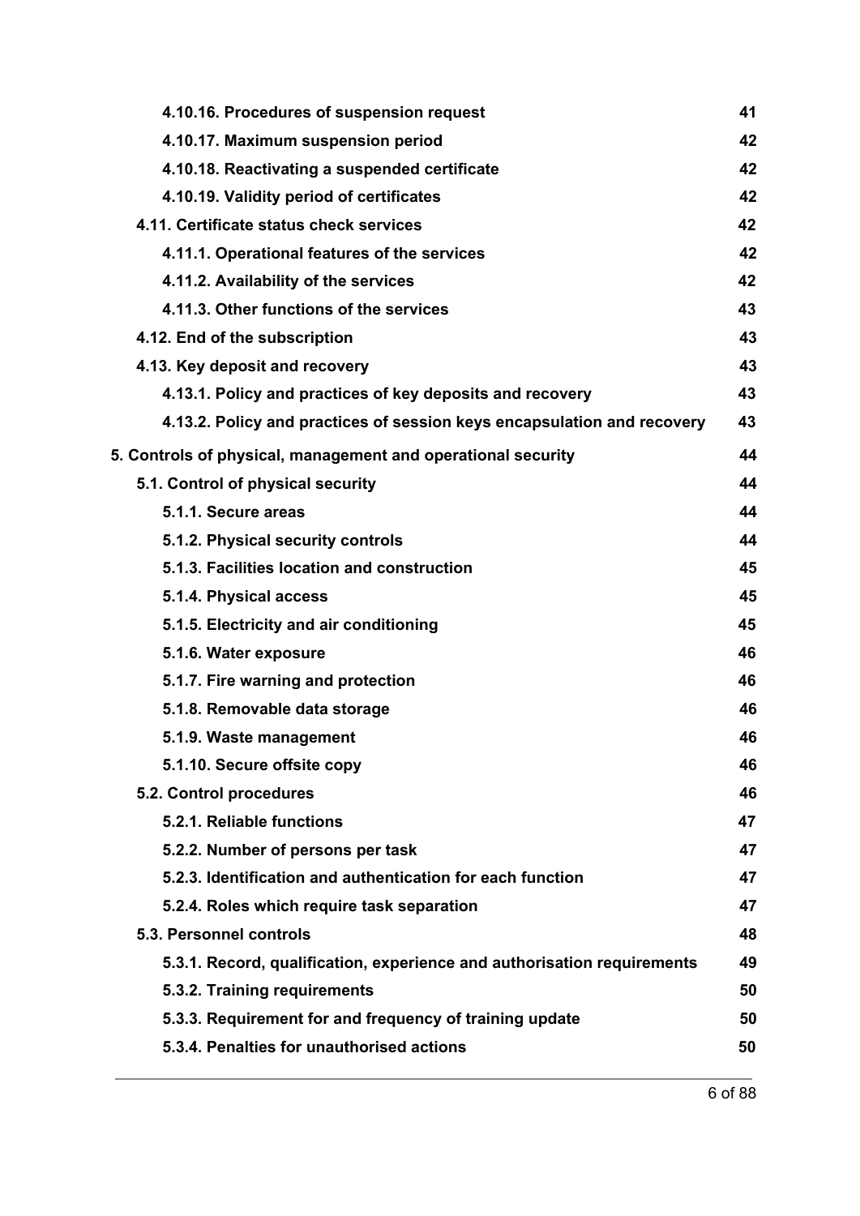4.10.16. Procedures of suspension request 41

4.10.17. Maximum suspension period 42

4.10.18. Reactivating a suspended certificate 42

4.10.19. Validity period of certificates 42

4.11. Certificate status check services 42

4.11.1. Operational features of the services 42

4.11.2. Availability of the services 42

4.11.3. Other functions of the services 43

4.12. End of the subscription 43

4.13. Key deposit and recovery 43

4.13.1. Policy and practices of key deposits and recovery 43

4.13.2. Policy and practices of session keys encapsulation and recovery 43

5. Controls of physical, management and operational security 44

5.1. Control of physical security 44

5.1.1. Secure areas 44

5.1.2. Physical security controls 44

5.1.3. Facilities location and construction 45

5.1.4. Physical access 45

5.1.5. Electricity and air conditioning 45

5.1.6. Water exposure 46

5.1.7. Fire warning and protection 46

5.1.8. Removable data storage 46

5.1.9. Waste management 46

5.1.10. Secure offsite copy 46

5.2. Control procedures 46

5.2.1. Reliable functions 47

5.2.2. Number of persons per task 47

5.2.3. Identification and authentication for each function 47

5.2.4. Roles which require task separation 47

5.3. Personnel controls 48

5.3.1. Record, qualification, experience and authorisation requirements 49

5.3.2. Training requirements 50

5.3.3. Requirement for and frequency of training update 50

5.3.4. Penalties for unauthorised actions 50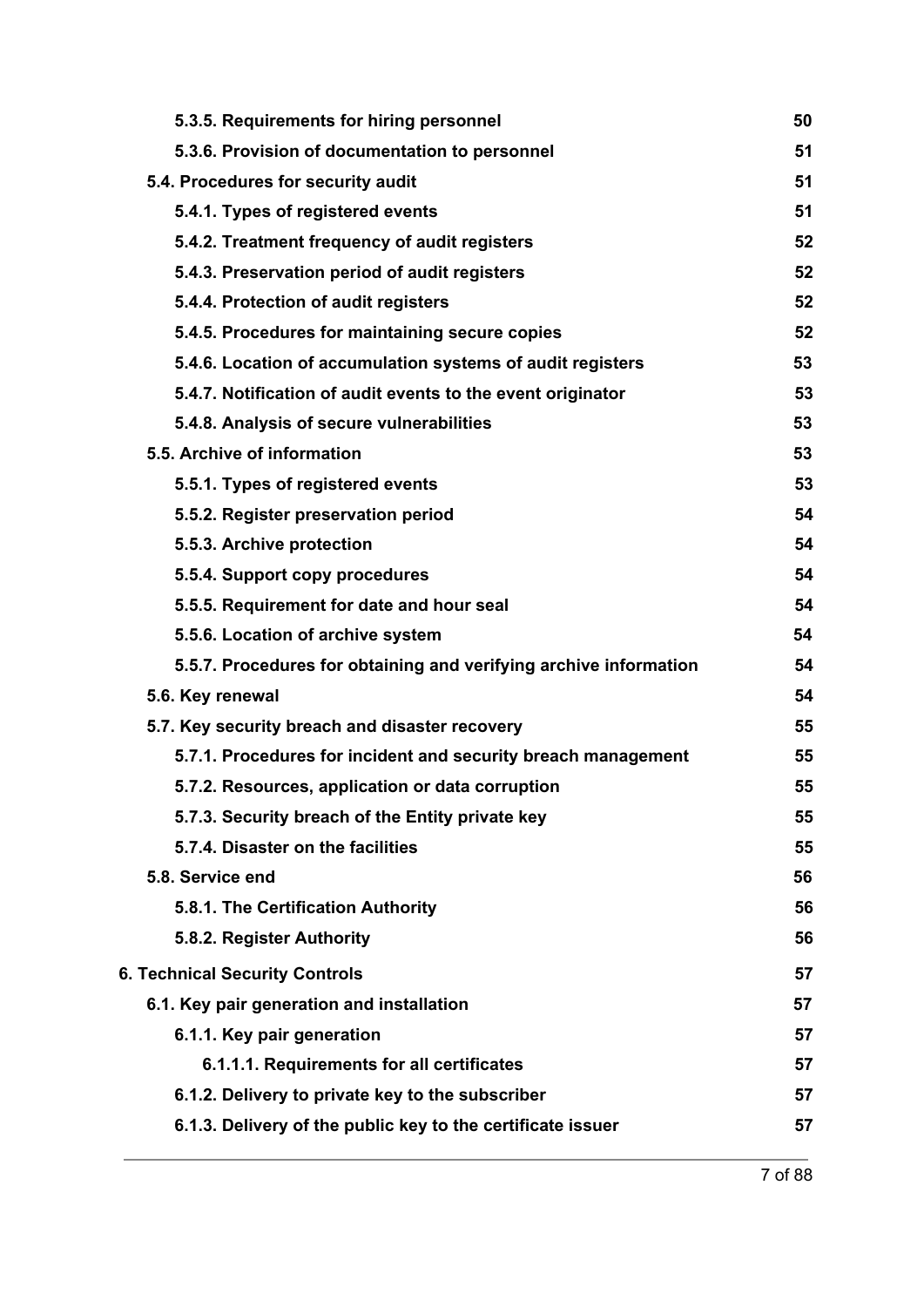- 5.3.5. Requirements for hiring personnel 50
- 5.3.6. Provision of documentation to personnel 51
- 5.4. Procedures for security audit 51
  - 5.4.1. Types of registered events 51
  - 5.4.2. Treatment frequency of audit registers 52
  - 5.4.3. Preservation period of audit registers 52
  - 5.4.4. Protection of audit registers 52
  - 5.4.5. Procedures for maintaining secure copies 52
  - 5.4.6. Location of accumulation systems of audit registers 53
  - 5.4.7. Notification of audit events to the event originator 53
  - 5.4.8. Analysis of secure vulnerabilities 53
- 5.5. Archive of information 53
  - 5.5.1. Types of registered events 53
  - 5.5.2. Register preservation period 54
  - 5.5.3. Archive protection 54
  - 5.5.4. Support copy procedures 54
  - 5.5.5. Requirement for date and hour seal 54
  - 5.5.6. Location of archive system 54
  - 5.5.7. Procedures for obtaining and verifying archive information 54
- 5.6. Key renewal 54
- 5.7. Key security breach and disaster recovery 55
  - 5.7.1. Procedures for incident and security breach management 55
  - 5.7.2. Resources, application or data corruption 55
  - 5.7.3. Security breach of the Entity private key 55
  - 5.7.4. Disaster on the facilities 55
- 5.8. Service end 56
  - 5.8.1. The Certification Authority 56
  - 5.8.2. Register Authority 56

**6. Technical Security Controls** 57

- 6.1. Key pair generation and installation 57
  - 6.1.1. Key pair generation 57
    - 6.1.1.1. Requirements for all certificates 57
  - 6.1.2. Delivery to private key to the subscriber 57
  - 6.1.3. Delivery of the public key to the certificate issuer 57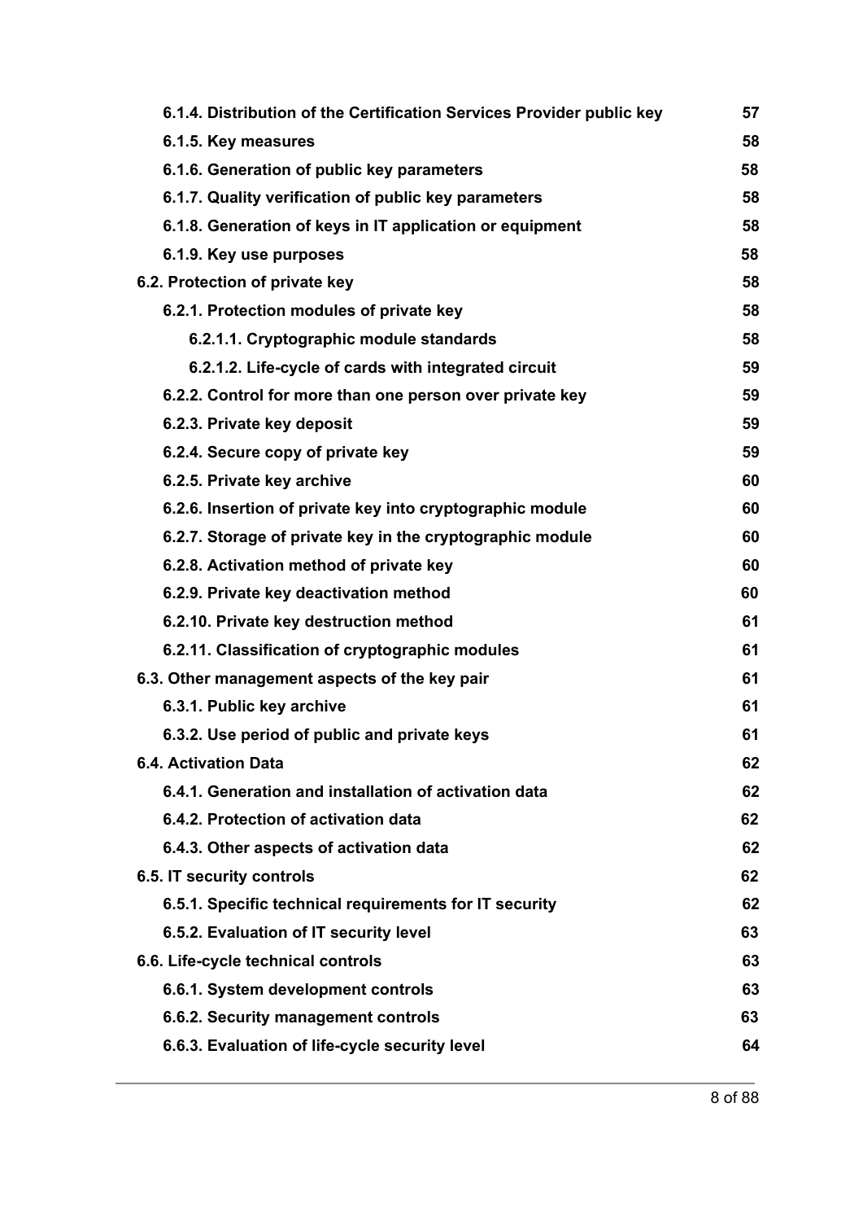6.1.4. Distribution of the Certification Services Provider public key 57
6.1.5. Key measures 58
6.1.6. Generation of public key parameters 58
6.1.7. Quality verification of public key parameters 58
6.1.8. Generation of keys in IT application or equipment 58
6.1.9. Key use purposes 58
6.2. Protection of private key 58
6.2.1. Protection modules of private key 58
6.2.1.1. Cryptographic module standards 58
6.2.1.2. Life-cycle of cards with integrated circuit 59
6.2.2. Control for more than one person over private key 59
6.2.3. Private key deposit 59
6.2.4. Secure copy of private key 59
6.2.5. Private key archive 60
6.2.6. Insertion of private key into cryptographic module 60
6.2.7. Storage of private key in the cryptographic module 60
6.2.8. Activation method of private key 60
6.2.9. Private key deactivation method 60
6.2.10. Private key destruction method 61
6.2.11. Classification of cryptographic modules 61
6.3. Other management aspects of the key pair 61
6.3.1. Public key archive 61
6.3.2. Use period of public and private keys 61
6.4. Activation Data 62
6.4.1. Generation and installation of activation data 62
6.4.2. Protection of activation data 62
6.4.3. Other aspects of activation data 62
6.5. IT security controls 62
6.5.1. Specific technical requirements for IT security 62
6.5.2. Evaluation of IT security level 63
6.6. Life-cycle technical controls 63
6.6.1. System development controls 63
6.6.2. Security management controls 63
6.6.3. Evaluation of life-cycle security level 64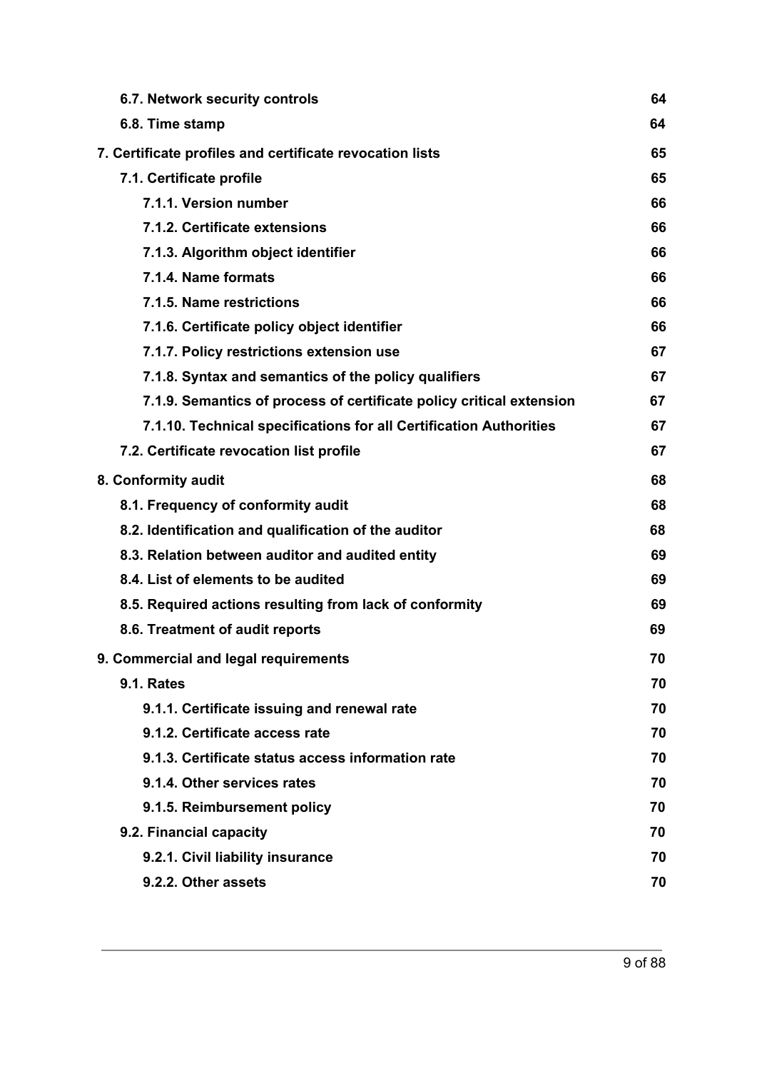- **6.7. Network security controls** 64
- **6.8. Time stamp** 64

**7. Certificate profiles and certificate revocation lists** 65

- **7.1. Certificate profile** 65
  - **7.1.1. Version number** 66
  - **7.1.2. Certificate extensions** 66
  - **7.1.3. Algorithm object identifier** 66
  - **7.1.4. Name formats** 66
  - **7.1.5. Name restrictions** 66
  - **7.1.6. Certificate policy object identifier** 66
  - **7.1.7. Policy restrictions extension use** 67
  - **7.1.8. Syntax and semantics of the policy qualifiers** 67
  - **7.1.9. Semantics of process of certificate policy critical extension** 67
  - **7.1.10. Technical specifications for all Certification Authorities** 67
- **7.2. Certificate revocation list profile** 67

**8. Conformity audit** 68

- **8.1. Frequency of conformity audit** 68
- **8.2. Identification and qualification of the auditor** 68
- **8.3. Relation between auditor and audited entity** 69
- **8.4. List of elements to be audited** 69
- **8.5. Required actions resulting from lack of conformity** 69
- **8.6. Treatment of audit reports** 69

**9. Commercial and legal requirements** 70

- **9.1. Rates** 70
  - **9.1.1. Certificate issuing and renewal rate** 70
  - **9.1.2. Certificate access rate** 70
  - **9.1.3. Certificate status access information rate** 70
  - **9.1.4. Other services rates** 70
  - **9.1.5. Reimbursement policy** 70
- **9.2. Financial capacity** 70
  - **9.2.1. Civil liability insurance** 70
  - **9.2.2. Other assets** 70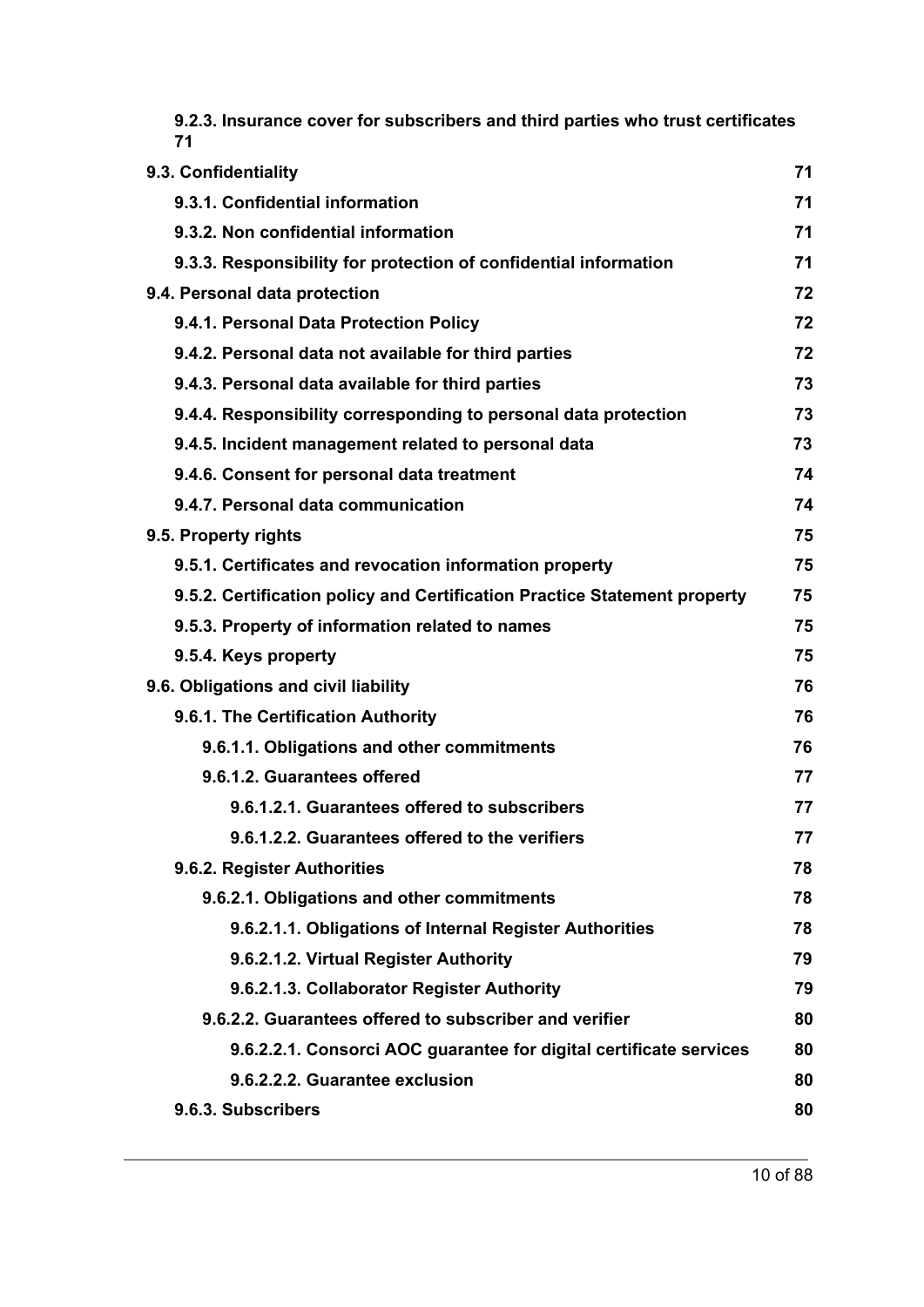9.2.3. Insurance cover for subscribers and third parties who trust certificates 71

| | |
|---|---|
| 9.3. Confidentiality | 71 |
| 9.3.1. Confidential information | 71 |
| 9.3.2. Non confidential information | 71 |
| 9.3.3. Responsibility for protection of confidential information | 71 |
| 9.4. Personal data protection | 72 |
| 9.4.1. Personal Data Protection Policy | 72 |
| 9.4.2. Personal data not available for third parties | 72 |
| 9.4.3. Personal data available for third parties | 73 |
| 9.4.4. Responsibility corresponding to personal data protection | 73 |
| 9.4.5. Incident management related to personal data | 73 |
| 9.4.6. Consent for personal data treatment | 74 |
| 9.4.7. Personal data communication | 74 |
| 9.5. Property rights | 75 |
| 9.5.1. Certificates and revocation information property | 75 |
| 9.5.2. Certification policy and Certification Practice Statement property | 75 |
| 9.5.3. Property of information related to names | 75 |
| 9.5.4. Keys property | 75 |
| 9.6. Obligations and civil liability | 76 |
| 9.6.1. The Certification Authority | 76 |
| 9.6.1.1. Obligations and other commitments | 76 |
| 9.6.1.2. Guarantees offered | 77 |
| 9.6.1.2.1. Guarantees offered to subscribers | 77 |
| 9.6.1.2.2. Guarantees offered to the verifiers | 77 |
| 9.6.2. Register Authorities | 78 |
| 9.6.2.1. Obligations and other commitments | 78 |
| 9.6.2.1.1. Obligations of Internal Register Authorities | 78 |
| 9.6.2.1.2. Virtual Register Authority | 79 |
| 9.6.2.1.3. Collaborator Register Authority | 79 |
| 9.6.2.2. Guarantees offered to subscriber and verifier | 80 |
| 9.6.2.2.1. Consorci AOC guarantee for digital certificate services | 80 |
| 9.6.2.2.2. Guarantee exclusion | 80 |
| 9.6.3. Subscribers | 80 |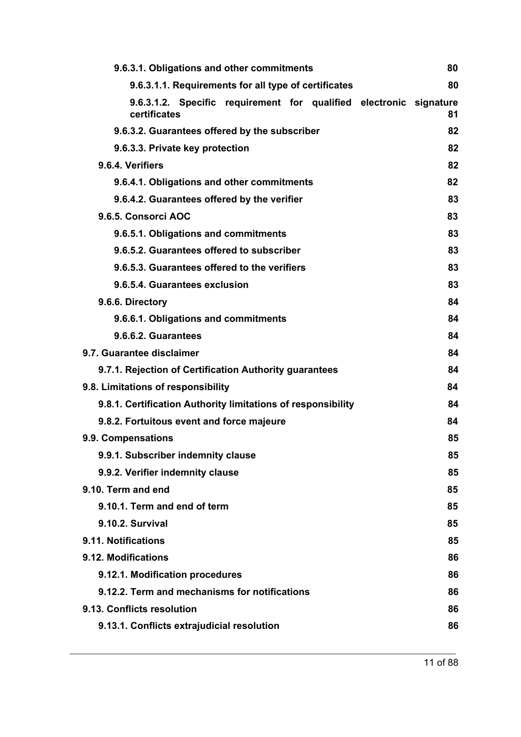9.6.3.1. Obligations and other commitments 80

9.6.3.1.1. Requirements for all type of certificates 80

9.6.3.1.2. Specific requirement for qualified electronic signature certificates 81

9.6.3.2. Guarantees offered by the subscriber 82

9.6.3.3. Private key protection 82

9.6.4. Verifiers 82

9.6.4.1. Obligations and other commitments 82

9.6.4.2. Guarantees offered by the verifier 83

9.6.5. Consorci AOC 83

9.6.5.1. Obligations and commitments 83

9.6.5.2. Guarantees offered to subscriber 83

9.6.5.3. Guarantees offered to the verifiers 83

9.6.5.4. Guarantees exclusion 83

9.6.6. Directory 84

9.6.6.1. Obligations and commitments 84

9.6.6.2. Guarantees 84

9.7. Guarantee disclaimer 84

9.7.1. Rejection of Certification Authority guarantees 84

9.8. Limitations of responsibility 84

9.8.1. Certification Authority limitations of responsibility 84

9.8.2. Fortuitous event and force majeure 84

9.9. Compensations 85

9.9.1. Subscriber indemnity clause 85

9.9.2. Verifier indemnity clause 85

9.10. Term and end 85

9.10.1. Term and end of term 85

9.10.2. Survival 85

9.11. Notifications 85

9.12. Modifications 86

9.12.1. Modification procedures 86

9.12.2. Term and mechanisms for notifications 86

9.13. Conflicts resolution 86

9.13.1. Conflicts extrajudicial resolution 86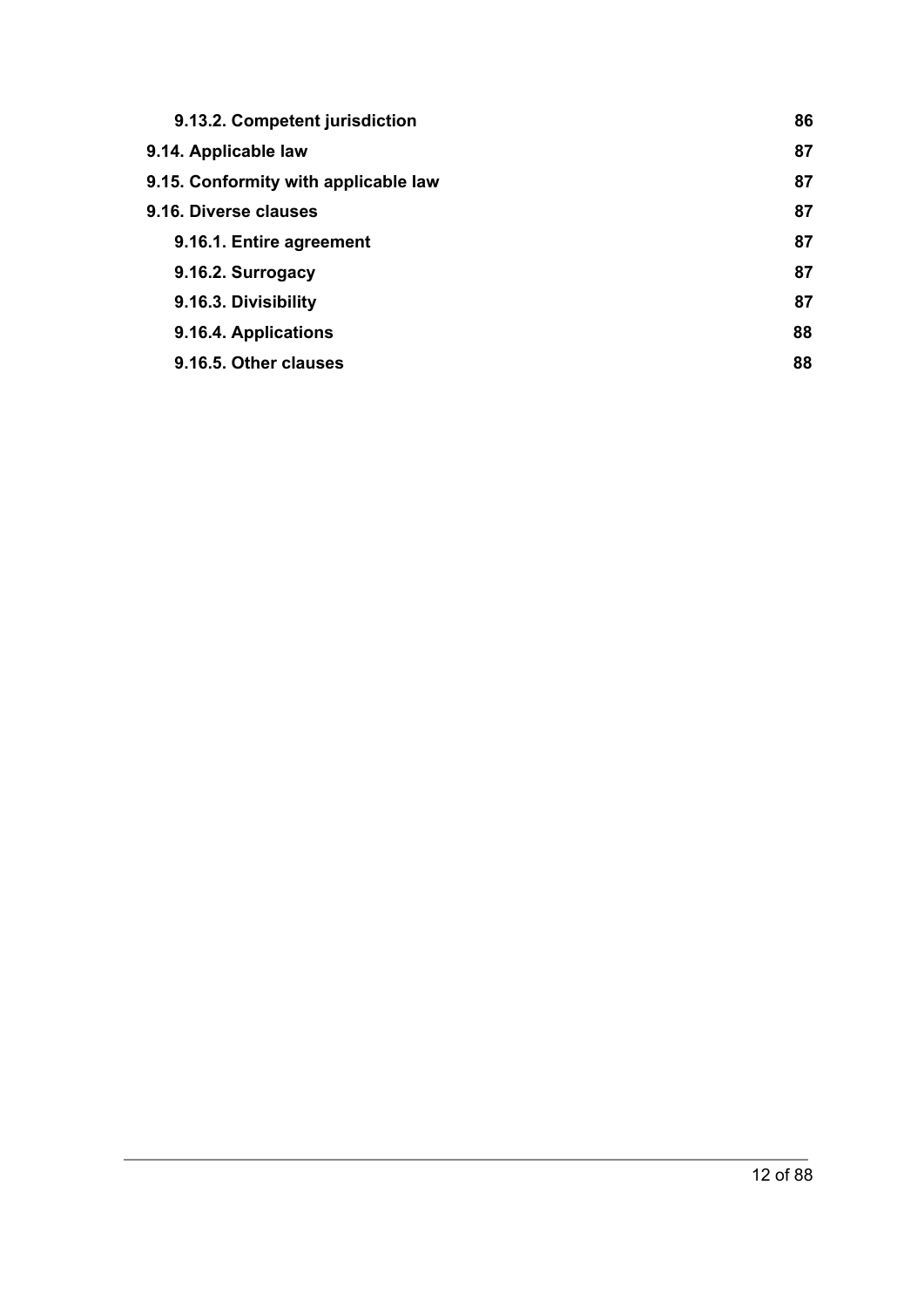**9.13.2. Competent jurisdiction** **86**

**9.14. Applicable law** **87**

**9.15. Conformity with applicable law** **87**

**9.16. Diverse clauses** **87**

**9.16.1. Entire agreement** **87**

**9.16.2. Surrogacy** **87**

**9.16.3. Divisibility** **87**

**9.16.4. Applications** **88**

**9.16.5. Other clauses** **88**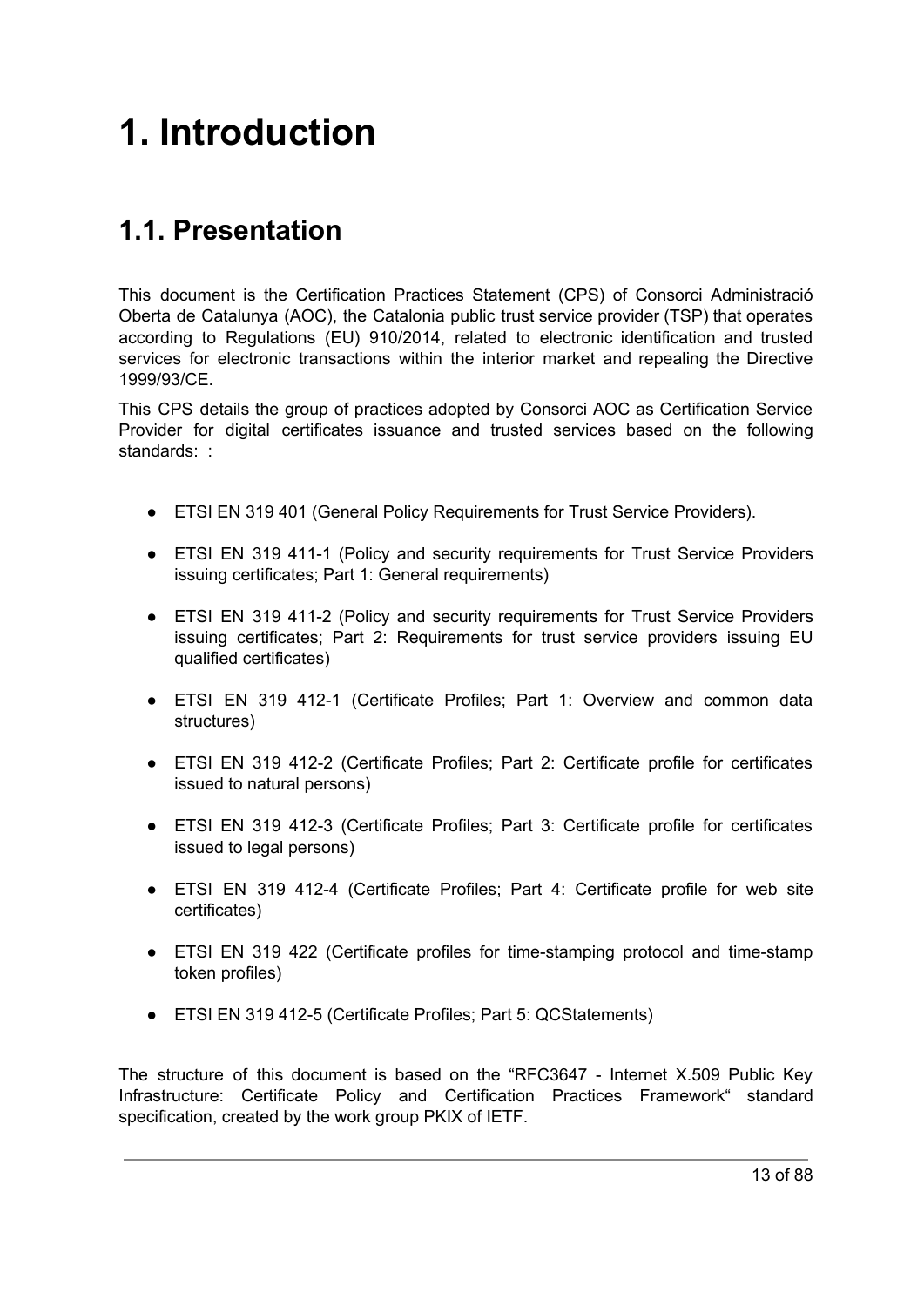# 1. Introduction

## 1.1. Presentation

This document is the Certification Practices Statement (CPS) of Consorci Administració Oberta de Catalunya (AOC), the Catalonia public trust service provider (TSP) that operates according to Regulations (EU) 910/2014, related to electronic identification and trusted services for electronic transactions within the interior market and repealing the Directive 1999/93/CE.

This CPS details the group of practices adopted by Consorci AOC as Certification Service Provider for digital certificates issuance and trusted services based on the following standards: :

- ETSI EN 319 401 (General Policy Requirements for Trust Service Providers).
- ETSI EN 319 411-1 (Policy and security requirements for Trust Service Providers issuing certificates; Part 1: General requirements)
- ETSI EN 319 411-2 (Policy and security requirements for Trust Service Providers issuing certificates; Part 2: Requirements for trust service providers issuing EU qualified certificates)
- ETSI EN 319 412-1 (Certificate Profiles; Part 1: Overview and common data structures)
- ETSI EN 319 412-2 (Certificate Profiles; Part 2: Certificate profile for certificates issued to natural persons)
- ETSI EN 319 412-3 (Certificate Profiles; Part 3: Certificate profile for certificates issued to legal persons)
- ETSI EN 319 412-4 (Certificate Profiles; Part 4: Certificate profile for web site certificates)
- ETSI EN 319 422 (Certificate profiles for time-stamping protocol and time-stamp token profiles)
- ETSI EN 319 412-5 (Certificate Profiles; Part 5: QCStatements)

The structure of this document is based on the “RFC3647 - Internet X.509 Public Key Infrastructure: Certificate Policy and Certification Practices Framework“ standard specification, created by the work group PKIX of IETF.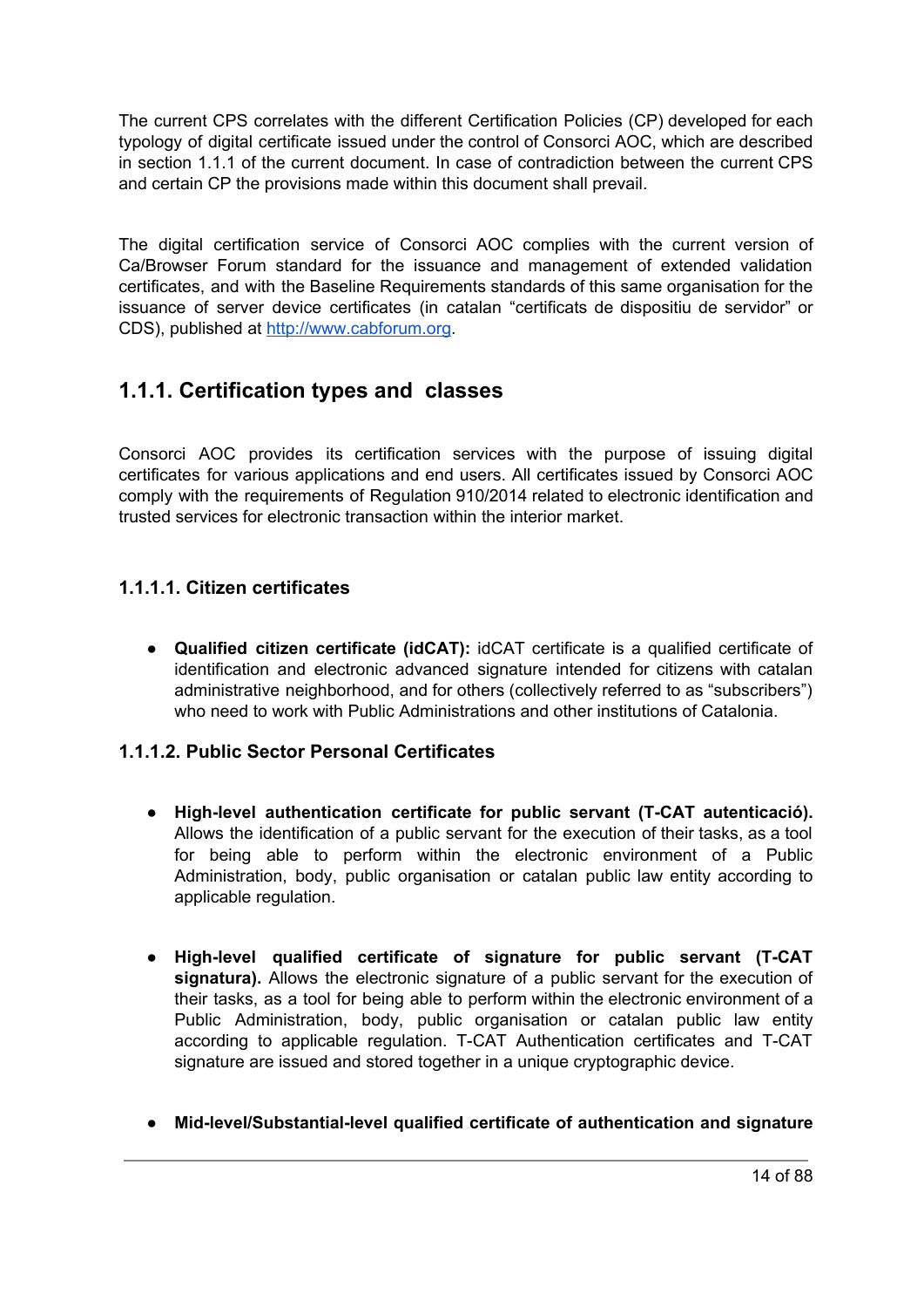The current CPS correlates with the different Certification Policies (CP) developed for each typology of digital certificate issued under the control of Consorci AOC, which are described in section 1.1.1 of the current document. In case of contradiction between the current CPS and certain CP the provisions made within this document shall prevail.

The digital certification service of Consorci AOC complies with the current version of Ca/Browser Forum standard for the issuance and management of extended validation certificates, and with the Baseline Requirements standards of this same organisation for the issuance of server device certificates (in catalan "certificats de dispositiu de servidor" or CDS), published at [http://www.cabforum.org](http://www.cabforum.org).

## 1.1.1. Certification types and classes

Consorci AOC provides its certification services with the purpose of issuing digital certificates for various applications and end users. All certificates issued by Consorci AOC comply with the requirements of Regulation 910/2014 related to electronic identification and trusted services for electronic transaction within the interior market.

### 1.1.1.1. Citizen certificates

- **Qualified citizen certificate (idCAT):** idCAT certificate is a qualified certificate of identification and electronic advanced signature intended for citizens with catalan administrative neighborhood, and for others (collectively referred to as "subscribers") who need to work with Public Administrations and other institutions of Catalonia.

### 1.1.1.2. Public Sector Personal Certificates

- **High-level authentication certificate for public servant (T-CAT autenticació).** Allows the identification of a public servant for the execution of their tasks, as a tool for being able to perform within the electronic environment of a Public Administration, body, public organisation or catalan public law entity according to applicable regulation.

- **High-level qualified certificate of signature for public servant (T-CAT signatura).** Allows the electronic signature of a public servant for the execution of their tasks, as a tool for being able to perform within the electronic environment of a Public Administration, body, public organisation or catalan public law entity according to applicable regulation. T-CAT Authentication certificates and T-CAT signature are issued and stored together in a unique cryptographic device.

- **Mid-level/Substantial-level qualified certificate of authentication and signature**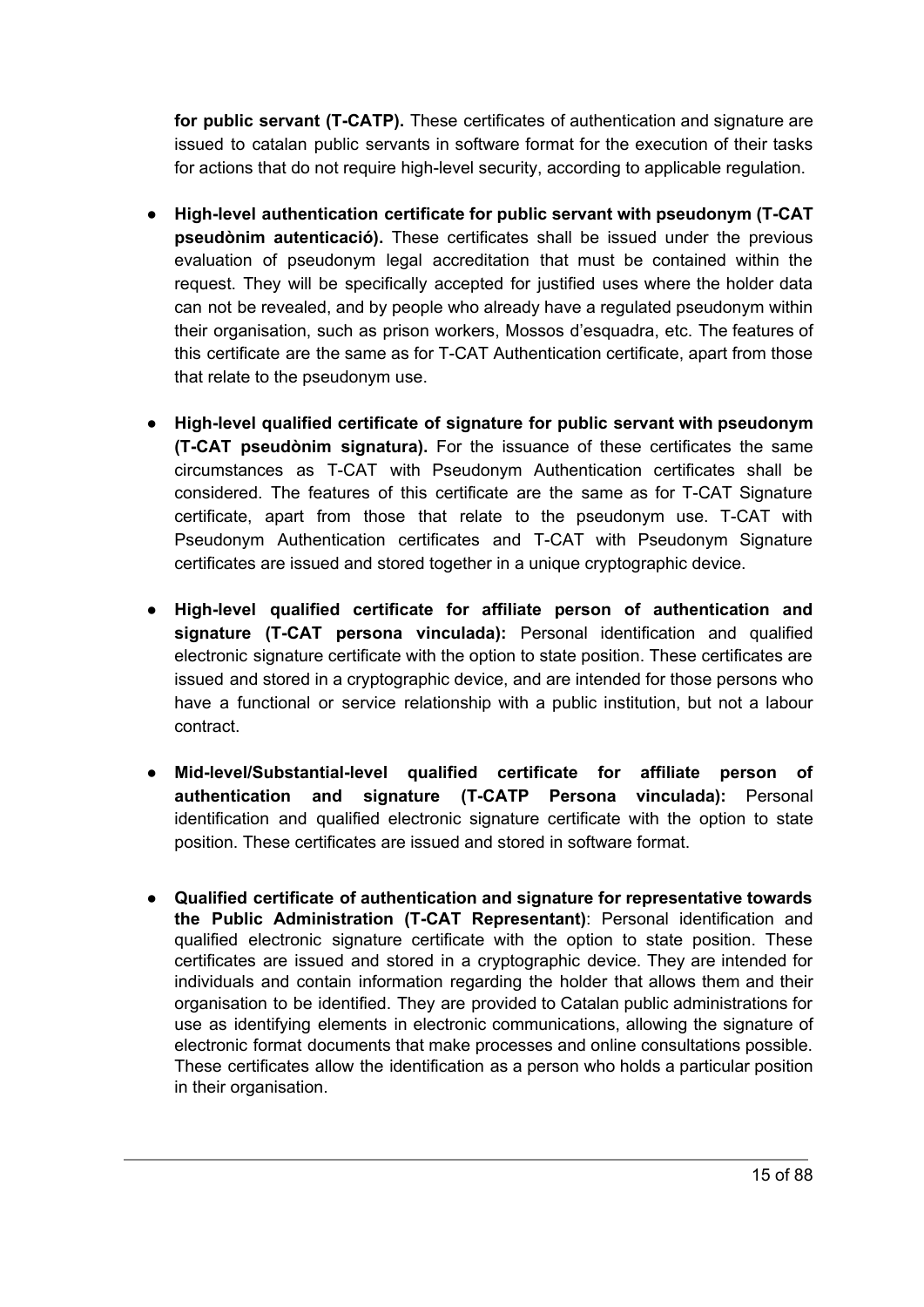**for public servant (T-CATP).** These certificates of authentication and signature are issued to catalan public servants in software format for the execution of their tasks for actions that do not require high-level security, according to applicable regulation.

- **High-level authentication certificate for public servant with pseudonym (T-CAT pseudònim autenticació).** These certificates shall be issued under the previous evaluation of pseudonym legal accreditation that must be contained within the request. They will be specifically accepted for justified uses where the holder data can not be revealed, and by people who already have a regulated pseudonym within their organisation, such as prison workers, Mossos d'esquadra, etc. The features of this certificate are the same as for T-CAT Authentication certificate, apart from those that relate to the pseudonym use.

- **High-level qualified certificate of signature for public servant with pseudonym (T-CAT pseudònim signatura).** For the issuance of these certificates the same circumstances as T-CAT with Pseudonym Authentication certificates shall be considered. The features of this certificate are the same as for T-CAT Signature certificate, apart from those that relate to the pseudonym use. T-CAT with Pseudonym Authentication certificates and T-CAT with Pseudonym Signature certificates are issued and stored together in a unique cryptographic device.

- **High-level qualified certificate for affiliate person of authentication and signature (T-CAT persona vinculada):** Personal identification and qualified electronic signature certificate with the option to state position. These certificates are issued and stored in a cryptographic device, and are intended for those persons who have a functional or service relationship with a public institution, but not a labour contract.

- **Mid-level/Substantial-level qualified certificate for affiliate person of authentication and signature (T-CATP Persona vinculada):** Personal identification and qualified electronic signature certificate with the option to state position. These certificates are issued and stored in software format.

- **Qualified certificate of authentication and signature for representative towards the Public Administration (T-CAT Representant)**: Personal identification and qualified electronic signature certificate with the option to state position. These certificates are issued and stored in a cryptographic device. They are intended for individuals and contain information regarding the holder that allows them and their organisation to be identified. They are provided to Catalan public administrations for use as identifying elements in electronic communications, allowing the signature of electronic format documents that make processes and online consultations possible. These certificates allow the identification as a person who holds a particular position in their organisation.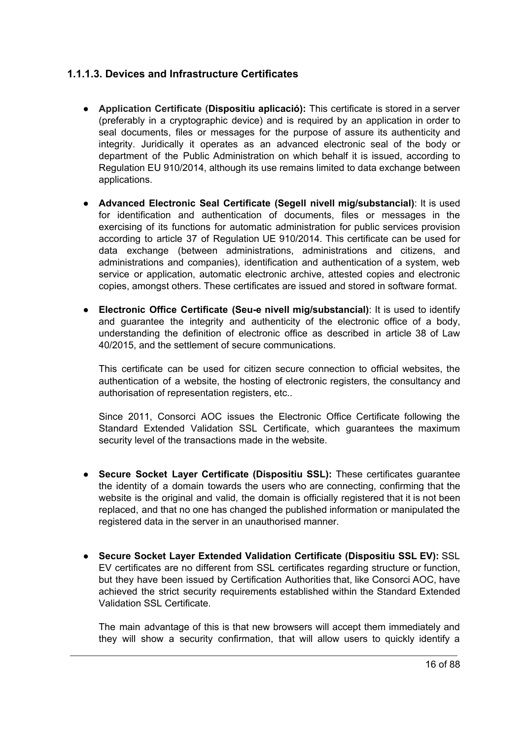### 1.1.1.3. Devices and Infrastructure Certificates

- **Application Certificate (Dispositiu aplicació):** This certificate is stored in a server (preferably in a cryptographic device) and is required by an application in order to seal documents, files or messages for the purpose of assure its authenticity and integrity. Juridically it operates as an advanced electronic seal of the body or department of the Public Administration on which behalf it is issued, according to Regulation EU 910/2014, although its use remains limited to data exchange between applications.

- **Advanced Electronic Seal Certificate (Segell nivell mig/substancial)**: It is used for identification and authentication of documents, files or messages in the exercising of its functions for automatic administration for public services provision according to article 37 of Regulation UE 910/2014. This certificate can be used for data exchange (between administrations, administrations and citizens, and administrations and companies), identification and authentication of a system, web service or application, automatic electronic archive, attested copies and electronic copies, amongst others. These certificates are issued and stored in software format.

- **Electronic Office Certificate (Seu-e nivell mig/substancial)**: It is used to identify and guarantee the integrity and authenticity of the electronic office of a body, understanding the definition of electronic office as described in article 38 of Law 40/2015, and the settlement of secure communications.

  This certificate can be used for citizen secure connection to official websites, the authentication of a website, the hosting of electronic registers, the consultancy and authorisation of representation registers, etc..

  Since 2011, Consorci AOC issues the Electronic Office Certificate following the Standard Extended Validation SSL Certificate, which guarantees the maximum security level of the transactions made in the website.

- **Secure Socket Layer Certificate (Dispositiu SSL):** These certificates guarantee the identity of a domain towards the users who are connecting, confirming that the website is the original and valid, the domain is officially registered that it is not been replaced, and that no one has changed the published information or manipulated the registered data in the server in an unauthorised manner.

- **Secure Socket Layer Extended Validation Certificate (Dispositiu SSL EV):** SSL EV certificates are no different from SSL certificates regarding structure or function, but they have been issued by Certification Authorities that, like Consorci AOC, have achieved the strict security requirements established within the Standard Extended Validation SSL Certificate.

  The main advantage of this is that new browsers will accept them immediately and they will show a security confirmation, that will allow users to quickly identify a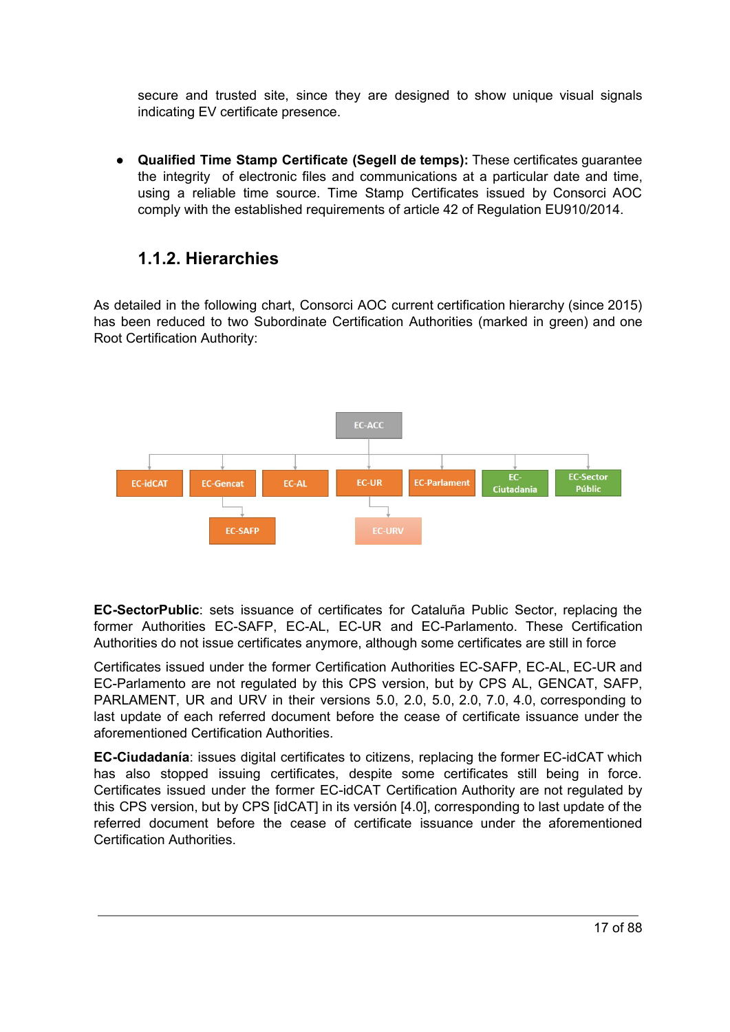secure and trusted site, since they are designed to show unique visual signals indicating EV certificate presence.

- **Qualified Time Stamp Certificate (Segell de temps):** These certificates guarantee the integrity of electronic files and communications at a particular date and time, using a reliable time source. Time Stamp Certificates issued by Consorci AOC comply with the established requirements of article 42 of Regulation EU910/2014.

### 1.1.2. Hierarchies

As detailed in the following chart, Consorci AOC current certification hierarchy (since 2015) has been reduced to two Subordinate Certification Authorities (marked in green) and one Root Certification Authority:

EC-ACC

EC-idCAT | EC-Gencat | EC-AL | EC-UR | EC-Parlament | EC-Ciutadania | EC-Sector Públic

EC-SAFP | EC-URV

**EC-SectorPublic**: sets issuance of certificates for Cataluña Public Sector, replacing the former Authorities EC-SAFP, EC-AL, EC-UR and EC-Parlamento. These Certification Authorities do not issue certificates anymore, although some certificates are still in force

Certificates issued under the former Certification Authorities EC-SAFP, EC-AL, EC-UR and EC-Parlamento are not regulated by this CPS version, but by CPS AL, GENCAT, SAFP, PARLAMENT, UR and URV in their versions 5.0, 2.0, 5.0, 2.0, 7.0, 4.0, corresponding to last update of each referred document before the cease of certificate issuance under the aforementioned Certification Authorities.

**EC-Ciudadanía**: issues digital certificates to citizens, replacing the former EC-idCAT which has also stopped issuing certificates, despite some certificates still being in force. Certificates issued under the former EC-idCAT Certification Authority are not regulated by this CPS version, but by CPS [idCAT] in its versión [4.0], corresponding to last update of the referred document before the cease of certificate issuance under the aforementioned Certification Authorities.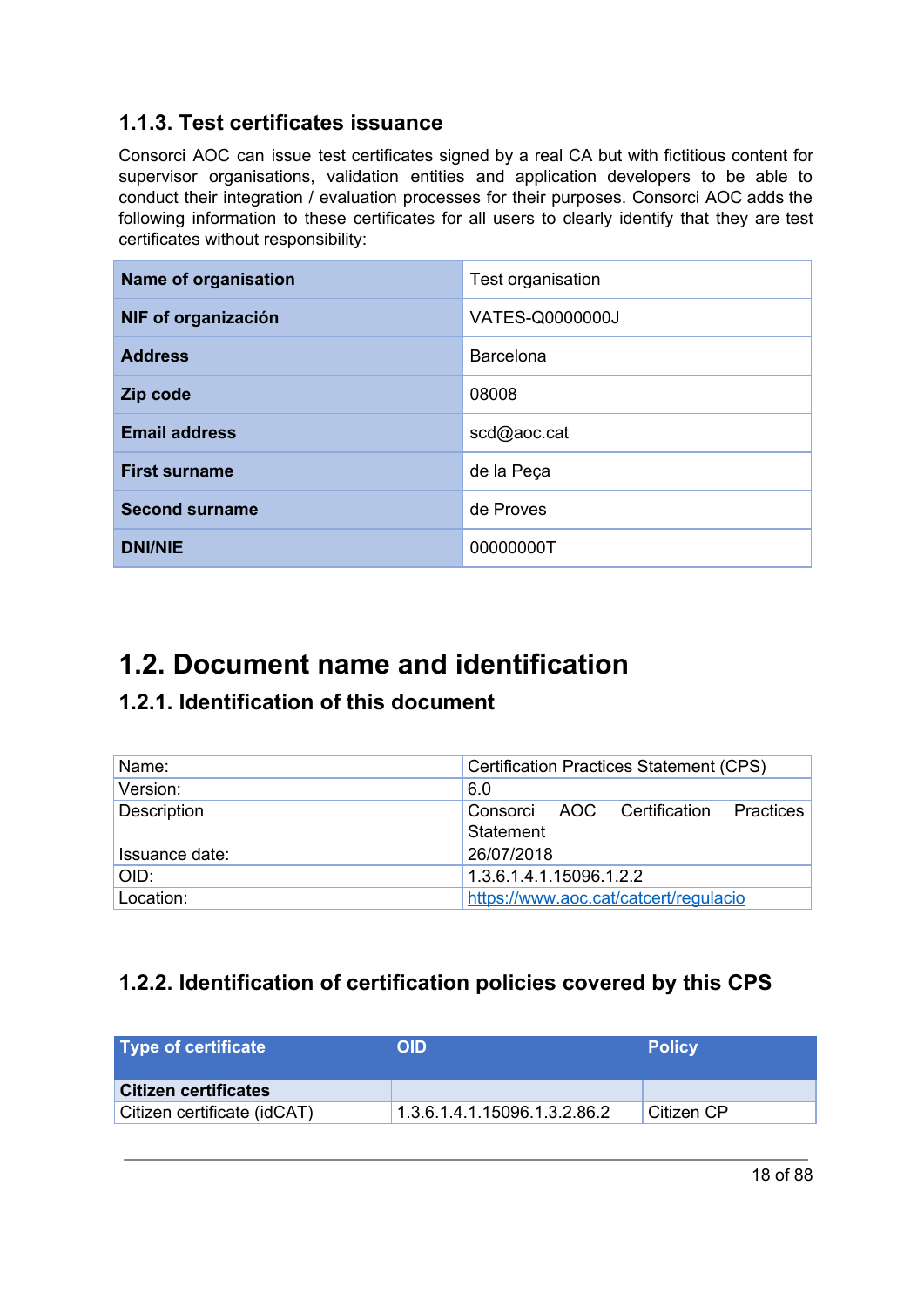### 1.1.3. Test certificates issuance

Consorci AOC can issue test certificates signed by a real CA but with fictitious content for supervisor organisations, validation entities and application developers to be able to conduct their integration / evaluation processes for their purposes. Consorci AOC adds the following information to these certificates for all users to clearly identify that they are test certificates without responsibility:

| | |
|---|---|
| **Name of organisation** | Test organisation |
| **NIF of organización** | VATES-Q0000000J |
| **Address** | Barcelona |
| **Zip code** | 08008 |
| **Email address** | scd@aoc.cat |
| **First surname** | de la Peça |
| **Second surname** | de Proves |
| **DNI/NIE** | 00000000T |

## 1.2. Document name and identification

### 1.2.1. Identification of this document

| | |
|---|---|
| Name: | Certification Practices Statement (CPS) |
| Version: | 6.0 |
| Description | Consorci AOC Certification Practices Statement |
| Issuance date: | 26/07/2018 |
| OID: | 1.3.6.1.4.1.15096.1.2.2 |
| Location: | https://www.aoc.cat/catcert/regulacio |

### 1.2.2. Identification of certification policies covered by this CPS

| Type of certificate | OID | Policy |
|---|---|---|
| **Citizen certificates** | | |
| Citizen certificate (idCAT) | 1.3.6.1.4.1.15096.1.3.2.86.2 | Citizen CP |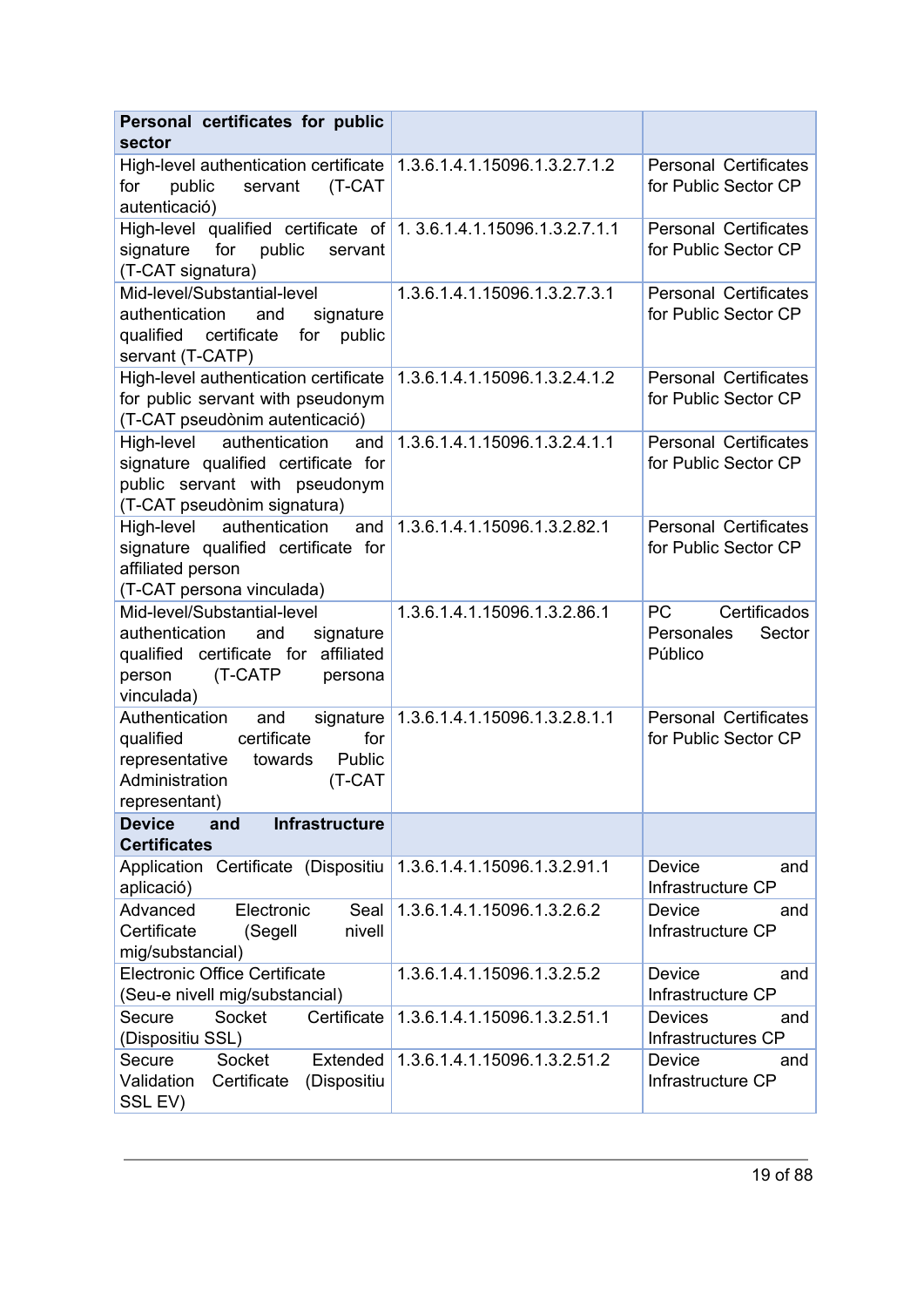| **Personal certificates for public sector** | | |
|---|---|---|
| High-level authentication certificate for public servant (T-CAT autenticació) | 1.3.6.1.4.1.15096.1.3.2.7.1.2 | Personal Certificates for Public Sector CP |
| High-level qualified certificate of signature for public servant (T-CAT signatura) | 1. 3.6.1.4.1.15096.1.3.2.7.1.1 | Personal Certificates for Public Sector CP |
| Mid-level/Substantial-level authentication and signature qualified certificate for public servant (T-CATP) | 1.3.6.1.4.1.15096.1.3.2.7.3.1 | Personal Certificates for Public Sector CP |
| High-level authentication certificate for public servant with pseudonym (T-CAT pseudònim autenticació) | 1.3.6.1.4.1.15096.1.3.2.4.1.2 | Personal Certificates for Public Sector CP |
| High-level authentication and signature qualified certificate for public servant with pseudonym (T-CAT pseudònim signatura) | 1.3.6.1.4.1.15096.1.3.2.4.1.1 | Personal Certificates for Public Sector CP |
| High-level authentication and signature qualified certificate for affiliated person (T-CAT persona vinculada) | 1.3.6.1.4.1.15096.1.3.2.82.1 | Personal Certificates for Public Sector CP |
| Mid-level/Substantial-level authentication and signature qualified certificate for affiliated person (T-CATP persona vinculada) | 1.3.6.1.4.1.15096.1.3.2.86.1 | PC Certificados Personales Sector Público |
| Authentication and signature qualified certificate for representative towards Public Administration (T-CAT representant) | 1.3.6.1.4.1.15096.1.3.2.8.1.1 | Personal Certificates for Public Sector CP |
| **Device and Infrastructure Certificates** | | |
| Application Certificate (Dispositiu aplicació) | 1.3.6.1.4.1.15096.1.3.2.91.1 | Device and Infrastructure CP |
| Advanced Electronic Seal Certificate (Segell nivell mig/substancial) | 1.3.6.1.4.1.15096.1.3.2.6.2 | Device and Infrastructure CP |
| Electronic Office Certificate (Seu-e nivell mig/substancial) | 1.3.6.1.4.1.15096.1.3.2.5.2 | Device and Infrastructure CP |
| Secure Socket Certificate (Dispositiu SSL) | 1.3.6.1.4.1.15096.1.3.2.51.1 | Devices and Infrastructures CP |
| Secure Socket Extended Validation Certificate (Dispositiu SSL EV) | 1.3.6.1.4.1.15096.1.3.2.51.2 | Device and Infrastructure CP |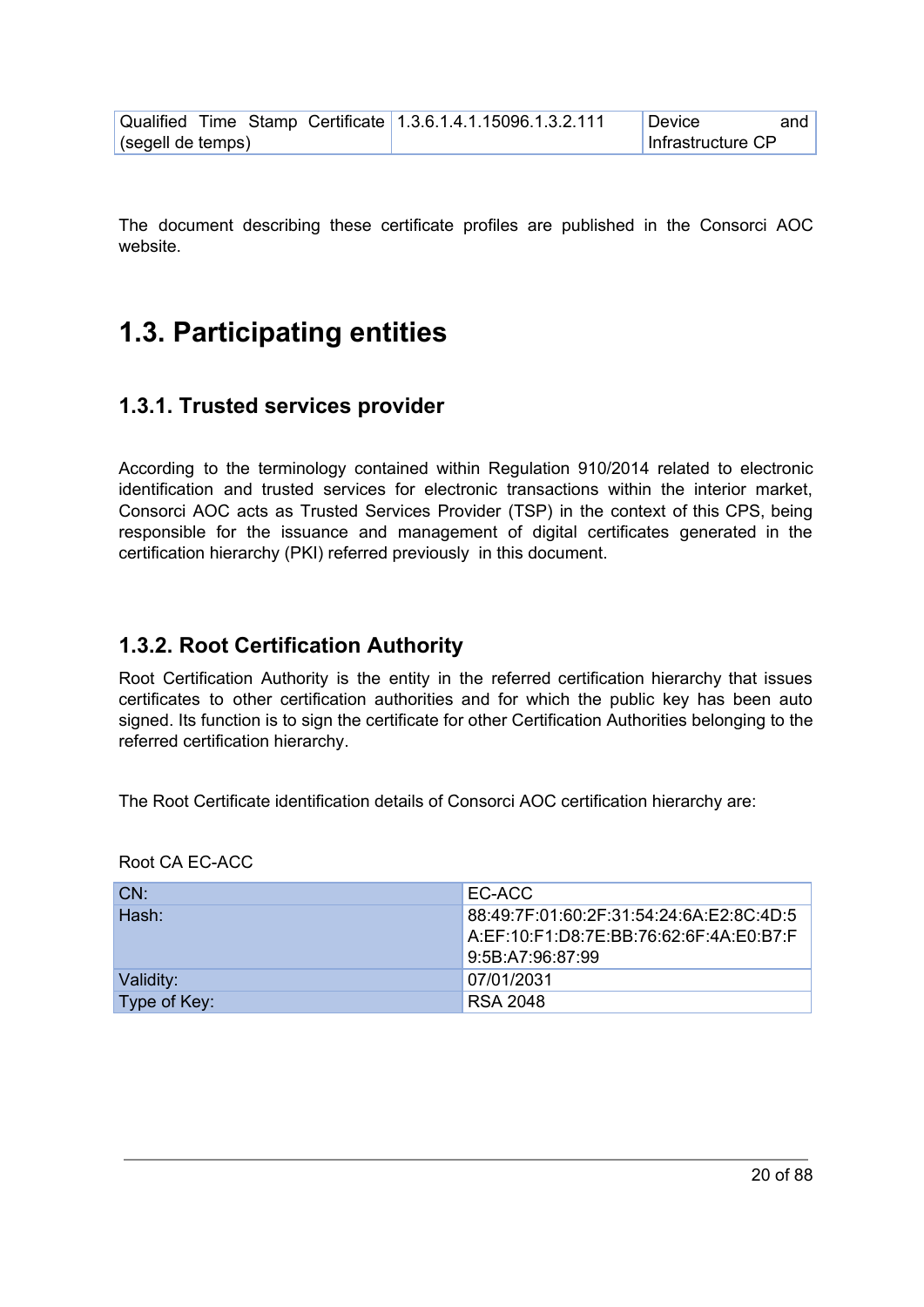| Qualified Time Stamp Certificate (segell de temps) | 1.3.6.1.4.1.15096.1.3.2.111 | Device and Infrastructure CP |
|---|---|---|

The document describing these certificate profiles are published in the Consorci AOC website.

## 1.3. Participating entities

### 1.3.1. Trusted services provider

According to the terminology contained within Regulation 910/2014 related to electronic identification and trusted services for electronic transactions within the interior market, Consorci AOC acts as Trusted Services Provider (TSP) in the context of this CPS, being responsible for the issuance and management of digital certificates generated in the certification hierarchy (PKI) referred previously in this document.

### 1.3.2. Root Certification Authority

Root Certification Authority is the entity in the referred certification hierarchy that issues certificates to other certification authorities and for which the public key has been auto signed. Its function is to sign the certificate for other Certification Authorities belonging to the referred certification hierarchy.

The Root Certificate identification details of Consorci AOC certification hierarchy are:

Root CA EC-ACC

| CN: | EC-ACC |
|---|---|
| Hash: | 88:49:7F:01:60:2F:31:54:24:6A:E2:8C:4D:5A:EF:10:F1:D8:7E:BB:76:62:6F:4A:E0:B7:F9:5B:A7:96:87:99 |
| Validity: | 07/01/2031 |
| Type of Key: | RSA 2048 |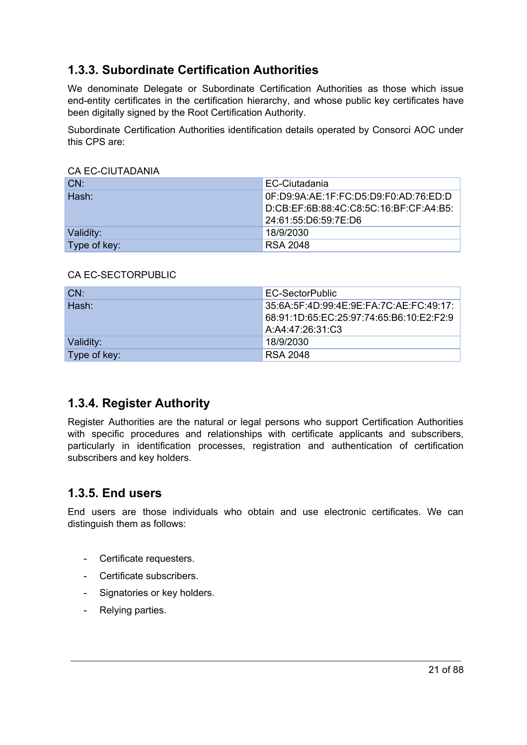### 1.3.3. Subordinate Certification Authorities

We denominate Delegate or Subordinate Certification Authorities as those which issue end-entity certificates in the certification hierarchy, and whose public key certificates have been digitally signed by the Root Certification Authority.

Subordinate Certification Authorities identification details operated by Consorci AOC under this CPS are:

CA EC-CIUTADANIA

| CN: | EC-Ciutadania |
|---|---|
| Hash: | 0F:D9:9A:AE:1F:FC:D5:D9:F0:AD:76:ED:DD:CB:EF:6B:88:4C:C8:5C:16:BF:CF:A4:B5:24:61:55:D6:59:7E:D6 |
| Validity: | 18/9/2030 |
| Type of key: | RSA 2048 |

CA EC-SECTORPUBLIC

| CN: | EC-SectorPublic |
|---|---|
| Hash: | 35:6A:5F:4D:99:4E:9E:FA:7C:AE:FC:49:17:68:91:1D:65:EC:25:97:74:65:B6:10:E2:F2:9A:A4:47:26:31:C3 |
| Validity: | 18/9/2030 |
| Type of key: | RSA 2048 |

### 1.3.4. Register Authority

Register Authorities are the natural or legal persons who support Certification Authorities with specific procedures and relationships with certificate applicants and subscribers, particularly in identification processes, registration and authentication of certification subscribers and key holders.

### 1.3.5. End users

End users are those individuals who obtain and use electronic certificates. We can distinguish them as follows:

- Certificate requesters.
- Certificate subscribers.
- Signatories or key holders.
- Relying parties.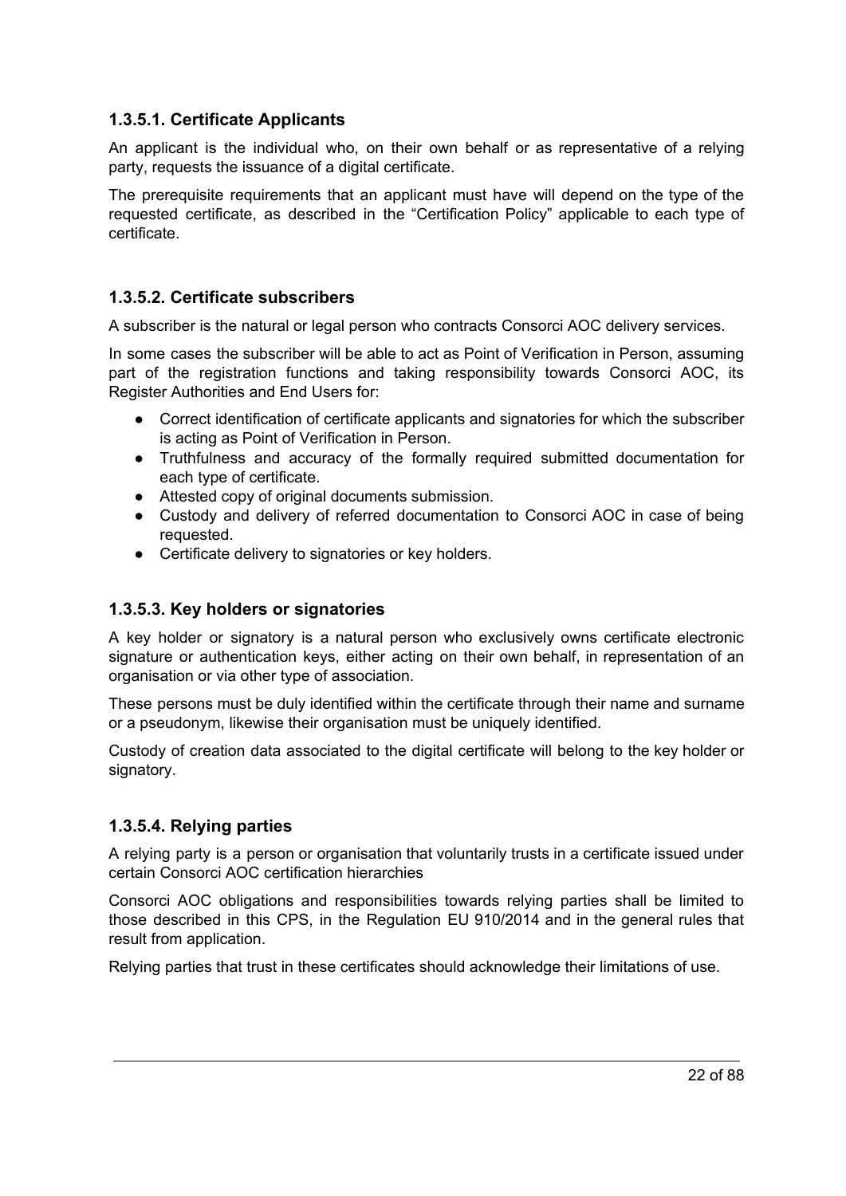### 1.3.5.1. Certificate Applicants

An applicant is the individual who, on their own behalf or as representative of a relying party, requests the issuance of a digital certificate.

The prerequisite requirements that an applicant must have will depend on the type of the requested certificate, as described in the "Certification Policy" applicable to each type of certificate.

### 1.3.5.2. Certificate subscribers

A subscriber is the natural or legal person who contracts Consorci AOC delivery services.

In some cases the subscriber will be able to act as Point of Verification in Person, assuming part of the registration functions and taking responsibility towards Consorci AOC, its Register Authorities and End Users for:

- Correct identification of certificate applicants and signatories for which the subscriber is acting as Point of Verification in Person.
- Truthfulness and accuracy of the formally required submitted documentation for each type of certificate.
- Attested copy of original documents submission.
- Custody and delivery of referred documentation to Consorci AOC in case of being requested.
- Certificate delivery to signatories or key holders.

### 1.3.5.3. Key holders or signatories

A key holder or signatory is a natural person who exclusively owns certificate electronic signature or authentication keys, either acting on their own behalf, in representation of an organisation or via other type of association.

These persons must be duly identified within the certificate through their name and surname or a pseudonym, likewise their organisation must be uniquely identified.

Custody of creation data associated to the digital certificate will belong to the key holder or signatory.

### 1.3.5.4. Relying parties

A relying party is a person or organisation that voluntarily trusts in a certificate issued under certain Consorci AOC certification hierarchies

Consorci AOC obligations and responsibilities towards relying parties shall be limited to those described in this CPS, in the Regulation EU 910/2014 and in the general rules that result from application.

Relying parties that trust in these certificates should acknowledge their limitations of use.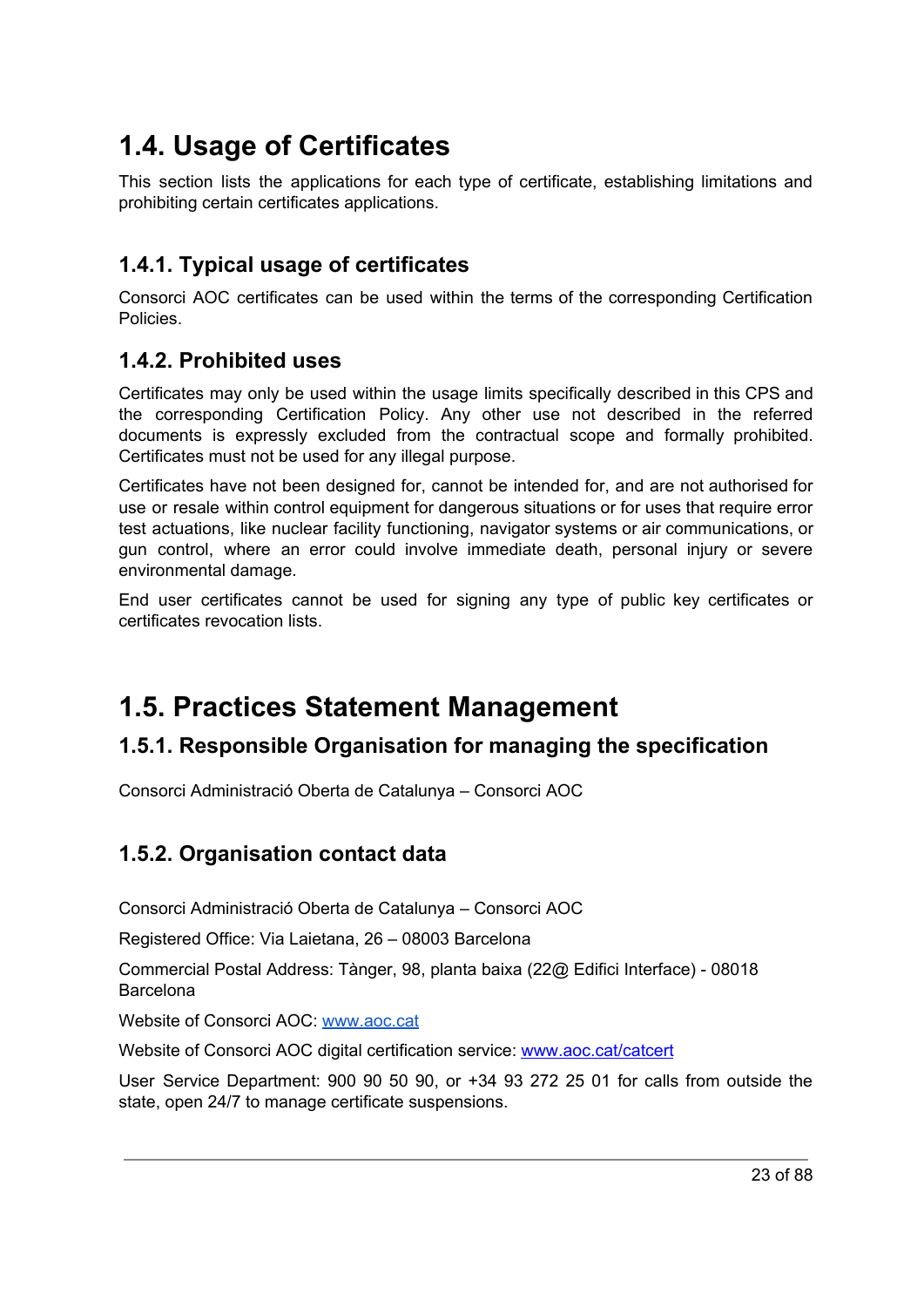# 1.4. Usage of Certificates

This section lists the applications for each type of certificate, establishing limitations and prohibiting certain certificates applications.

## 1.4.1. Typical usage of certificates

Consorci AOC certificates can be used within the terms of the corresponding Certification Policies.

## 1.4.2. Prohibited uses

Certificates may only be used within the usage limits specifically described in this CPS and the corresponding Certification Policy. Any other use not described in the referred documents is expressly excluded from the contractual scope and formally prohibited. Certificates must not be used for any illegal purpose.

Certificates have not been designed for, cannot be intended for, and are not authorised for use or resale within control equipment for dangerous situations or for uses that require error test actuations, like nuclear facility functioning, navigator systems or air communications, or gun control, where an error could involve immediate death, personal injury or severe environmental damage.

End user certificates cannot be used for signing any type of public key certificates or certificates revocation lists.

# 1.5. Practices Statement Management

## 1.5.1. Responsible Organisation for managing the specification

Consorci Administració Oberta de Catalunya – Consorci AOC

## 1.5.2. Organisation contact data

Consorci Administració Oberta de Catalunya – Consorci AOC

Registered Office: Via Laietana, 26 – 08003 Barcelona

Commercial Postal Address: Tànger, 98, planta baixa (22@ Edifici Interface) - 08018 Barcelona

Website of Consorci AOC: [www.aoc.cat](http://www.aoc.cat)

Website of Consorci AOC digital certification service: [www.aoc.cat/catcert](http://www.aoc.cat/catcert)

User Service Department: 900 90 50 90, or +34 93 272 25 01 for calls from outside the state, open 24/7 to manage certificate suspensions.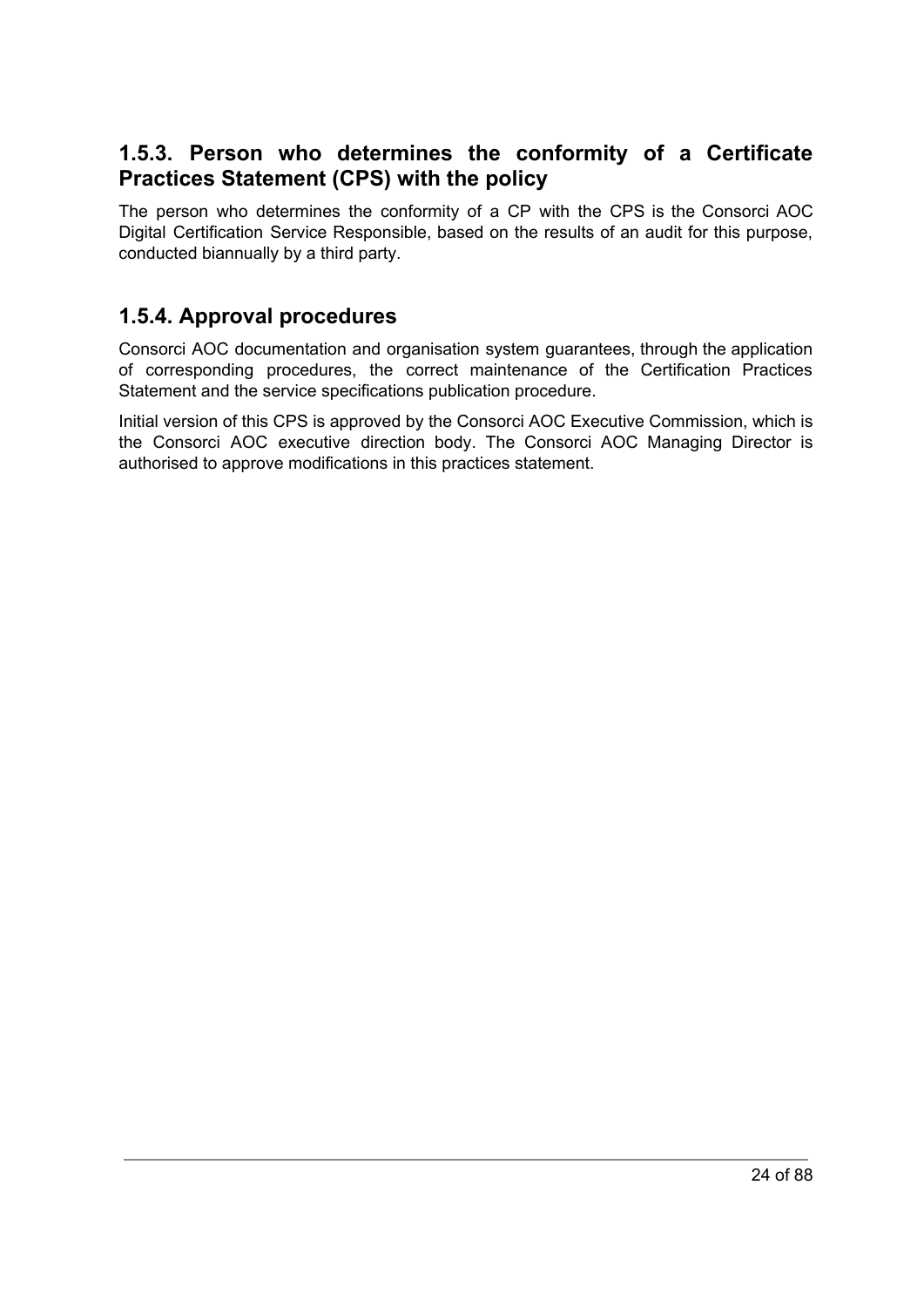### 1.5.3. Person who determines the conformity of a Certificate Practices Statement (CPS) with the policy

The person who determines the conformity of a CP with the CPS is the Consorci AOC Digital Certification Service Responsible, based on the results of an audit for this purpose, conducted biannually by a third party.

### 1.5.4. Approval procedures

Consorci AOC documentation and organisation system guarantees, through the application of corresponding procedures, the correct maintenance of the Certification Practices Statement and the service specifications publication procedure.

Initial version of this CPS is approved by the Consorci AOC Executive Commission, which is the Consorci AOC executive direction body. The Consorci AOC Managing Director is authorised to approve modifications in this practices statement.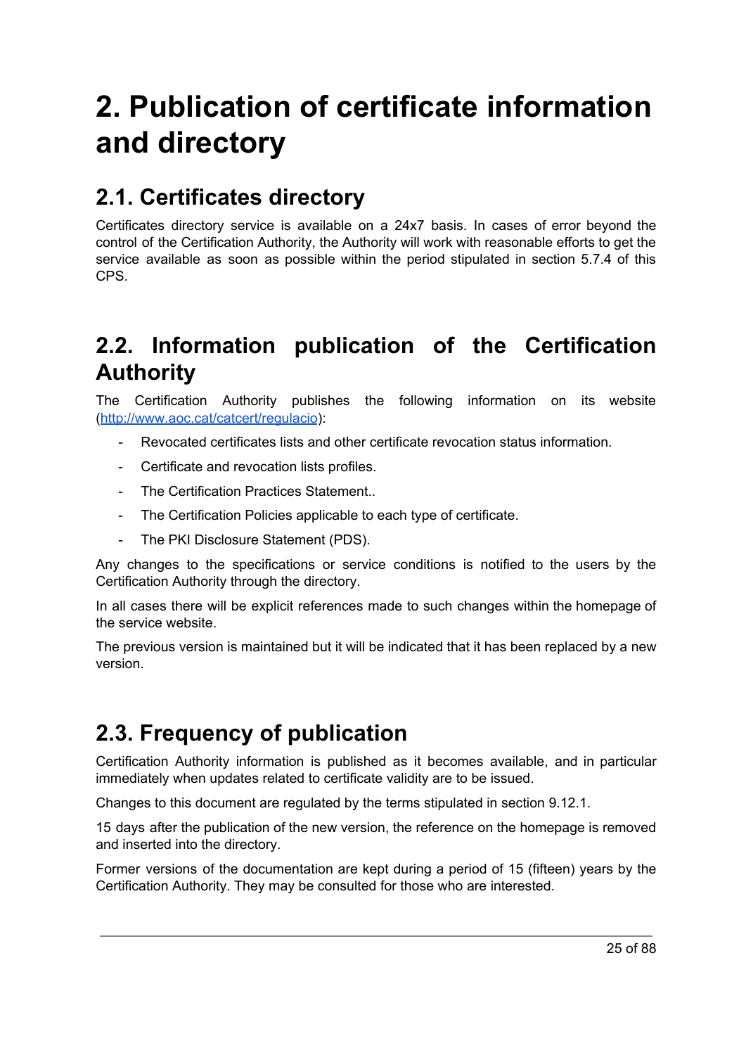# 2. Publication of certificate information and directory

## 2.1. Certificates directory

Certificates directory service is available on a 24x7 basis. In cases of error beyond the control of the Certification Authority, the Authority will work with reasonable efforts to get the service available as soon as possible within the period stipulated in section 5.7.4 of this CPS.

## 2.2. Information publication of the Certification Authority

The Certification Authority publishes the following information on its website ([http://www.aoc.cat/catcert/regulacio](http://www.aoc.cat/catcert/regulacio)):

- Revocated certificates lists and other certificate revocation status information.
- Certificate and revocation lists profiles.
- The Certification Practices Statement..
- The Certification Policies applicable to each type of certificate.
- The PKI Disclosure Statement (PDS).

Any changes to the specifications or service conditions is notified to the users by the Certification Authority through the directory.

In all cases there will be explicit references made to such changes within the homepage of the service website.

The previous version is maintained but it will be indicated that it has been replaced by a new version.

## 2.3. Frequency of publication

Certification Authority information is published as it becomes available, and in particular immediately when updates related to certificate validity are to be issued.

Changes to this document are regulated by the terms stipulated in section 9.12.1.

15 days after the publication of the new version, the reference on the homepage is removed and inserted into the directory.

Former versions of the documentation are kept during a period of 15 (fifteen) years by the Certification Authority. They may be consulted for those who are interested.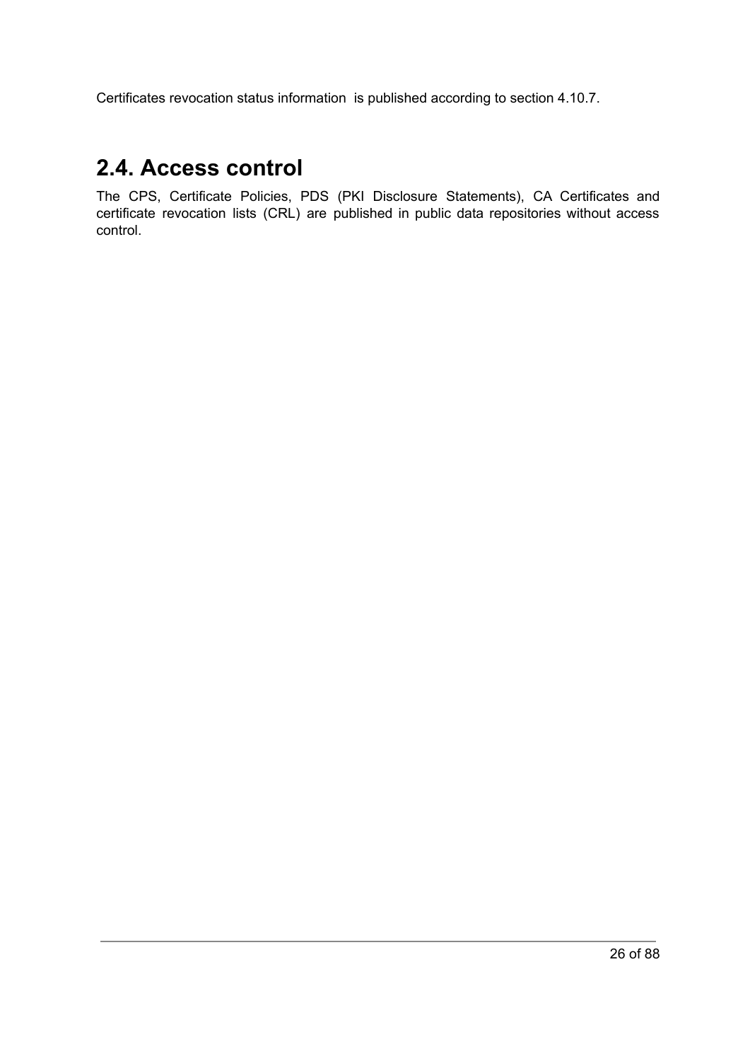Certificates revocation status information  is published according to section 4.10.7.

## 2.4. Access control

The CPS, Certificate Policies, PDS (PKI Disclosure Statements), CA Certificates and certificate revocation lists (CRL) are published in public data repositories without access control.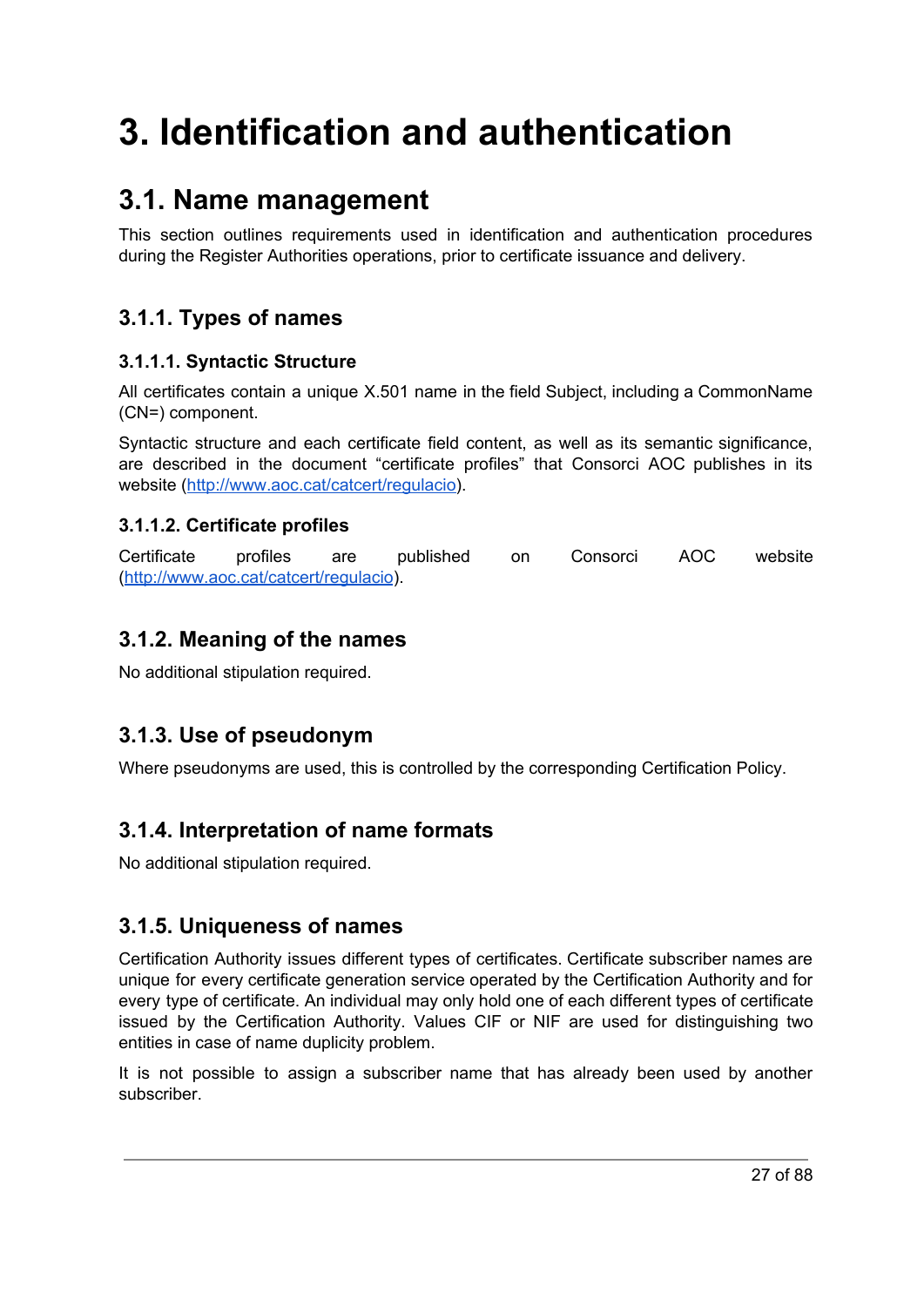# 3. Identification and authentication

## 3.1. Name management

This section outlines requirements used in identification and authentication procedures during the Register Authorities operations, prior to certificate issuance and delivery.

### 3.1.1. Types of names

#### 3.1.1.1. Syntactic Structure

All certificates contain a unique X.501 name in the field Subject, including a CommonName (CN=) component.

Syntactic structure and each certificate field content, as well as its semantic significance, are described in the document “certificate profiles” that Consorci AOC publishes in its website ([http://www.aoc.cat/catcert/regulacio](http://www.aoc.cat/catcert/regulacio)).

#### 3.1.1.2. Certificate profiles

Certificate profiles are published on Consorci AOC website ([http://www.aoc.cat/catcert/regulacio](http://www.aoc.cat/catcert/regulacio)).

### 3.1.2. Meaning of the names

No additional stipulation required.

### 3.1.3. Use of pseudonym

Where pseudonyms are used, this is controlled by the corresponding Certification Policy.

### 3.1.4. Interpretation of name formats

No additional stipulation required.

### 3.1.5. Uniqueness of names

Certification Authority issues different types of certificates. Certificate subscriber names are unique for every certificate generation service operated by the Certification Authority and for every type of certificate. An individual may only hold one of each different types of certificate issued by the Certification Authority. Values CIF or NIF are used for distinguishing two entities in case of name duplicity problem.

It is not possible to assign a subscriber name that has already been used by another subscriber.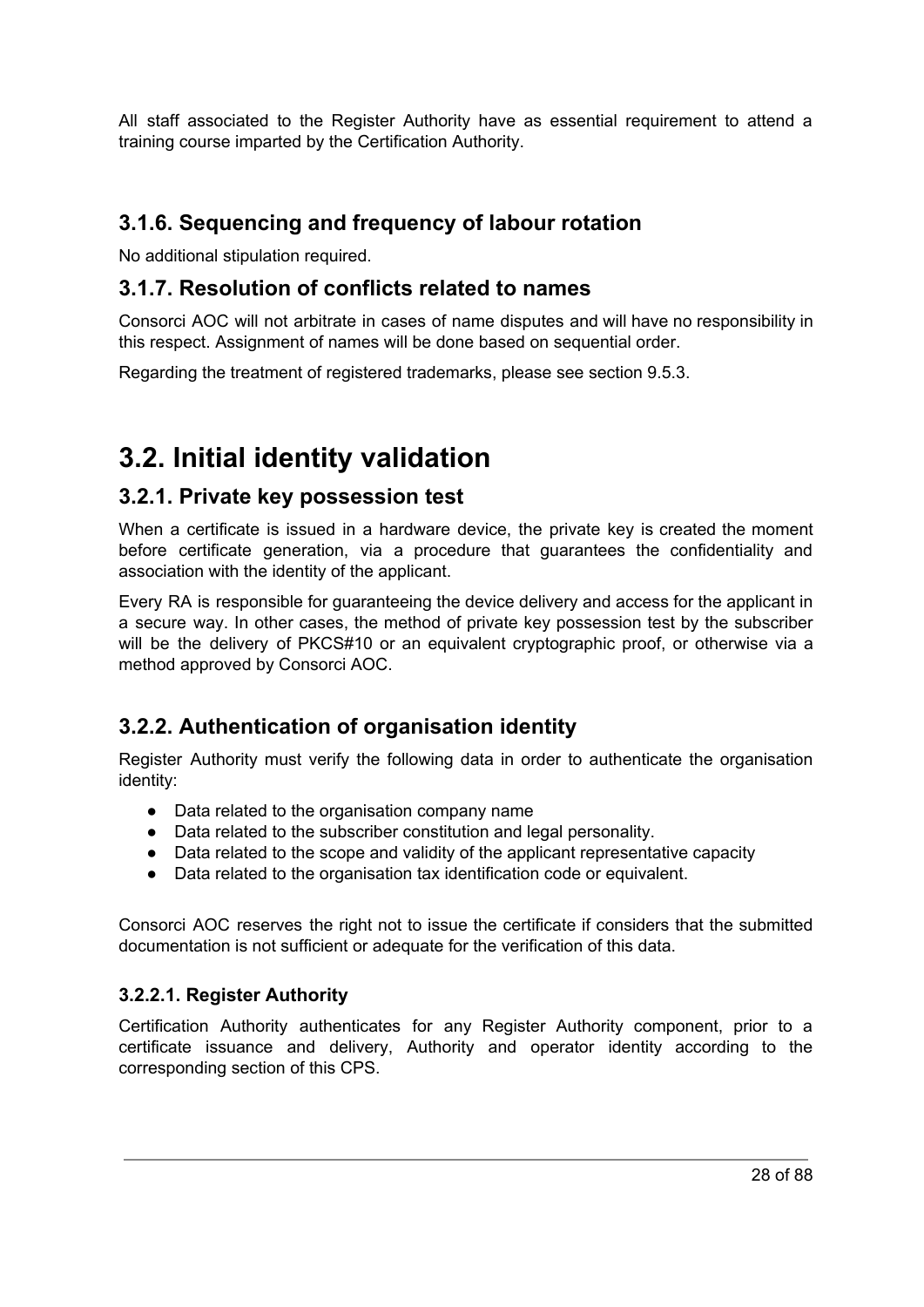All staff associated to the Register Authority have as essential requirement to attend a training course imparted by the Certification Authority.

### 3.1.6. Sequencing and frequency of labour rotation

No additional stipulation required.

### 3.1.7. Resolution of conflicts related to names

Consorci AOC will not arbitrate in cases of name disputes and will have no responsibility in this respect. Assignment of names will be done based on sequential order.

Regarding the treatment of registered trademarks, please see section 9.5.3.

## 3.2. Initial identity validation

### 3.2.1. Private key possession test

When a certificate is issued in a hardware device, the private key is created the moment before certificate generation, via a procedure that guarantees the confidentiality and association with the identity of the applicant.

Every RA is responsible for guaranteeing the device delivery and access for the applicant in a secure way. In other cases, the method of private key possession test by the subscriber will be the delivery of PKCS#10 or an equivalent cryptographic proof, or otherwise via a method approved by Consorci AOC.

### 3.2.2. Authentication of organisation identity

Register Authority must verify the following data in order to authenticate the organisation identity:

- Data related to the organisation company name
- Data related to the subscriber constitution and legal personality.
- Data related to the scope and validity of the applicant representative capacity
- Data related to the organisation tax identification code or equivalent.

Consorci AOC reserves the right not to issue the certificate if considers that the submitted documentation is not sufficient or adequate for the verification of this data.

#### 3.2.2.1. Register Authority

Certification Authority authenticates for any Register Authority component, prior to a certificate issuance and delivery, Authority and operator identity according to the corresponding section of this CPS.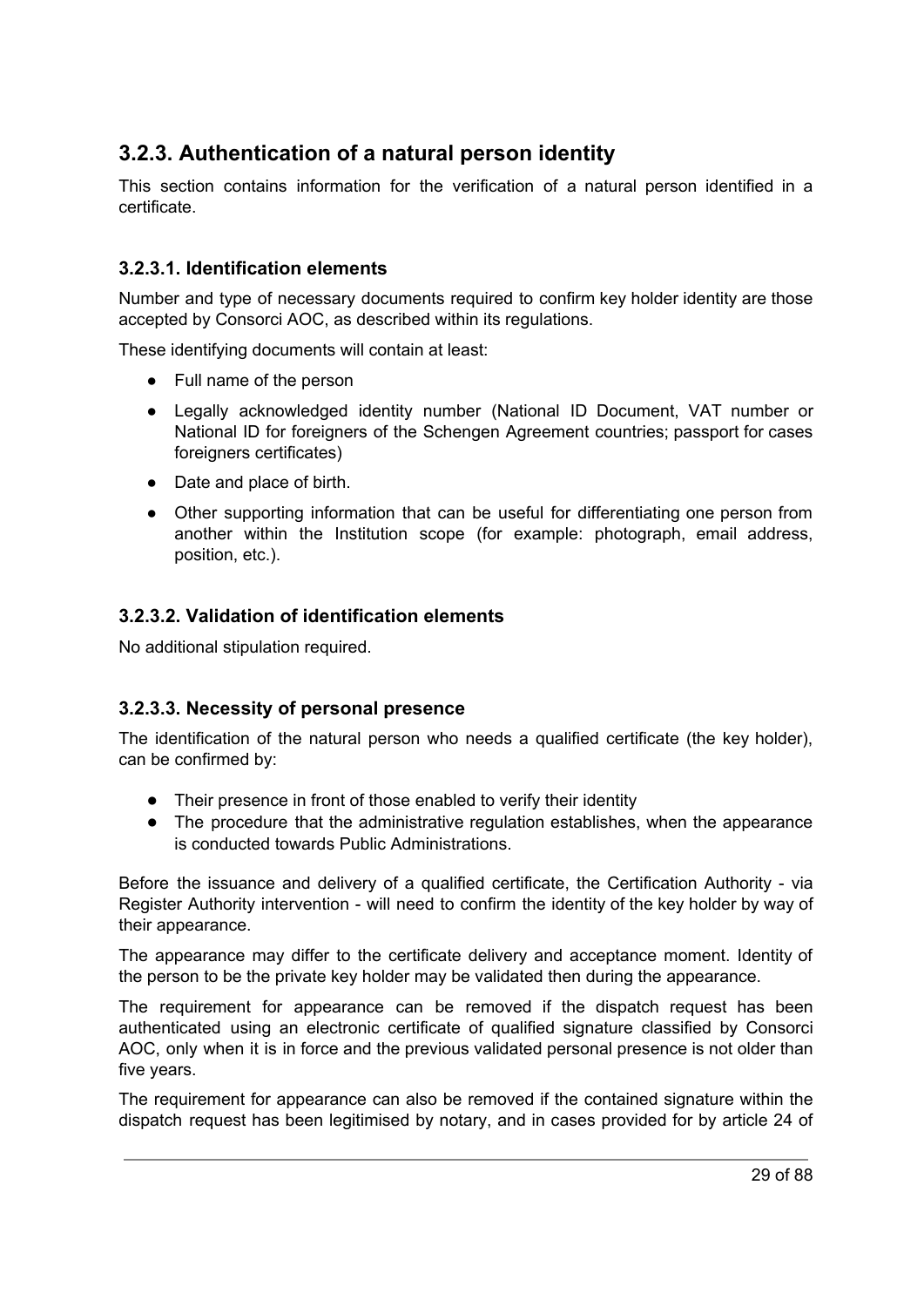## 3.2.3. Authentication of a natural person identity

This section contains information for the verification of a natural person identified in a certificate.

### 3.2.3.1. Identification elements

Number and type of necessary documents required to confirm key holder identity are those accepted by Consorci AOC, as described within its regulations.

These identifying documents will contain at least:

- Full name of the person
- Legally acknowledged identity number (National ID Document, VAT number or National ID for foreigners of the Schengen Agreement countries; passport for cases foreigners certificates)
- Date and place of birth.
- Other supporting information that can be useful for differentiating one person from another within the Institution scope (for example: photograph, email address, position, etc.).

### 3.2.3.2. Validation of identification elements

No additional stipulation required.

### 3.2.3.3. Necessity of personal presence

The identification of the natural person who needs a qualified certificate (the key holder), can be confirmed by:

- Their presence in front of those enabled to verify their identity
- The procedure that the administrative regulation establishes, when the appearance is conducted towards Public Administrations.

Before the issuance and delivery of a qualified certificate, the Certification Authority - via Register Authority intervention - will need to confirm the identity of the key holder by way of their appearance.

The appearance may differ to the certificate delivery and acceptance moment. Identity of the person to be the private key holder may be validated then during the appearance.

The requirement for appearance can be removed if the dispatch request has been authenticated using an electronic certificate of qualified signature classified by Consorci AOC, only when it is in force and the previous validated personal presence is not older than five years.

The requirement for appearance can also be removed if the contained signature within the dispatch request has been legitimised by notary, and in cases provided for by article 24 of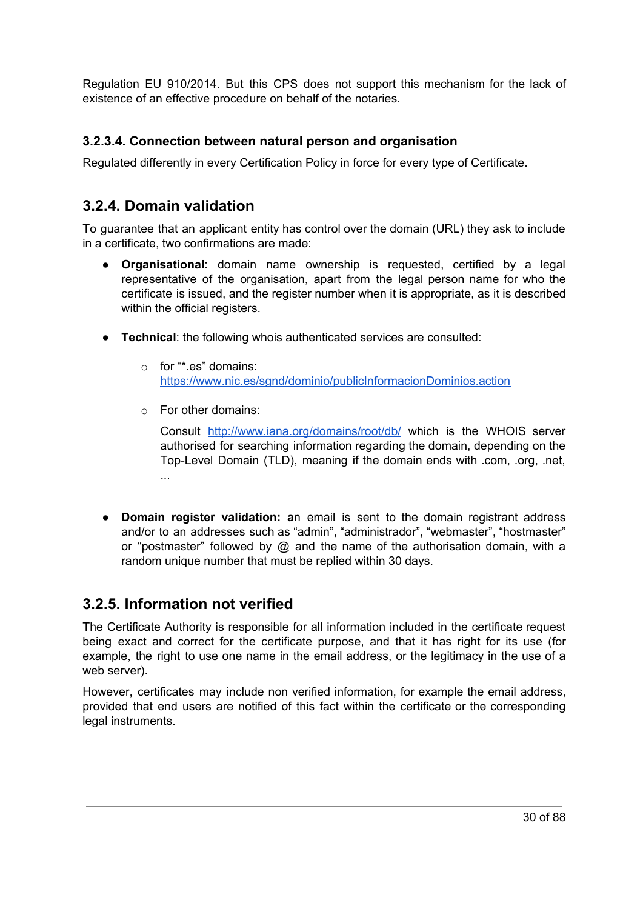Regulation EU 910/2014. But this CPS does not support this mechanism for the lack of existence of an effective procedure on behalf of the notaries.

#### 3.2.3.4. Connection between natural person and organisation

Regulated differently in every Certification Policy in force for every type of Certificate.

### 3.2.4. Domain validation

To guarantee that an applicant entity has control over the domain (URL) they ask to include in a certificate, two confirmations are made:

- **Organisational**: domain name ownership is requested, certified by a legal representative of the organisation, apart from the legal person name for who the certificate is issued, and the register number when it is appropriate, as it is described within the official registers.

- **Technical**: the following whois authenticated services are consulted:

  - for "*.es" domains: [https://www.nic.es/sgnd/dominio/publicInformacionDominios.action](https://www.nic.es/sgnd/dominio/publicInformacionDominios.action)

  - For other domains:

    Consult [http://www.iana.org/domains/root/db/](http://www.iana.org/domains/root/db/) which is the WHOIS server authorised for searching information regarding the domain, depending on the Top-Level Domain (TLD), meaning if the domain ends with .com, .org, .net, ...

- **Domain register validation: a**n email is sent to the domain registrant address and/or to an addresses such as "admin", "administrador", "webmaster", "hostmaster" or "postmaster" followed by @ and the name of the authorisation domain, with a random unique number that must be replied within 30 days.

### 3.2.5. Information not verified

The Certificate Authority is responsible for all information included in the certificate request being exact and correct for the certificate purpose, and that it has right for its use (for example, the right to use one name in the email address, or the legitimacy in the use of a web server).

However, certificates may include non verified information, for example the email address, provided that end users are notified of this fact within the certificate or the corresponding legal instruments.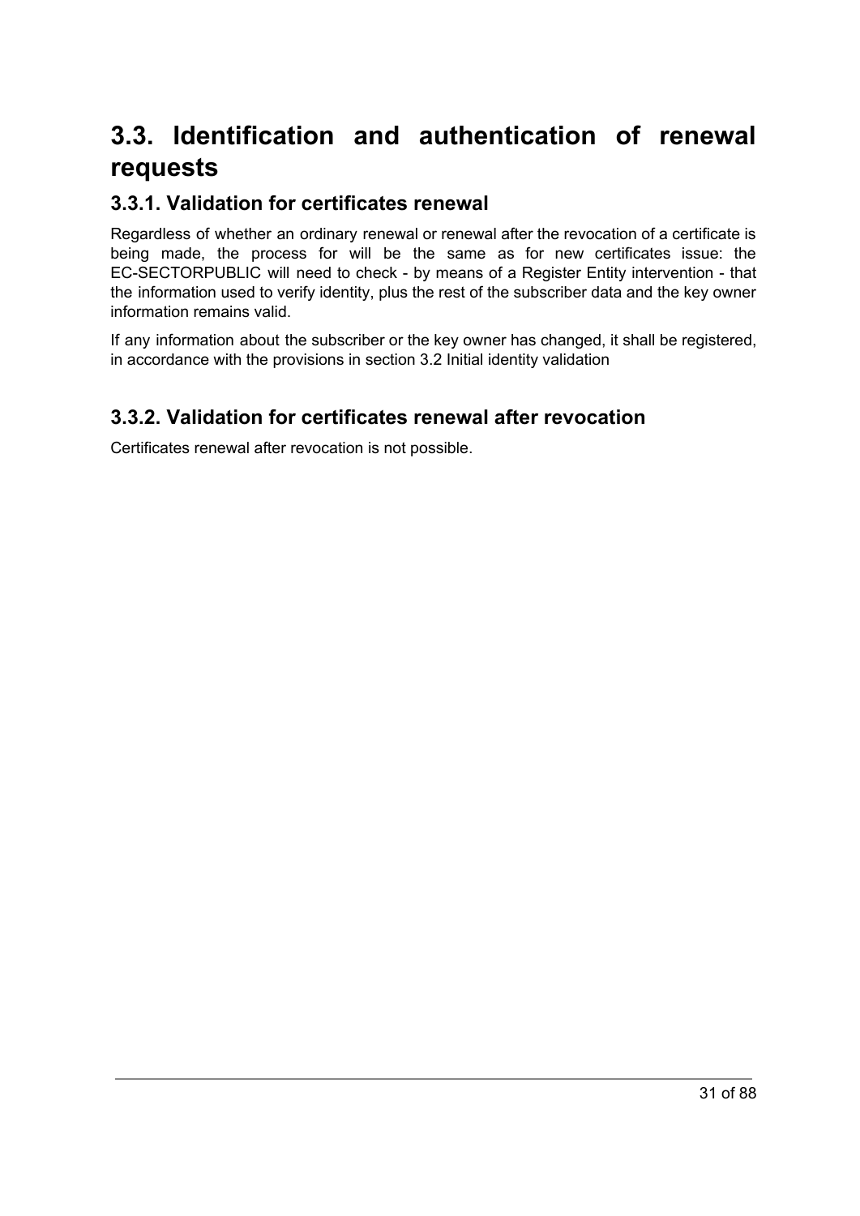# 3.3. Identification and authentication of renewal requests

## 3.3.1. Validation for certificates renewal

Regardless of whether an ordinary renewal or renewal after the revocation of a certificate is being made, the process for will be the same as for new certificates issue: the EC-SECTORPUBLIC will need to check - by means of a Register Entity intervention - that the information used to verify identity, plus the rest of the subscriber data and the key owner information remains valid.

If any information about the subscriber or the key owner has changed, it shall be registered, in accordance with the provisions in section 3.2 Initial identity validation

## 3.3.2. Validation for certificates renewal after revocation

Certificates renewal after revocation is not possible.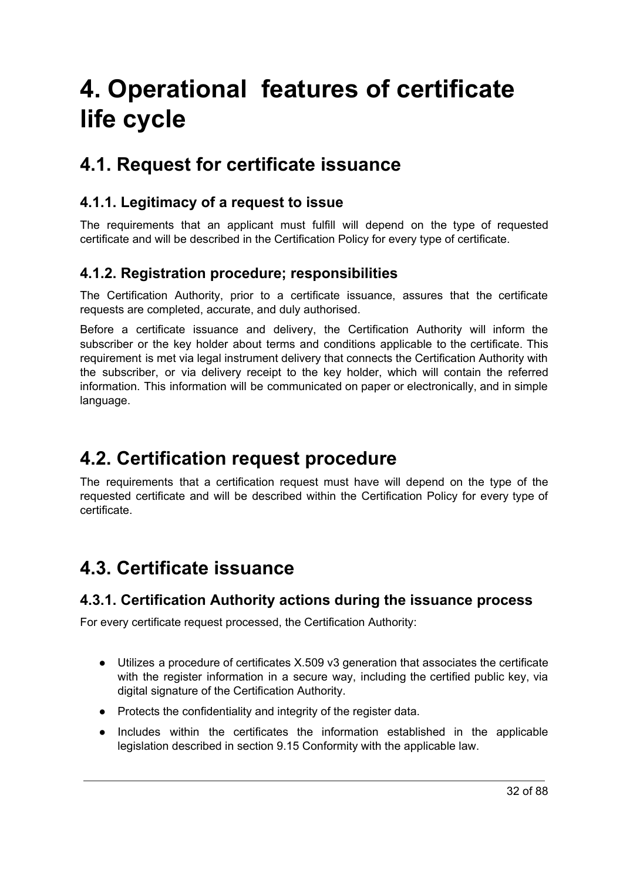# 4. Operational  features of certificate life cycle

## 4.1. Request for certificate issuance

### 4.1.1. Legitimacy of a request to issue

The requirements that an applicant must fulfill will depend on the type of requested certificate and will be described in the Certification Policy for every type of certificate.

### 4.1.2. Registration procedure; responsibilities

The Certification Authority, prior to a certificate issuance, assures that the certificate requests are completed, accurate, and duly authorised.

Before a certificate issuance and delivery, the Certification Authority will inform the subscriber or the key holder about terms and conditions applicable to the certificate. This requirement is met via legal instrument delivery that connects the Certification Authority with the subscriber, or via delivery receipt to the key holder, which will contain the referred information. This information will be communicated on paper or electronically, and in simple language.

## 4.2. Certification request procedure

The requirements that a certification request must have will depend on the type of the requested certificate and will be described within the Certification Policy for every type of certificate.

## 4.3. Certificate issuance

### 4.3.1. Certification Authority actions during the issuance process

For every certificate request processed, the Certification Authority:

- Utilizes a procedure of certificates X.509 v3 generation that associates the certificate with the register information in a secure way, including the certified public key, via digital signature of the Certification Authority.
- Protects the confidentiality and integrity of the register data.
- Includes within the certificates the information established in the applicable legislation described in section 9.15 Conformity with the applicable law.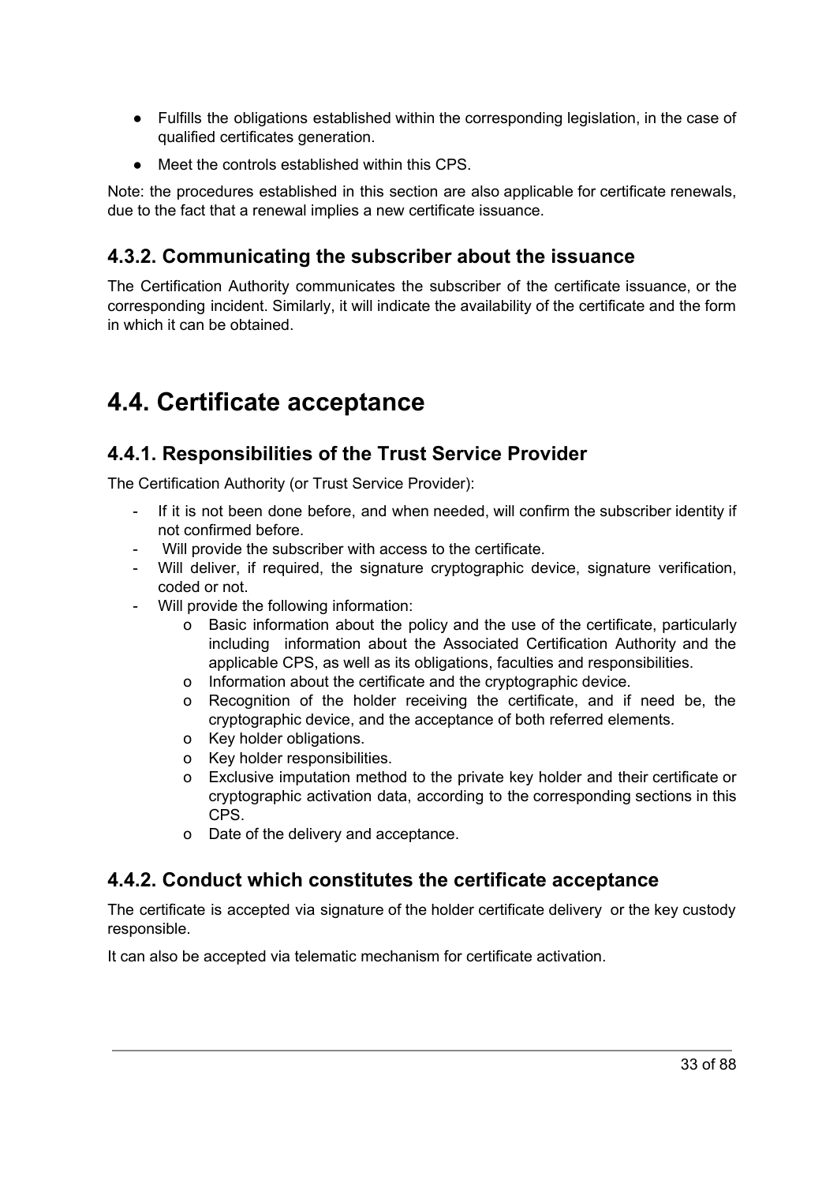- Fulfills the obligations established within the corresponding legislation, in the case of qualified certificates generation.
- Meet the controls established within this CPS.

Note: the procedures established in this section are also applicable for certificate renewals, due to the fact that a renewal implies a new certificate issuance.

### 4.3.2. Communicating the subscriber about the issuance

The Certification Authority communicates the subscriber of the certificate issuance, or the corresponding incident. Similarly, it will indicate the availability of the certificate and the form in which it can be obtained.

## 4.4. Certificate acceptance

### 4.4.1. Responsibilities of the Trust Service Provider

The Certification Authority (or Trust Service Provider):

- If it is not been done before, and when needed, will confirm the subscriber identity if not confirmed before.
- Will provide the subscriber with access to the certificate.
- Will deliver, if required, the signature cryptographic device, signature verification, coded or not.
- Will provide the following information:
    - Basic information about the policy and the use of the certificate, particularly including information about the Associated Certification Authority and the applicable CPS, as well as its obligations, faculties and responsibilities.
    - Information about the certificate and the cryptographic device.
    - Recognition of the holder receiving the certificate, and if need be, the cryptographic device, and the acceptance of both referred elements.
    - Key holder obligations.
    - Key holder responsibilities.
    - Exclusive imputation method to the private key holder and their certificate or cryptographic activation data, according to the corresponding sections in this CPS.
    - Date of the delivery and acceptance.

### 4.4.2. Conduct which constitutes the certificate acceptance

The certificate is accepted via signature of the holder certificate delivery or the key custody responsible.

It can also be accepted via telematic mechanism for certificate activation.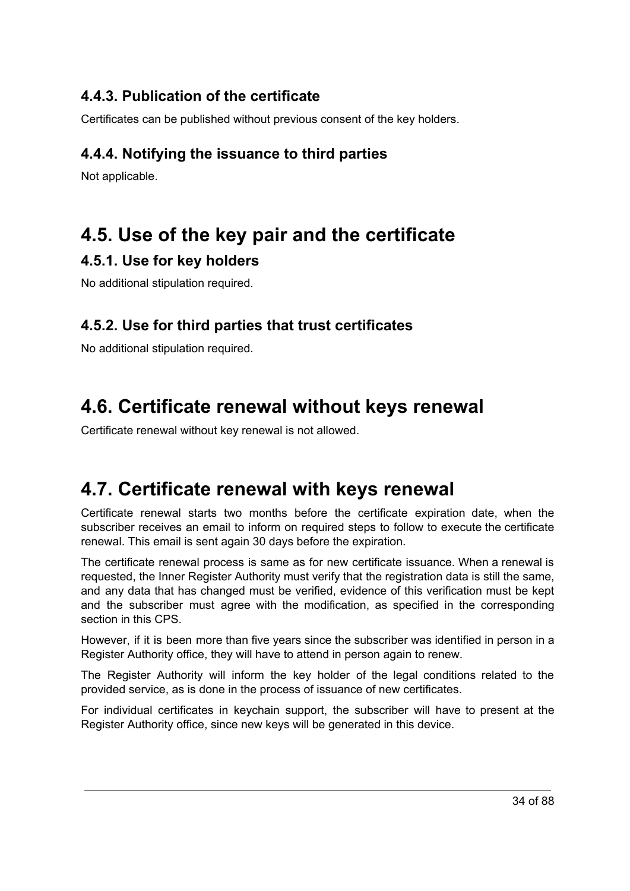### 4.4.3. Publication of the certificate

Certificates can be published without previous consent of the key holders.

### 4.4.4. Notifying the issuance to third parties

Not applicable.

## 4.5. Use of the key pair and the certificate

### 4.5.1. Use for key holders

No additional stipulation required.

### 4.5.2. Use for third parties that trust certificates

No additional stipulation required.

## 4.6. Certificate renewal without keys renewal

Certificate renewal without key renewal is not allowed.

## 4.7. Certificate renewal with keys renewal

Certificate renewal starts two months before the certificate expiration date, when the subscriber receives an email to inform on required steps to follow to execute the certificate renewal. This email is sent again 30 days before the expiration.

The certificate renewal process is same as for new certificate issuance. When a renewal is requested, the Inner Register Authority must verify that the registration data is still the same, and any data that has changed must be verified, evidence of this verification must be kept and the subscriber must agree with the modification, as specified in the corresponding section in this CPS.

However, if it is been more than five years since the subscriber was identified in person in a Register Authority office, they will have to attend in person again to renew.

The Register Authority will inform the key holder of the legal conditions related to the provided service, as is done in the process of issuance of new certificates.

For individual certificates in keychain support, the subscriber will have to present at the Register Authority office, since new keys will be generated in this device.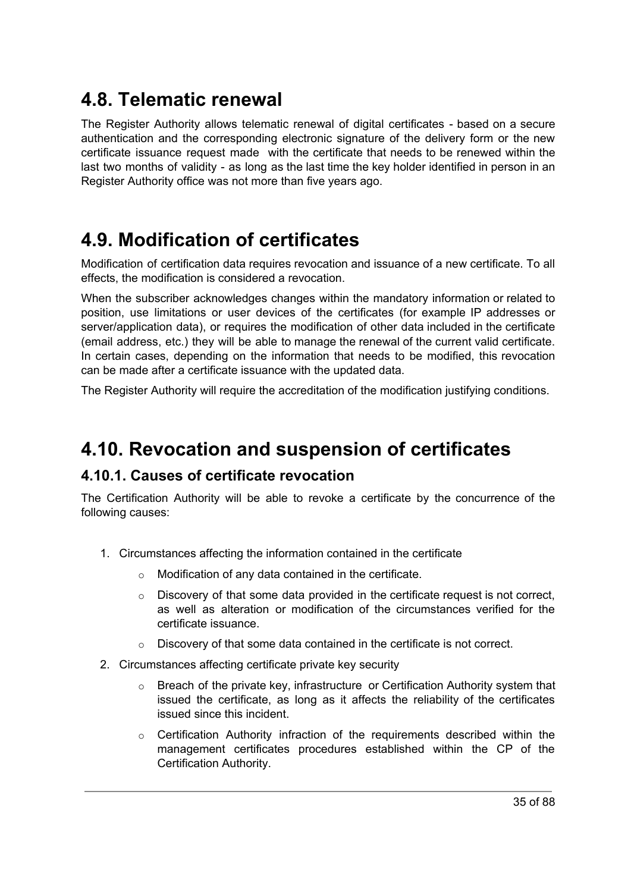# 4.8. Telematic renewal

The Register Authority allows telematic renewal of digital certificates - based on a secure authentication and the corresponding electronic signature of the delivery form or the new certificate issuance request made with the certificate that needs to be renewed within the last two months of validity - as long as the last time the key holder identified in person in an Register Authority office was not more than five years ago.

# 4.9. Modification of certificates

Modification of certification data requires revocation and issuance of a new certificate. To all effects, the modification is considered a revocation.

When the subscriber acknowledges changes within the mandatory information or related to position, use limitations or user devices of the certificates (for example IP addresses or server/application data), or requires the modification of other data included in the certificate (email address, etc.) they will be able to manage the renewal of the current valid certificate. In certain cases, depending on the information that needs to be modified, this revocation can be made after a certificate issuance with the updated data.

The Register Authority will require the accreditation of the modification justifying conditions.

# 4.10. Revocation and suspension of certificates

## 4.10.1. Causes of certificate revocation

The Certification Authority will be able to revoke a certificate by the concurrence of the following causes:

1. Circumstances affecting the information contained in the certificate
    - Modification of any data contained in the certificate.
    - Discovery of that some data provided in the certificate request is not correct, as well as alteration or modification of the circumstances verified for the certificate issuance.
    - Discovery of that some data contained in the certificate is not correct.
2. Circumstances affecting certificate private key security
    - Breach of the private key, infrastructure or Certification Authority system that issued the certificate, as long as it affects the reliability of the certificates issued since this incident.
    - Certification Authority infraction of the requirements described within the management certificates procedures established within the CP of the Certification Authority.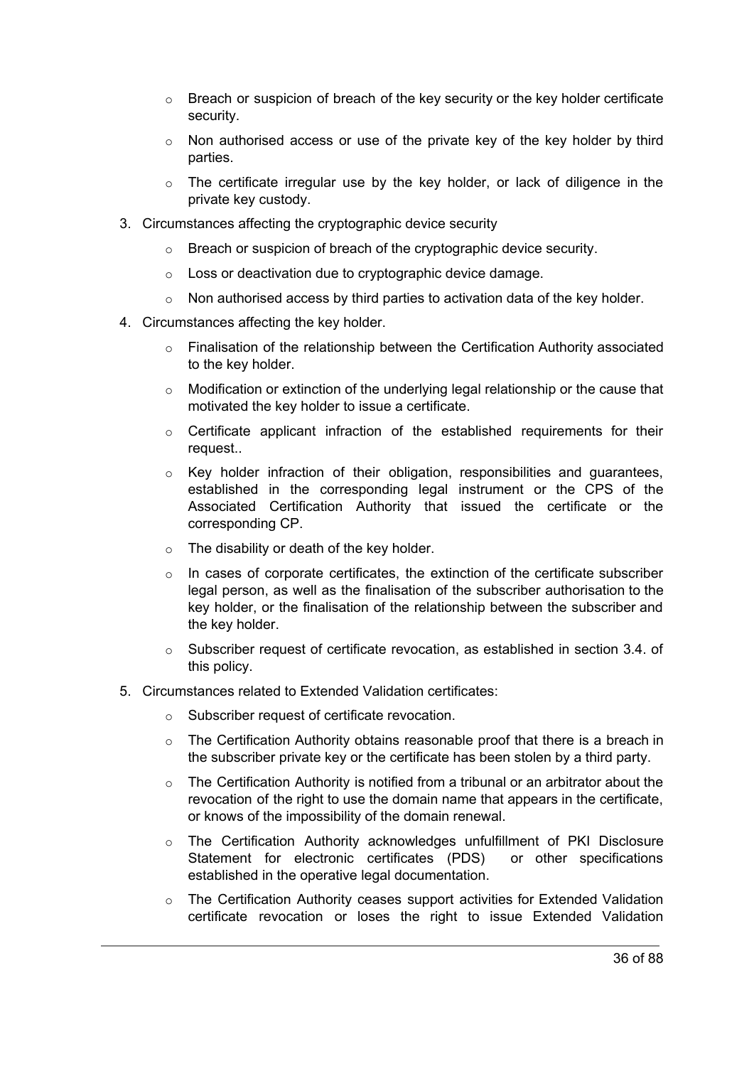- Breach or suspicion of breach of the key security or the key holder certificate security.
- Non authorised access or use of the private key of the key holder by third parties.
- The certificate irregular use by the key holder, or lack of diligence in the private key custody.

3. Circumstances affecting the cryptographic device security
    - Breach or suspicion of breach of the cryptographic device security.
    - Loss or deactivation due to cryptographic device damage.
    - Non authorised access by third parties to activation data of the key holder.
4. Circumstances affecting the key holder.
    - Finalisation of the relationship between the Certification Authority associated to the key holder.
    - Modification or extinction of the underlying legal relationship or the cause that motivated the key holder to issue a certificate.
    - Certificate applicant infraction of the established requirements for their request..
    - Key holder infraction of their obligation, responsibilities and guarantees, established in the corresponding legal instrument or the CPS of the Associated Certification Authority that issued the certificate or the corresponding CP.
    - The disability or death of the key holder.
    - In cases of corporate certificates, the extinction of the certificate subscriber legal person, as well as the finalisation of the subscriber authorisation to the key holder, or the finalisation of the relationship between the subscriber and the key holder.
    - Subscriber request of certificate revocation, as established in section 3.4. of this policy.
5. Circumstances related to Extended Validation certificates:
    - Subscriber request of certificate revocation.
    - The Certification Authority obtains reasonable proof that there is a breach in the subscriber private key or the certificate has been stolen by a third party.
    - The Certification Authority is notified from a tribunal or an arbitrator about the revocation of the right to use the domain name that appears in the certificate, or knows of the impossibility of the domain renewal.
    - The Certification Authority acknowledges unfulfillment of PKI Disclosure Statement for electronic certificates (PDS) or other specifications established in the operative legal documentation.
    - The Certification Authority ceases support activities for Extended Validation certificate revocation or loses the right to issue Extended Validation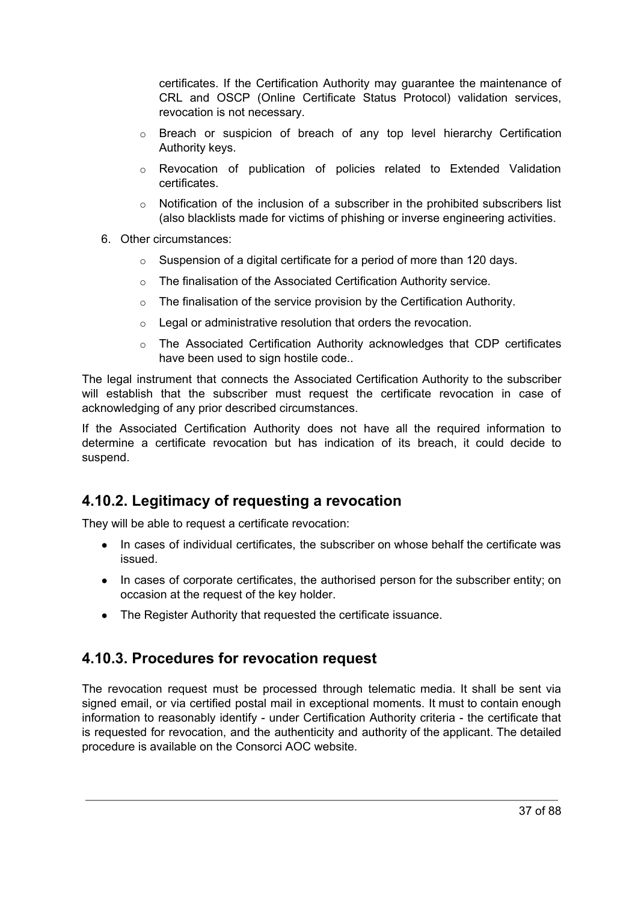certificates. If the Certification Authority may guarantee the maintenance of CRL and OSCP (Online Certificate Status Protocol) validation services, revocation is not necessary.

  - Breach or suspicion of breach of any top level hierarchy Certification Authority keys.
  - Revocation of publication of policies related to Extended Validation certificates.
  - Notification of the inclusion of a subscriber in the prohibited subscribers list (also blacklists made for victims of phishing or inverse engineering activities.

6. Other circumstances:
   - Suspension of a digital certificate for a period of more than 120 days.
   - The finalisation of the Associated Certification Authority service.
   - The finalisation of the service provision by the Certification Authority.
   - Legal or administrative resolution that orders the revocation.
   - The Associated Certification Authority acknowledges that CDP certificates have been used to sign hostile code..

The legal instrument that connects the Associated Certification Authority to the subscriber will establish that the subscriber must request the certificate revocation in case of acknowledging of any prior described circumstances.

If the Associated Certification Authority does not have all the required information to determine a certificate revocation but has indication of its breach, it could decide to suspend.

## 4.10.2. Legitimacy of requesting a revocation

They will be able to request a certificate revocation:

- In cases of individual certificates, the subscriber on whose behalf the certificate was issued.
- In cases of corporate certificates, the authorised person for the subscriber entity; on occasion at the request of the key holder.
- The Register Authority that requested the certificate issuance.

## 4.10.3. Procedures for revocation request

The revocation request must be processed through telematic media. It shall be sent via signed email, or via certified postal mail in exceptional moments. It must to contain enough information to reasonably identify - under Certification Authority criteria - the certificate that is requested for revocation, and the authenticity and authority of the applicant. The detailed procedure is available on the Consorci AOC website.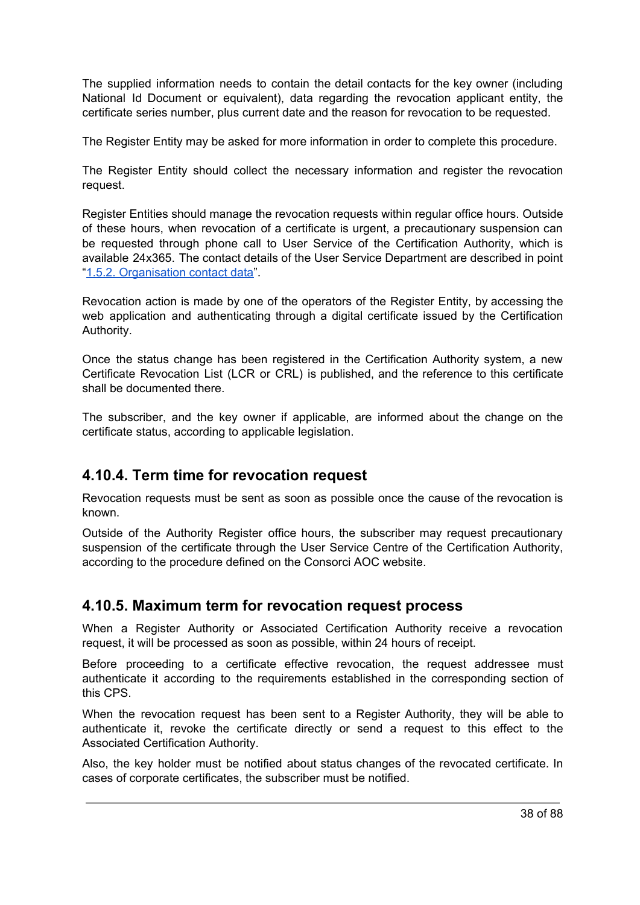The supplied information needs to contain the detail contacts for the key owner (including National Id Document or equivalent), data regarding the revocation applicant entity, the certificate series number, plus current date and the reason for revocation to be requested.

The Register Entity may be asked for more information in order to complete this procedure.

The Register Entity should collect the necessary information and register the revocation request.

Register Entities should manage the revocation requests within regular office hours. Outside of these hours, when revocation of a certificate is urgent, a precautionary suspension can be requested through phone call to User Service of the Certification Authority, which is available 24x365. The contact details of the User Service Department are described in point "1.5.2. Organisation contact data".

Revocation action is made by one of the operators of the Register Entity, by accessing the web application and authenticating through a digital certificate issued by the Certification Authority.

Once the status change has been registered in the Certification Authority system, a new Certificate Revocation List (LCR or CRL) is published, and the reference to this certificate shall be documented there.

The subscriber, and the key owner if applicable, are informed about the change on the certificate status, according to applicable legislation.

## 4.10.4. Term time for revocation request

Revocation requests must be sent as soon as possible once the cause of the revocation is known.

Outside of the Authority Register office hours, the subscriber may request precautionary suspension of the certificate through the User Service Centre of the Certification Authority, according to the procedure defined on the Consorci AOC website.

## 4.10.5. Maximum term for revocation request process

When a Register Authority or Associated Certification Authority receive a revocation request, it will be processed as soon as possible, within 24 hours of receipt.

Before proceeding to a certificate effective revocation, the request addressee must authenticate it according to the requirements established in the corresponding section of this CPS.

When the revocation request has been sent to a Register Authority, they will be able to authenticate it, revoke the certificate directly or send a request to this effect to the Associated Certification Authority.

Also, the key holder must be notified about status changes of the revocated certificate. In cases of corporate certificates, the subscriber must be notified.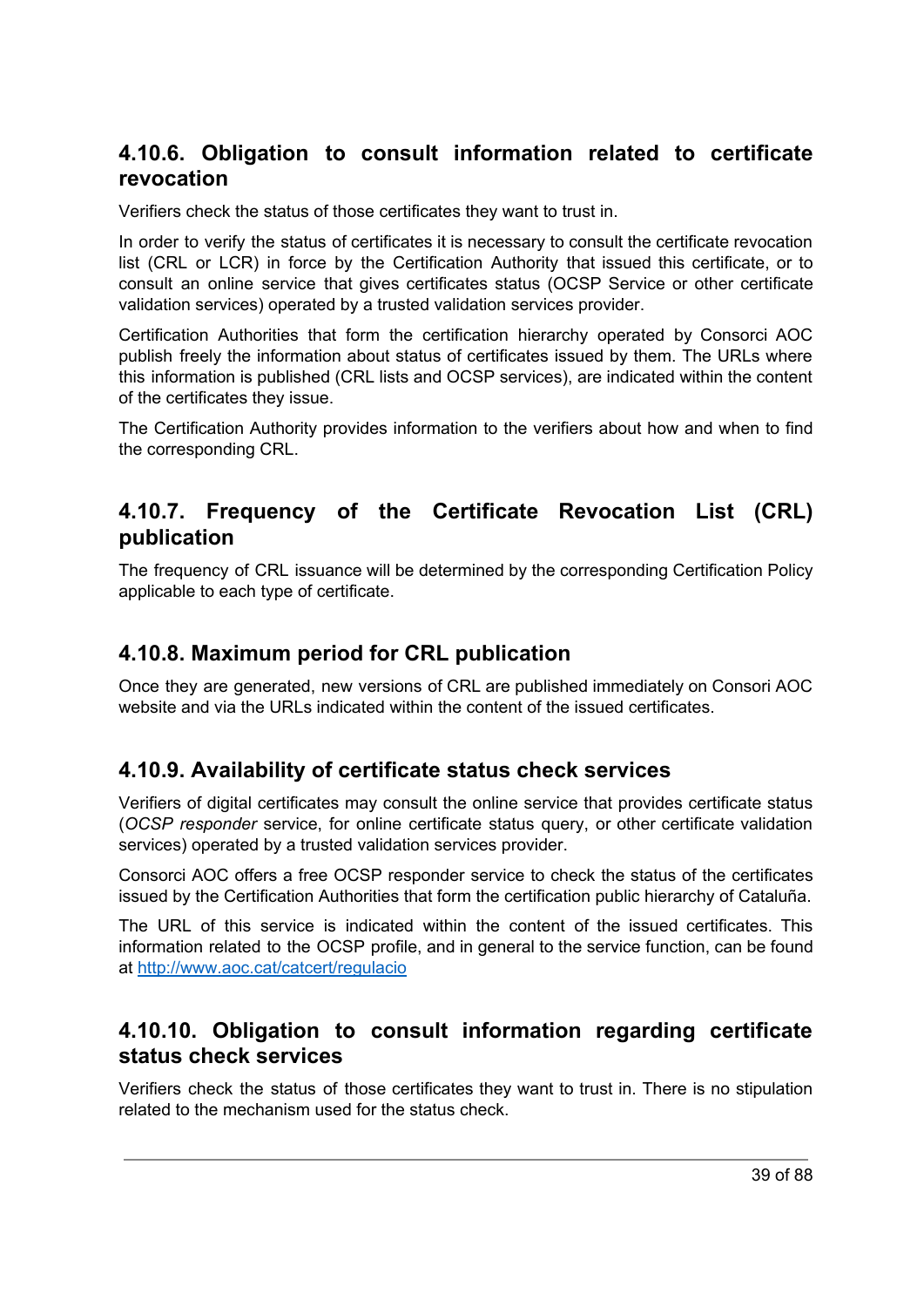### 4.10.6. Obligation to consult information related to certificate revocation

Verifiers check the status of those certificates they want to trust in.

In order to verify the status of certificates it is necessary to consult the certificate revocation list (CRL or LCR) in force by the Certification Authority that issued this certificate, or to consult an online service that gives certificates status (OCSP Service or other certificate validation services) operated by a trusted validation services provider.

Certification Authorities that form the certification hierarchy operated by Consorci AOC publish freely the information about status of certificates issued by them. The URLs where this information is published (CRL lists and OCSP services), are indicated within the content of the certificates they issue.

The Certification Authority provides information to the verifiers about how and when to find the corresponding CRL.

### 4.10.7. Frequency of the Certificate Revocation List (CRL) publication

The frequency of CRL issuance will be determined by the corresponding Certification Policy applicable to each type of certificate.

### 4.10.8. Maximum period for CRL publication

Once they are generated, new versions of CRL are published immediately on Consori AOC website and via the URLs indicated within the content of the issued certificates.

### 4.10.9. Availability of certificate status check services

Verifiers of digital certificates may consult the online service that provides certificate status (*OCSP responder* service, for online certificate status query, or other certificate validation services) operated by a trusted validation services provider.

Consorci AOC offers a free OCSP responder service to check the status of the certificates issued by the Certification Authorities that form the certification public hierarchy of Cataluña.

The URL of this service is indicated within the content of the issued certificates. This information related to the OCSP profile, and in general to the service function, can be found at [http://www.aoc.cat/catcert/regulacio](http://www.aoc.cat/catcert/regulacio)

### 4.10.10. Obligation to consult information regarding certificate status check services

Verifiers check the status of those certificates they want to trust in. There is no stipulation related to the mechanism used for the status check.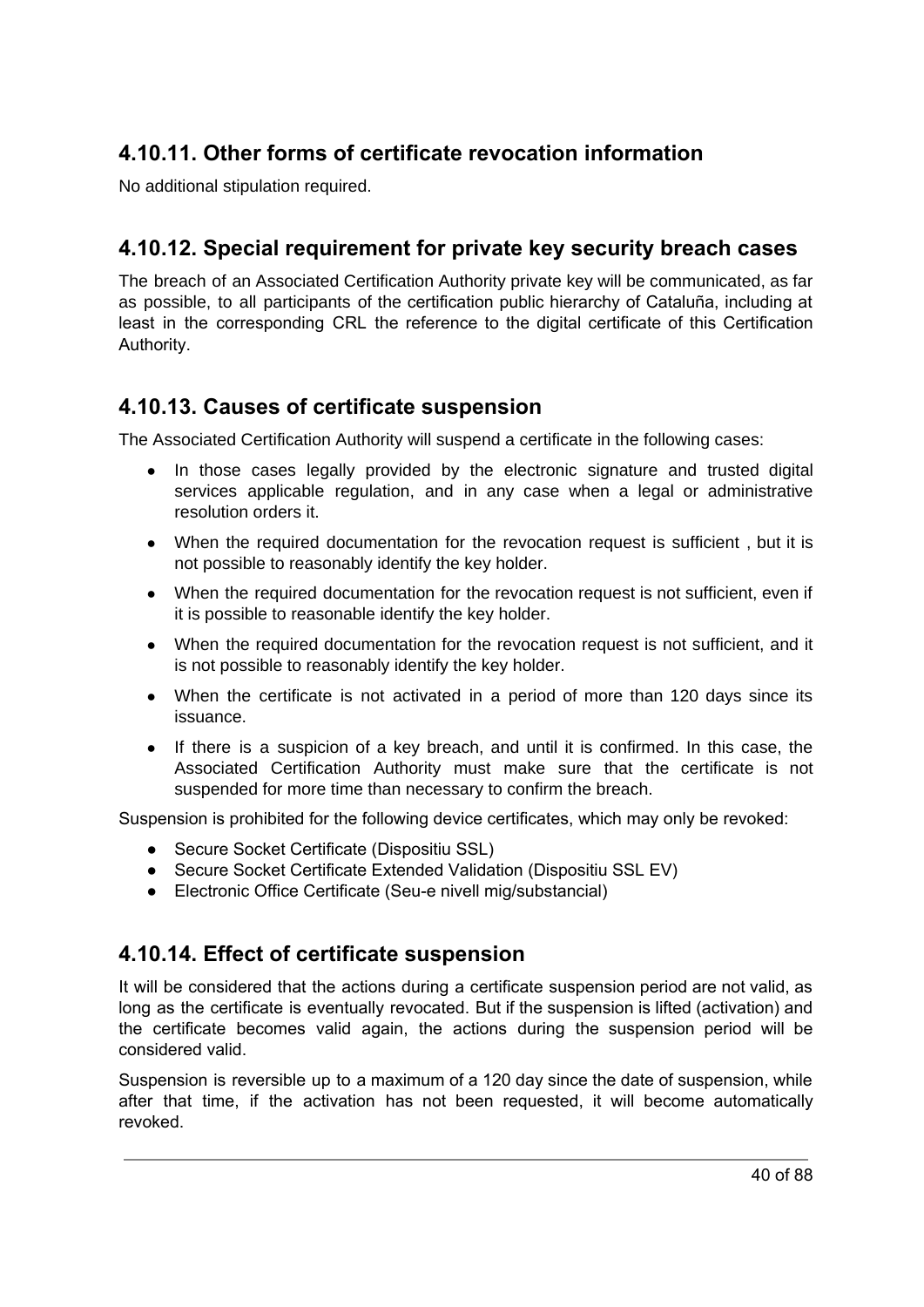### 4.10.11. Other forms of certificate revocation information

No additional stipulation required.

### 4.10.12. Special requirement for private key security breach cases

The breach of an Associated Certification Authority private key will be communicated, as far as possible, to all participants of the certification public hierarchy of Cataluña, including at least in the corresponding CRL the reference to the digital certificate of this Certification Authority.

### 4.10.13. Causes of certificate suspension

The Associated Certification Authority will suspend a certificate in the following cases:

- In those cases legally provided by the electronic signature and trusted digital services applicable regulation, and in any case when a legal or administrative resolution orders it.
- When the required documentation for the revocation request is sufficient , but it is not possible to reasonably identify the key holder.
- When the required documentation for the revocation request is not sufficient, even if it is possible to reasonable identify the key holder.
- When the required documentation for the revocation request is not sufficient, and it is not possible to reasonably identify the key holder.
- When the certificate is not activated in a period of more than 120 days since its issuance.
- If there is a suspicion of a key breach, and until it is confirmed. In this case, the Associated Certification Authority must make sure that the certificate is not suspended for more time than necessary to confirm the breach.

Suspension is prohibited for the following device certificates, which may only be revoked:

- Secure Socket Certificate (Dispositiu SSL)
- Secure Socket Certificate Extended Validation (Dispositiu SSL EV)
- Electronic Office Certificate (Seu-e nivell mig/substancial)

### 4.10.14. Effect of certificate suspension

It will be considered that the actions during a certificate suspension period are not valid, as long as the certificate is eventually revocated. But if the suspension is lifted (activation) and the certificate becomes valid again, the actions during the suspension period will be considered valid.

Suspension is reversible up to a maximum of a 120 day since the date of suspension, while after that time, if the activation has not been requested, it will become automatically revoked.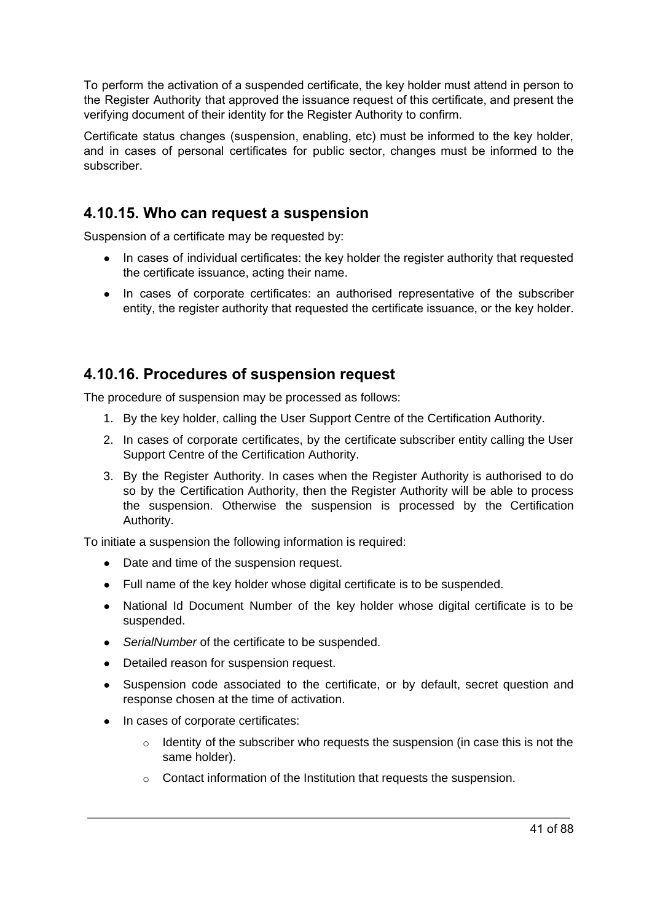To perform the activation of a suspended certificate, the key holder must attend in person to the Register Authority that approved the issuance request of this certificate, and present the verifying document of their identity for the Register Authority to confirm.

Certificate status changes (suspension, enabling, etc) must be informed to the key holder, and in cases of personal certificates for public sector, changes must be informed to the subscriber.

## 4.10.15. Who can request a suspension

Suspension of a certificate may be requested by:

- In cases of individual certificates: the key holder the register authority that requested the certificate issuance, acting their name.
- In cases of corporate certificates: an authorised representative of the subscriber entity, the register authority that requested the certificate issuance, or the key holder.

## 4.10.16. Procedures of suspension request

The procedure of suspension may be processed as follows:

1. By the key holder, calling the User Support Centre of the Certification Authority.
2. In cases of corporate certificates, by the certificate subscriber entity calling the User Support Centre of the Certification Authority.
3. By the Register Authority. In cases when the Register Authority is authorised to do so by the Certification Authority, then the Register Authority will be able to process the suspension. Otherwise the suspension is processed by the Certification Authority.

To initiate a suspension the following information is required:

- Date and time of the suspension request.
- Full name of the key holder whose digital certificate is to be suspended.
- National Id Document Number of the key holder whose digital certificate is to be suspended.
- *SerialNumber* of the certificate to be suspended.
- Detailed reason for suspension request.
- Suspension code associated to the certificate, or by default, secret question and response chosen at the time of activation.
- In cases of corporate certificates:
    - Identity of the subscriber who requests the suspension (in case this is not the same holder).
    - Contact information of the Institution that requests the suspension.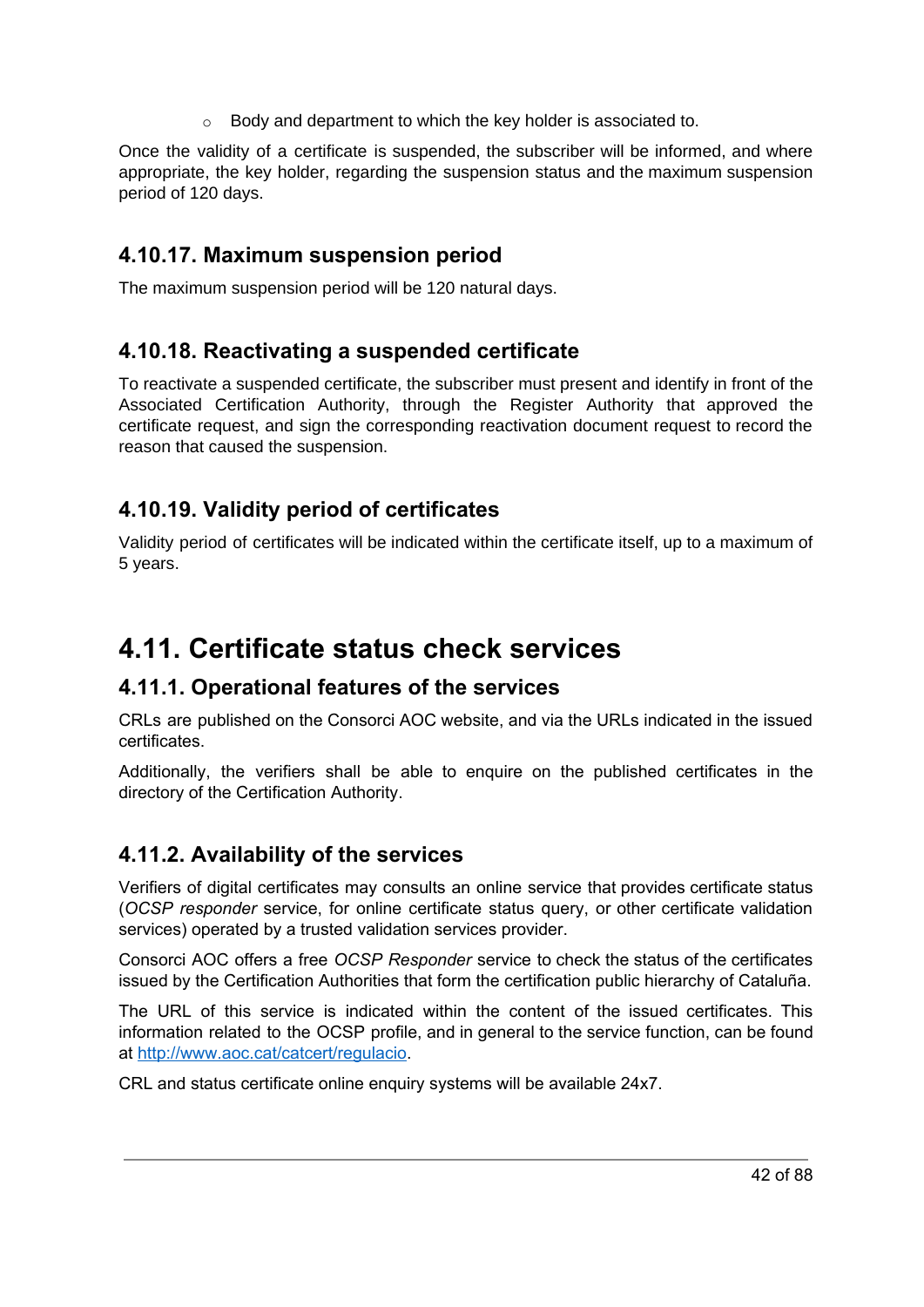- Body and department to which the key holder is associated to.

Once the validity of a certificate is suspended, the subscriber will be informed, and where appropriate, the key holder, regarding the suspension status and the maximum suspension period of 120 days.

### 4.10.17. Maximum suspension period

The maximum suspension period will be 120 natural days.

### 4.10.18. Reactivating a suspended certificate

To reactivate a suspended certificate, the subscriber must present and identify in front of the Associated Certification Authority, through the Register Authority that approved the certificate request, and sign the corresponding reactivation document request to record the reason that caused the suspension.

### 4.10.19. Validity period of certificates

Validity period of certificates will be indicated within the certificate itself, up to a maximum of 5 years.

## 4.11. Certificate status check services

### 4.11.1. Operational features of the services

CRLs are published on the Consorci AOC website, and via the URLs indicated in the issued certificates.

Additionally, the verifiers shall be able to enquire on the published certificates in the directory of the Certification Authority.

### 4.11.2. Availability of the services

Verifiers of digital certificates may consults an online service that provides certificate status (*OCSP responder* service, for online certificate status query, or other certificate validation services) operated by a trusted validation services provider.

Consorci AOC offers a free *OCSP Responder* service to check the status of the certificates issued by the Certification Authorities that form the certification public hierarchy of Cataluña.

The URL of this service is indicated within the content of the issued certificates. This information related to the OCSP profile, and in general to the service function, can be found at [http://www.aoc.cat/catcert/regulacio](http://www.aoc.cat/catcert/regulacio).

CRL and status certificate online enquiry systems will be available 24x7.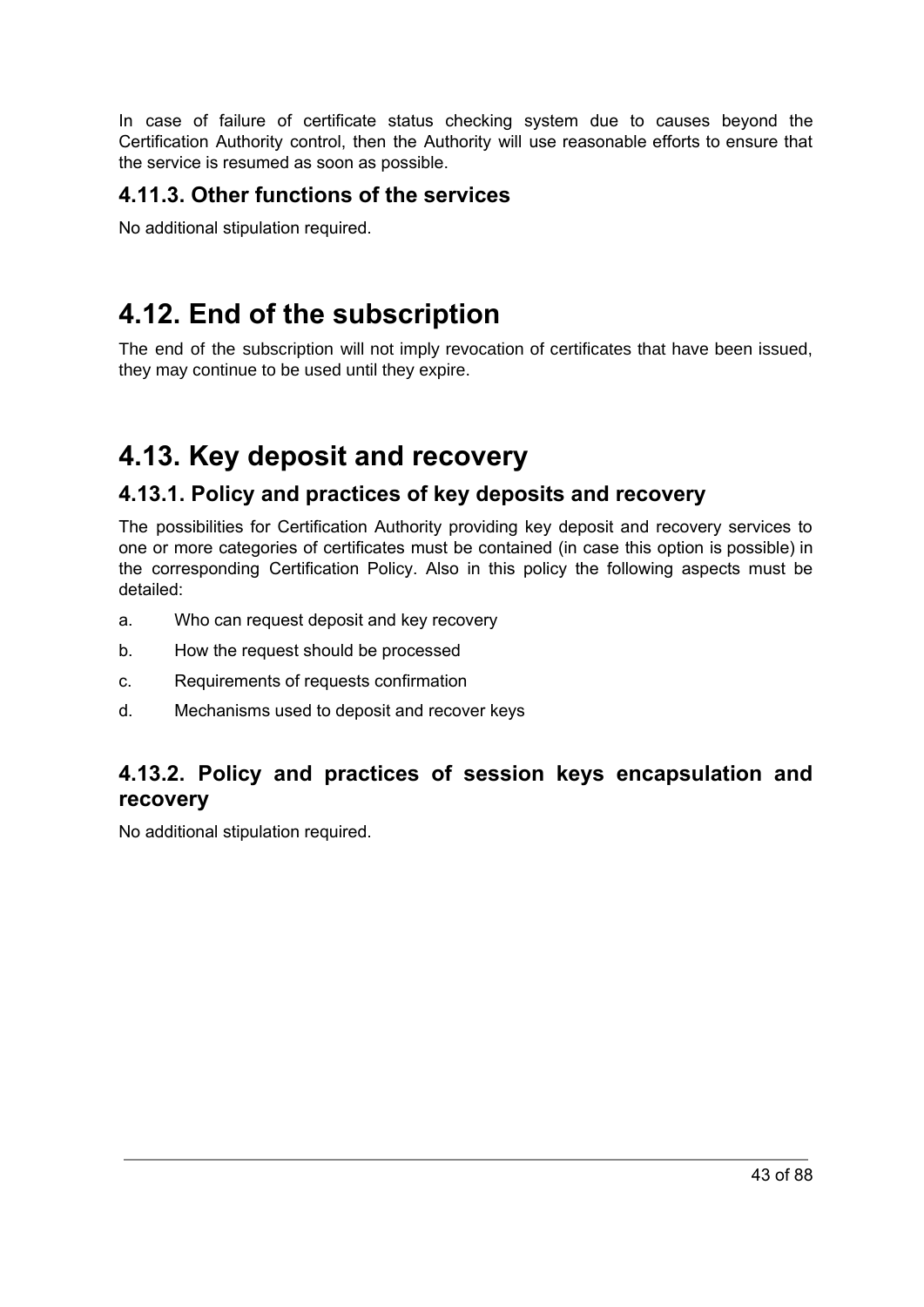In case of failure of certificate status checking system due to causes beyond the Certification Authority control, then the Authority will use reasonable efforts to ensure that the service is resumed as soon as possible.

### 4.11.3. Other functions of the services

No additional stipulation required.

## 4.12. End of the subscription

The end of the subscription will not imply revocation of certificates that have been issued, they may continue to be used until they expire.

## 4.13. Key deposit and recovery

### 4.13.1. Policy and practices of key deposits and recovery

The possibilities for Certification Authority providing key deposit and recovery services to one or more categories of certificates must be contained (in case this option is possible) in the corresponding Certification Policy. Also in this policy the following aspects must be detailed:

a. Who can request deposit and key recovery

b. How the request should be processed

c. Requirements of requests confirmation

d. Mechanisms used to deposit and recover keys

### 4.13.2. Policy and practices of session keys encapsulation and recovery

No additional stipulation required.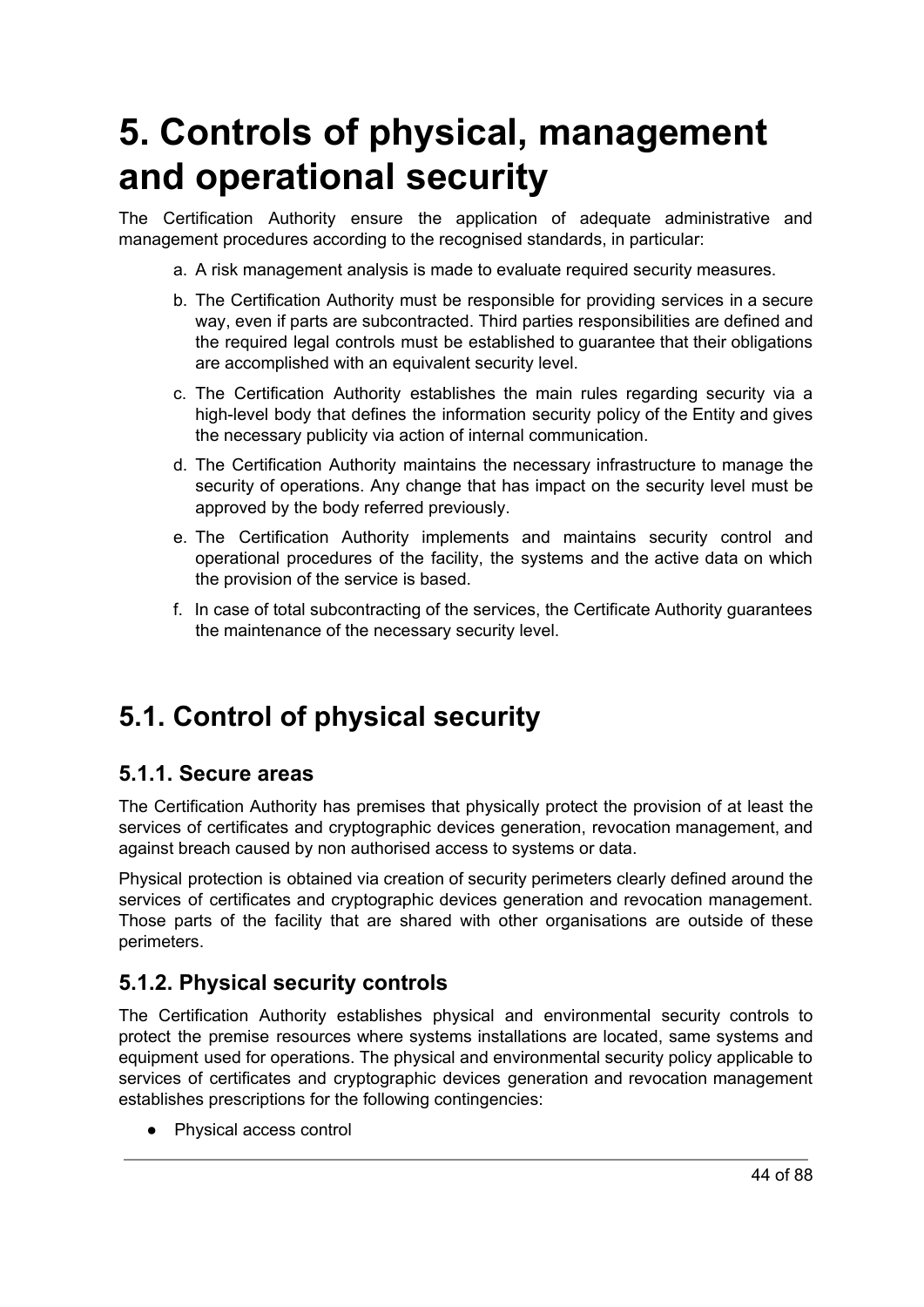# 5. Controls of physical, management and operational security

The Certification Authority ensure the application of adequate administrative and management procedures according to the recognised standards, in particular:

a. A risk management analysis is made to evaluate required security measures.

b. The Certification Authority must be responsible for providing services in a secure way, even if parts are subcontracted. Third parties responsibilities are defined and the required legal controls must be established to guarantee that their obligations are accomplished with an equivalent security level.

c. The Certification Authority establishes the main rules regarding security via a high-level body that defines the information security policy of the Entity and gives the necessary publicity via action of internal communication.

d. The Certification Authority maintains the necessary infrastructure to manage the security of operations. Any change that has impact on the security level must be approved by the body referred previously.

e. The Certification Authority implements and maintains security control and operational procedures of the facility, the systems and the active data on which the provision of the service is based.

f. In case of total subcontracting of the services, the Certificate Authority guarantees the maintenance of the necessary security level.

## 5.1. Control of physical security

### 5.1.1. Secure areas

The Certification Authority has premises that physically protect the provision of at least the services of certificates and cryptographic devices generation, revocation management, and against breach caused by non authorised access to systems or data.

Physical protection is obtained via creation of security perimeters clearly defined around the services of certificates and cryptographic devices generation and revocation management. Those parts of the facility that are shared with other organisations are outside of these perimeters.

### 5.1.2. Physical security controls

The Certification Authority establishes physical and environmental security controls to protect the premise resources where systems installations are located, same systems and equipment used for operations. The physical and environmental security policy applicable to services of certificates and cryptographic devices generation and revocation management establishes prescriptions for the following contingencies:

- Physical access control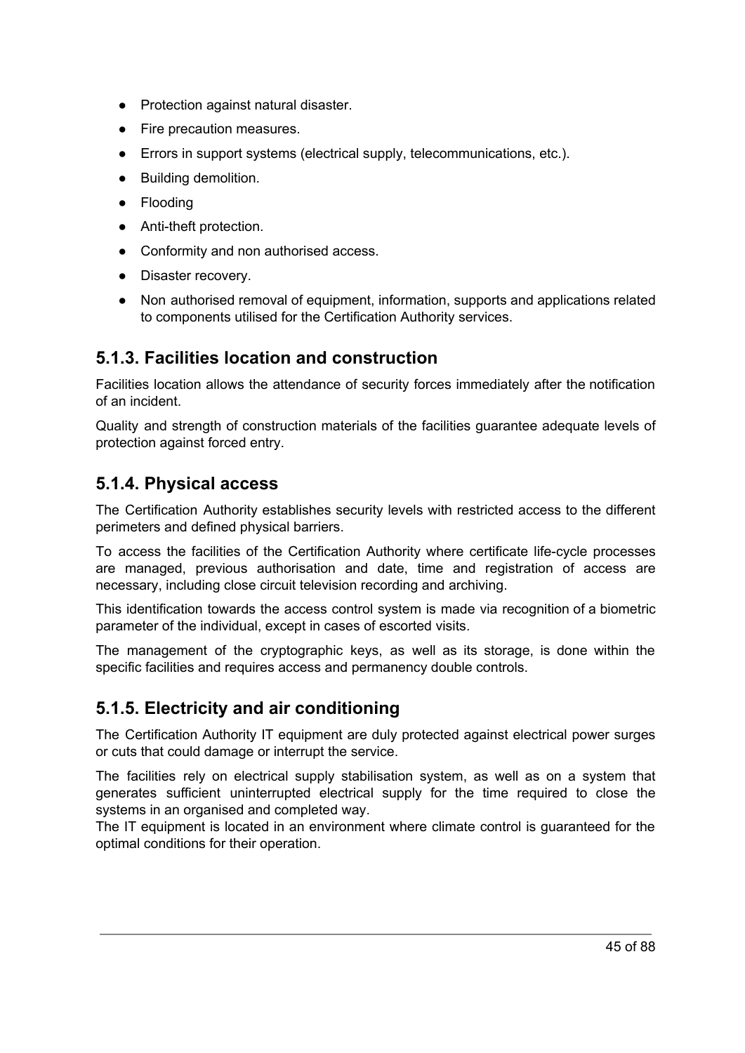- Protection against natural disaster.
- Fire precaution measures.
- Errors in support systems (electrical supply, telecommunications, etc.).
- Building demolition.
- Flooding
- Anti-theft protection.
- Conformity and non authorised access.
- Disaster recovery.
- Non authorised removal of equipment, information, supports and applications related to components utilised for the Certification Authority services.

### 5.1.3. Facilities location and construction

Facilities location allows the attendance of security forces immediately after the notification of an incident.

Quality and strength of construction materials of the facilities guarantee adequate levels of protection against forced entry.

### 5.1.4. Physical access

The Certification Authority establishes security levels with restricted access to the different perimeters and defined physical barriers.

To access the facilities of the Certification Authority where certificate life-cycle processes are managed, previous authorisation and date, time and registration of access are necessary, including close circuit television recording and archiving.

This identification towards the access control system is made via recognition of a biometric parameter of the individual, except in cases of escorted visits.

The management of the cryptographic keys, as well as its storage, is done within the specific facilities and requires access and permanency double controls.

### 5.1.5. Electricity and air conditioning

The Certification Authority IT equipment are duly protected against electrical power surges or cuts that could damage or interrupt the service.

The facilities rely on electrical supply stabilisation system, as well as on a system that generates sufficient uninterrupted electrical supply for the time required to close the systems in an organised and completed way.
The IT equipment is located in an environment where climate control is guaranteed for the optimal conditions for their operation.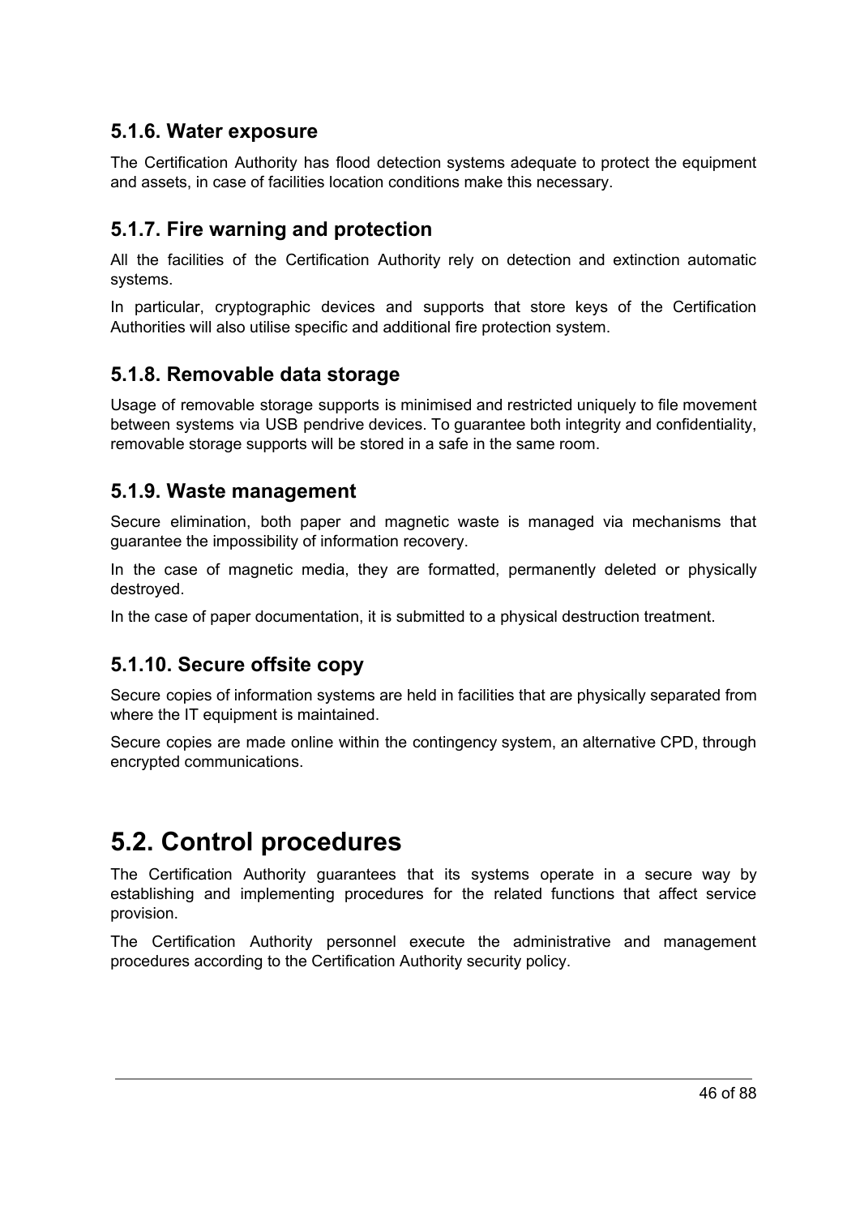### 5.1.6. Water exposure

The Certification Authority has flood detection systems adequate to protect the equipment and assets, in case of facilities location conditions make this necessary.

### 5.1.7. Fire warning and protection

All the facilities of the Certification Authority rely on detection and extinction automatic systems.

In particular, cryptographic devices and supports that store keys of the Certification Authorities will also utilise specific and additional fire protection system.

### 5.1.8. Removable data storage

Usage of removable storage supports is minimised and restricted uniquely to file movement between systems via USB pendrive devices. To guarantee both integrity and confidentiality, removable storage supports will be stored in a safe in the same room.

### 5.1.9. Waste management

Secure elimination, both paper and magnetic waste is managed via mechanisms that guarantee the impossibility of information recovery.

In the case of magnetic media, they are formatted, permanently deleted or physically destroyed.

In the case of paper documentation, it is submitted to a physical destruction treatment.

### 5.1.10. Secure offsite copy

Secure copies of information systems are held in facilities that are physically separated from where the IT equipment is maintained.

Secure copies are made online within the contingency system, an alternative CPD, through encrypted communications.

## 5.2. Control procedures

The Certification Authority guarantees that its systems operate in a secure way by establishing and implementing procedures for the related functions that affect service provision.

The Certification Authority personnel execute the administrative and management procedures according to the Certification Authority security policy.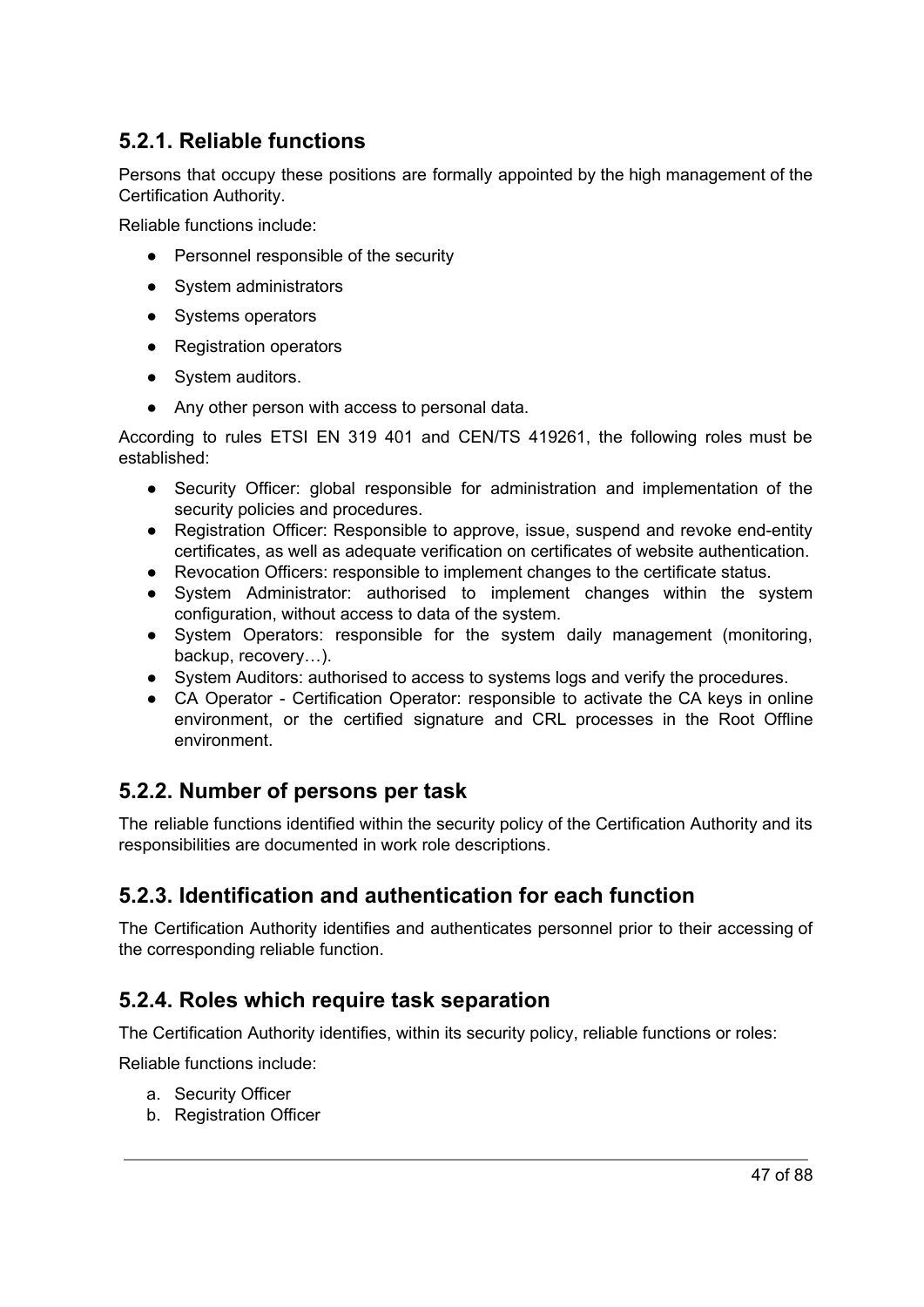### 5.2.1. Reliable functions

Persons that occupy these positions are formally appointed by the high management of the Certification Authority.

Reliable functions include:

- Personnel responsible of the security
- System administrators
- Systems operators
- Registration operators
- System auditors.
- Any other person with access to personal data.

According to rules ETSI EN 319 401 and CEN/TS 419261, the following roles must be established:

- Security Officer: global responsible for administration and implementation of the security policies and procedures.
- Registration Officer: Responsible to approve, issue, suspend and revoke end-entity certificates, as well as adequate verification on certificates of website authentication.
- Revocation Officers: responsible to implement changes to the certificate status.
- System Administrator: authorised to implement changes within the system configuration, without access to data of the system.
- System Operators: responsible for the system daily management (monitoring, backup, recovery…).
- System Auditors: authorised to access to systems logs and verify the procedures.
- CA Operator - Certification Operator: responsible to activate the CA keys in online environment, or the certified signature and CRL processes in the Root Offline environment.

### 5.2.2. Number of persons per task

The reliable functions identified within the security policy of the Certification Authority and its responsibilities are documented in work role descriptions.

### 5.2.3. Identification and authentication for each function

The Certification Authority identifies and authenticates personnel prior to their accessing of the corresponding reliable function.

### 5.2.4. Roles which require task separation

The Certification Authority identifies, within its security policy, reliable functions or roles:

Reliable functions include:

a. Security Officer
b. Registration Officer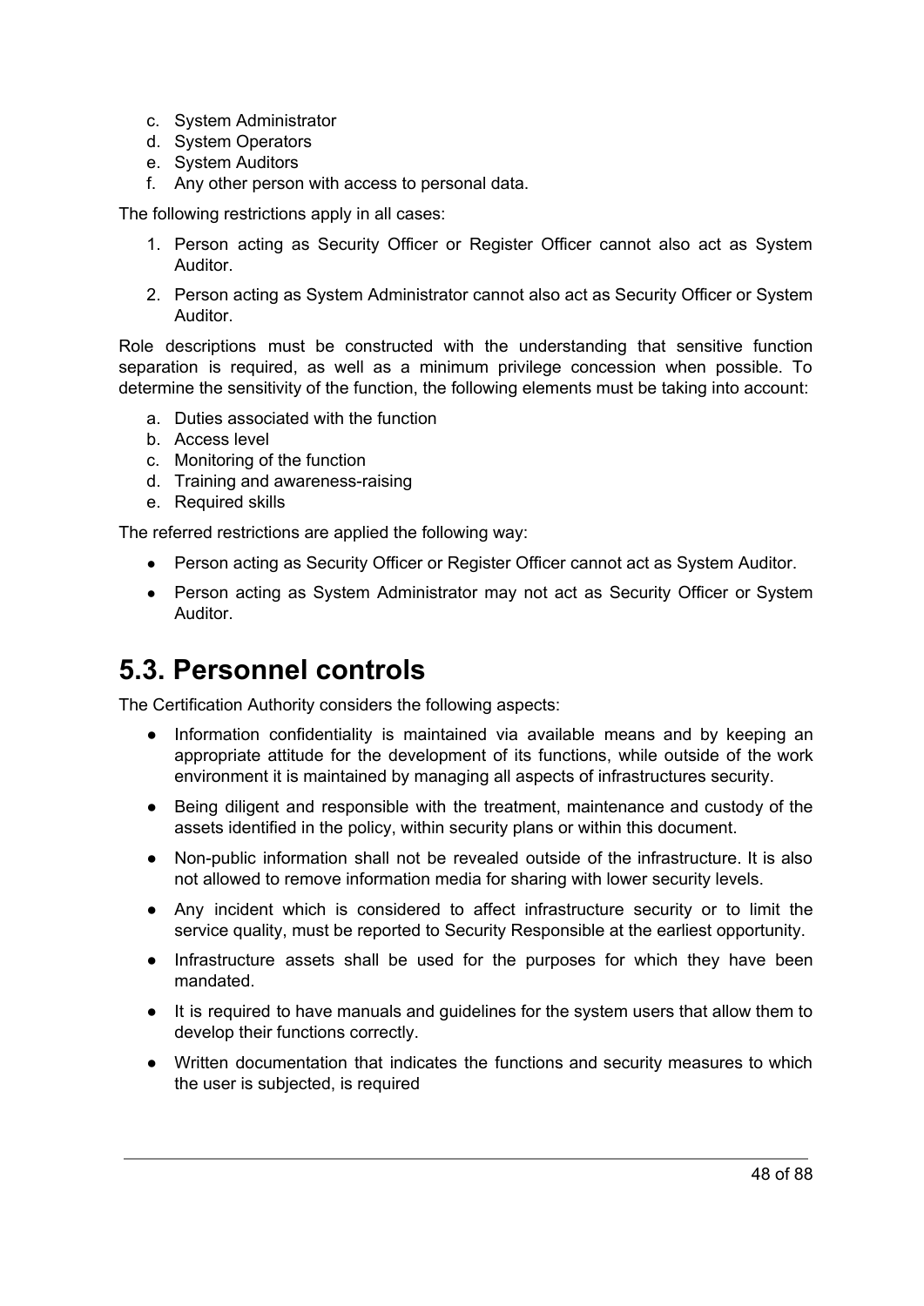c. System Administrator
d. System Operators
e. System Auditors
f. Any other person with access to personal data.

The following restrictions apply in all cases:

1. Person acting as Security Officer or Register Officer cannot also act as System Auditor.
2. Person acting as System Administrator cannot also act as Security Officer or System Auditor.

Role descriptions must be constructed with the understanding that sensitive function separation is required, as well as a minimum privilege concession when possible. To determine the sensitivity of the function, the following elements must be taking into account:

a. Duties associated with the function
b. Access level
c. Monitoring of the function
d. Training and awareness-raising
e. Required skills

The referred restrictions are applied the following way:

- Person acting as Security Officer or Register Officer cannot act as System Auditor.
- Person acting as System Administrator may not act as Security Officer or System Auditor.

# 5.3. Personnel controls

The Certification Authority considers the following aspects:

- Information confidentiality is maintained via available means and by keeping an appropriate attitude for the development of its functions, while outside of the work environment it is maintained by managing all aspects of infrastructures security.
- Being diligent and responsible with the treatment, maintenance and custody of the assets identified in the policy, within security plans or within this document.
- Non-public information shall not be revealed outside of the infrastructure. It is also not allowed to remove information media for sharing with lower security levels.
- Any incident which is considered to affect infrastructure security or to limit the service quality, must be reported to Security Responsible at the earliest opportunity.
- Infrastructure assets shall be used for the purposes for which they have been mandated.
- It is required to have manuals and guidelines for the system users that allow them to develop their functions correctly.
- Written documentation that indicates the functions and security measures to which the user is subjected, is required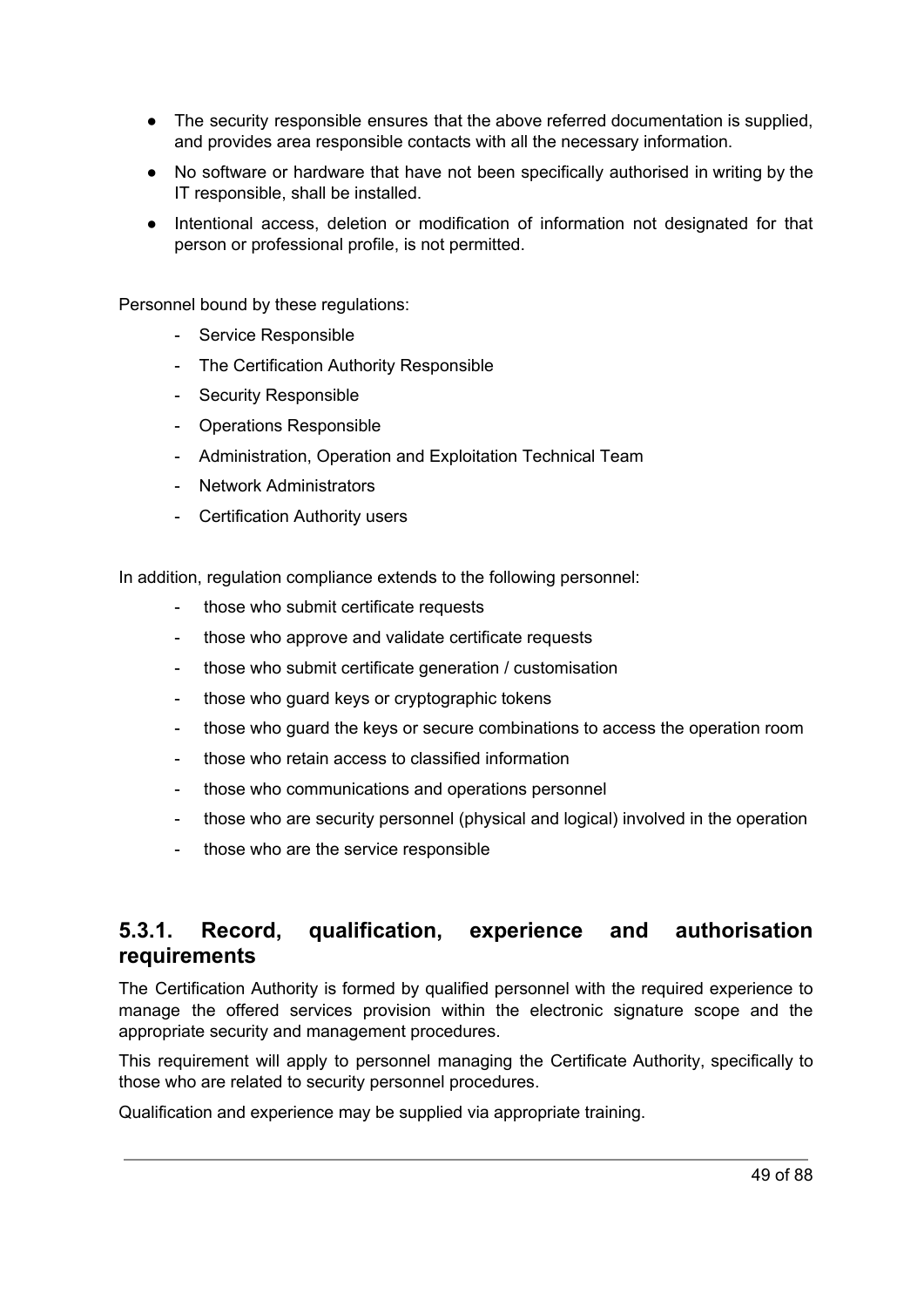- The security responsible ensures that the above referred documentation is supplied, and provides area responsible contacts with all the necessary information.
- No software or hardware that have not been specifically authorised in writing by the IT responsible, shall be installed.
- Intentional access, deletion or modification of information not designated for that person or professional profile, is not permitted.

Personnel bound by these regulations:

- Service Responsible
- The Certification Authority Responsible
- Security Responsible
- Operations Responsible
- Administration, Operation and Exploitation Technical Team
- Network Administrators
- Certification Authority users

In addition, regulation compliance extends to the following personnel:

- those who submit certificate requests
- those who approve and validate certificate requests
- those who submit certificate generation / customisation
- those who guard keys or cryptographic tokens
- those who guard the keys or secure combinations to access the operation room
- those who retain access to classified information
- those who communications and operations personnel
- those who are security personnel (physical and logical) involved in the operation
- those who are the service responsible

### 5.3.1. Record, qualification, experience and authorisation requirements

The Certification Authority is formed by qualified personnel with the required experience to manage the offered services provision within the electronic signature scope and the appropriate security and management procedures.

This requirement will apply to personnel managing the Certificate Authority, specifically to those who are related to security personnel procedures.

Qualification and experience may be supplied via appropriate training.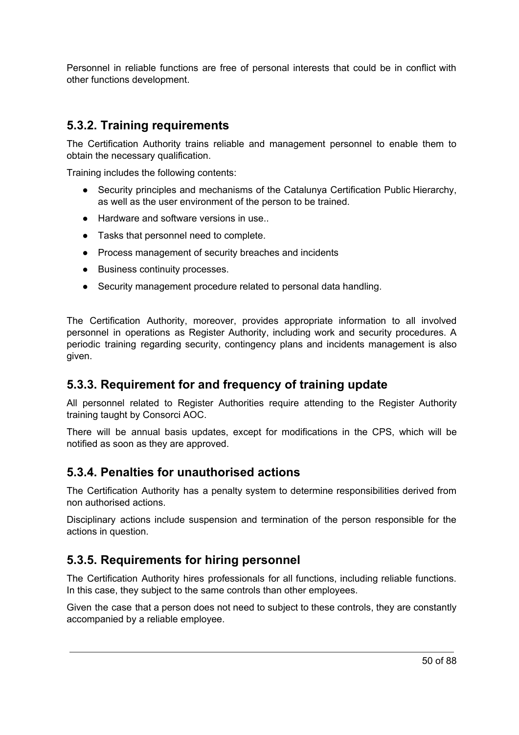Personnel in reliable functions are free of personal interests that could be in conflict with other functions development.

### 5.3.2. Training requirements

The Certification Authority trains reliable and management personnel to enable them to obtain the necessary qualification.

Training includes the following contents:

- Security principles and mechanisms of the Catalunya Certification Public Hierarchy, as well as the user environment of the person to be trained.
- Hardware and software versions in use..
- Tasks that personnel need to complete.
- Process management of security breaches and incidents
- Business continuity processes.
- Security management procedure related to personal data handling.

The Certification Authority, moreover, provides appropriate information to all involved personnel in operations as Register Authority, including work and security procedures. A periodic training regarding security, contingency plans and incidents management is also given.

### 5.3.3. Requirement for and frequency of training update

All personnel related to Register Authorities require attending to the Register Authority training taught by Consorci AOC.

There will be annual basis updates, except for modifications in the CPS, which will be notified as soon as they are approved.

### 5.3.4. Penalties for unauthorised actions

The Certification Authority has a penalty system to determine responsibilities derived from non authorised actions.

Disciplinary actions include suspension and termination of the person responsible for the actions in question.

### 5.3.5. Requirements for hiring personnel

The Certification Authority hires professionals for all functions, including reliable functions. In this case, they subject to the same controls than other employees.

Given the case that a person does not need to subject to these controls, they are constantly accompanied by a reliable employee.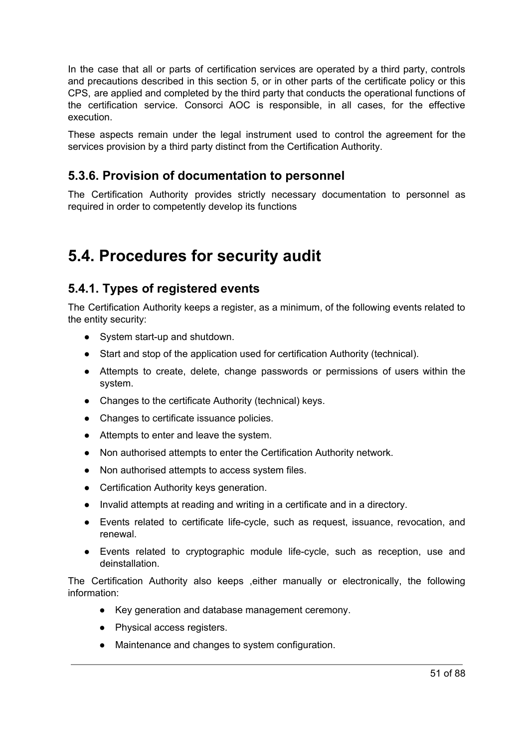In the case that all or parts of certification services are operated by a third party, controls and precautions described in this section 5, or in other parts of the certificate policy or this CPS, are applied and completed by the third party that conducts the operational functions of the certification service. Consorci AOC is responsible, in all cases, for the effective execution.

These aspects remain under the legal instrument used to control the agreement for the services provision by a third party distinct from the Certification Authority.

### 5.3.6. Provision of documentation to personnel

The Certification Authority provides strictly necessary documentation to personnel as required in order to competently develop its functions

## 5.4. Procedures for security audit

### 5.4.1. Types of registered events

The Certification Authority keeps a register, as a minimum, of the following events related to the entity security:

- System start-up and shutdown.
- Start and stop of the application used for certification Authority (technical).
- Attempts to create, delete, change passwords or permissions of users within the system.
- Changes to the certificate Authority (technical) keys.
- Changes to certificate issuance policies.
- Attempts to enter and leave the system.
- Non authorised attempts to enter the Certification Authority network.
- Non authorised attempts to access system files.
- Certification Authority keys generation.
- Invalid attempts at reading and writing in a certificate and in a directory.
- Events related to certificate life-cycle, such as request, issuance, revocation, and renewal.
- Events related to cryptographic module life-cycle, such as reception, use and deinstallation.

The Certification Authority also keeps ,either manually or electronically, the following information:

- Key generation and database management ceremony.
- Physical access registers.
- Maintenance and changes to system configuration.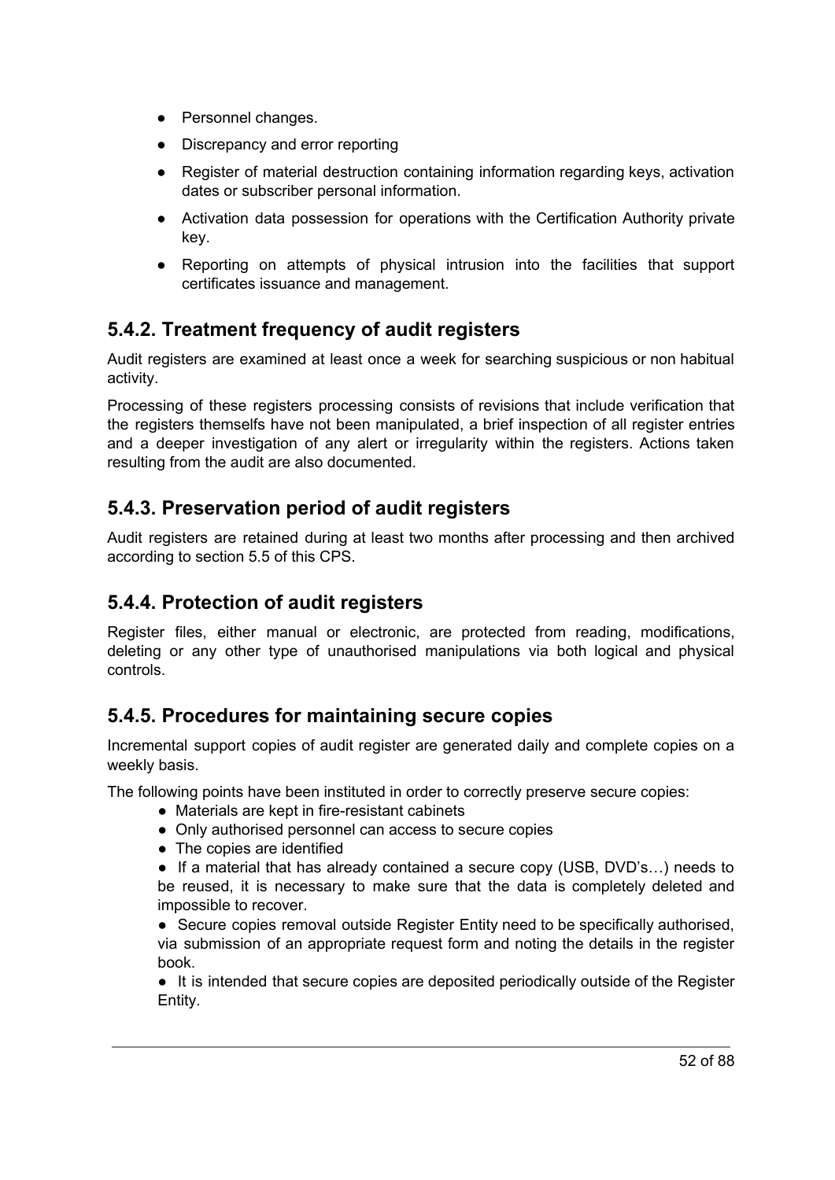- Personnel changes.
- Discrepancy and error reporting
- Register of material destruction containing information regarding keys, activation dates or subscriber personal information.
- Activation data possession for operations with the Certification Authority private key.
- Reporting on attempts of physical intrusion into the facilities that support certificates issuance and management.

## 5.4.2. Treatment frequency of audit registers

Audit registers are examined at least once a week for searching suspicious or non habitual activity.

Processing of these registers processing consists of revisions that include verification that the registers themselfs have not been manipulated, a brief inspection of all register entries and a deeper investigation of any alert or irregularity within the registers. Actions taken resulting from the audit are also documented.

## 5.4.3. Preservation period of audit registers

Audit registers are retained during at least two months after processing and then archived according to section 5.5 of this CPS.

## 5.4.4. Protection of audit registers

Register files, either manual or electronic, are protected from reading, modifications, deleting or any other type of unauthorised manipulations via both logical and physical controls.

## 5.4.5. Procedures for maintaining secure copies

Incremental support copies of audit register are generated daily and complete copies on a weekly basis.

The following points have been instituted in order to correctly preserve secure copies:

- Materials are kept in fire-resistant cabinets
- Only authorised personnel can access to secure copies
- The copies are identified
- If a material that has already contained a secure copy (USB, DVD's…) needs to be reused, it is necessary to make sure that the data is completely deleted and impossible to recover.
- Secure copies removal outside Register Entity need to be specifically authorised, via submission of an appropriate request form and noting the details in the register book.
- It is intended that secure copies are deposited periodically outside of the Register Entity.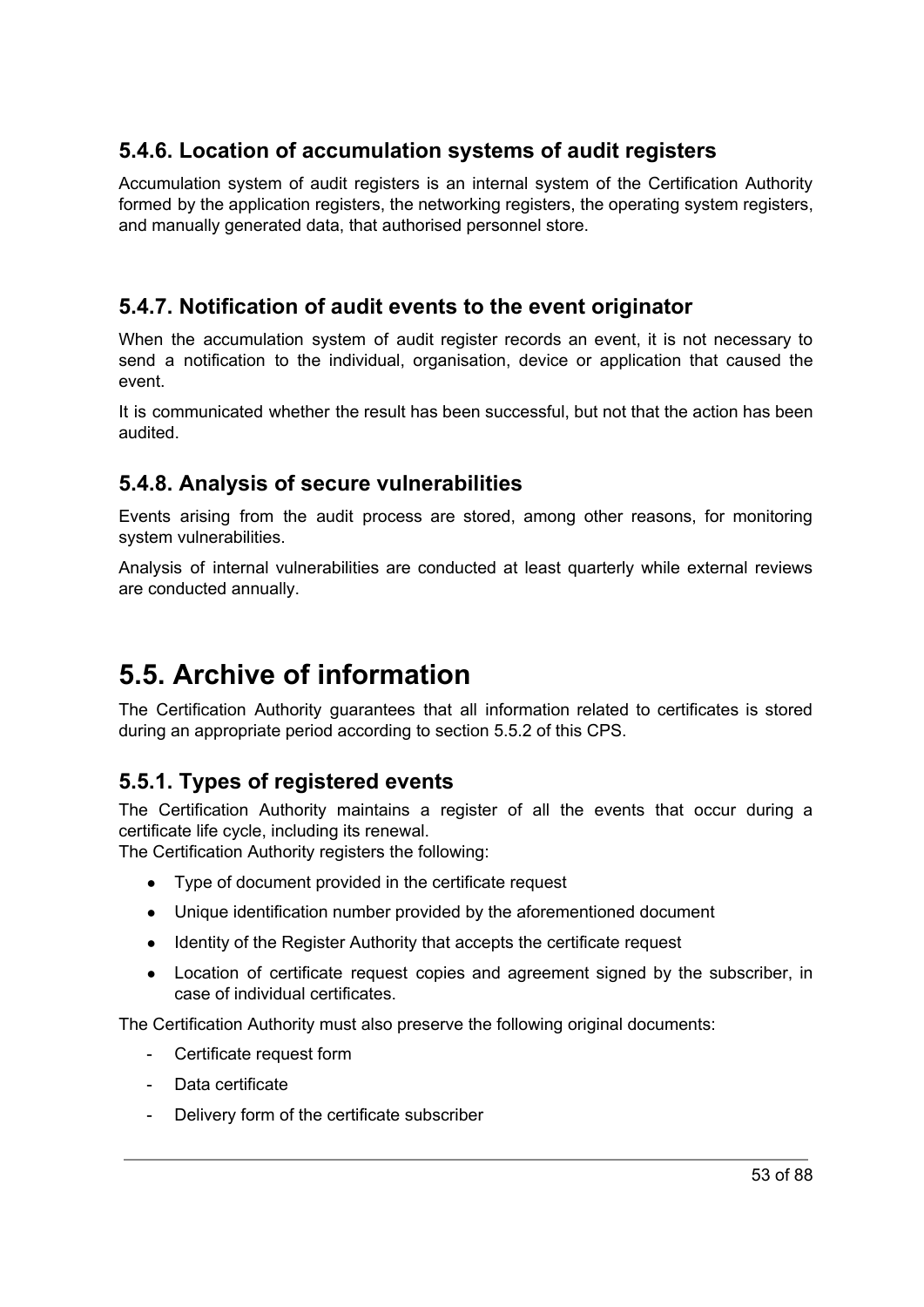### 5.4.6. Location of accumulation systems of audit registers

Accumulation system of audit registers is an internal system of the Certification Authority formed by the application registers, the networking registers, the operating system registers, and manually generated data, that authorised personnel store.

### 5.4.7. Notification of audit events to the event originator

When the accumulation system of audit register records an event, it is not necessary to send a notification to the individual, organisation, device or application that caused the event.

It is communicated whether the result has been successful, but not that the action has been audited.

### 5.4.8. Analysis of secure vulnerabilities

Events arising from the audit process are stored, among other reasons, for monitoring system vulnerabilities.

Analysis of internal vulnerabilities are conducted at least quarterly while external reviews are conducted annually.

## 5.5. Archive of information

The Certification Authority guarantees that all information related to certificates is stored during an appropriate period according to section 5.5.2 of this CPS.

### 5.5.1. Types of registered events

The Certification Authority maintains a register of all the events that occur during a certificate life cycle, including its renewal.
The Certification Authority registers the following:

- Type of document provided in the certificate request
- Unique identification number provided by the aforementioned document
- Identity of the Register Authority that accepts the certificate request
- Location of certificate request copies and agreement signed by the subscriber, in case of individual certificates.

The Certification Authority must also preserve the following original documents:

- Certificate request form
- Data certificate
- Delivery form of the certificate subscriber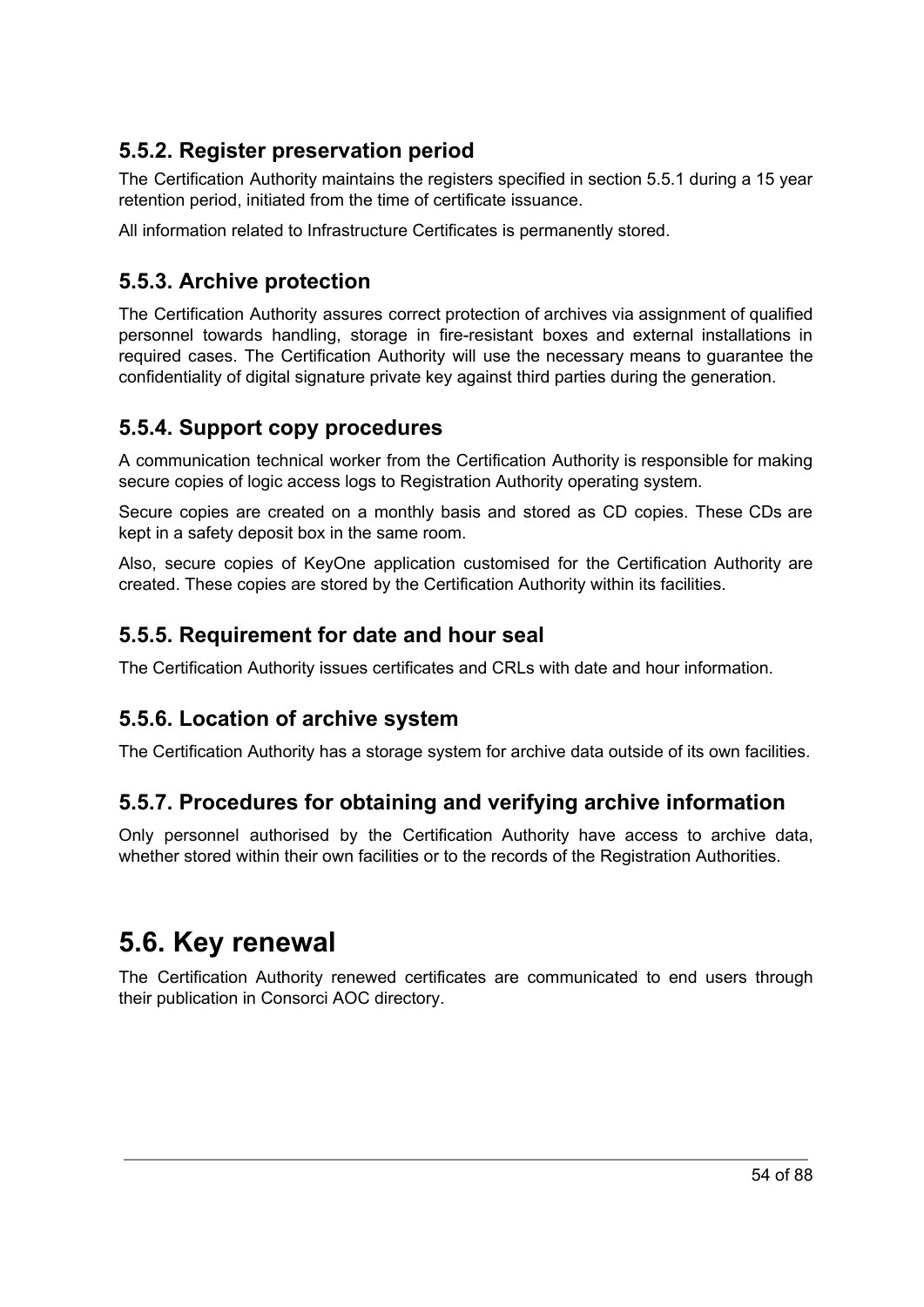### 5.5.2. Register preservation period

The Certification Authority maintains the registers specified in section 5.5.1 during a 15 year retention period, initiated from the time of certificate issuance.

All information related to Infrastructure Certificates is permanently stored.

### 5.5.3. Archive protection

The Certification Authority assures correct protection of archives via assignment of qualified personnel towards handling, storage in fire-resistant boxes and external installations in required cases. The Certification Authority will use the necessary means to guarantee the confidentiality of digital signature private key against third parties during the generation.

### 5.5.4. Support copy procedures

A communication technical worker from the Certification Authority is responsible for making secure copies of logic access logs to Registration Authority operating system.

Secure copies are created on a monthly basis and stored as CD copies. These CDs are kept in a safety deposit box in the same room.

Also, secure copies of KeyOne application customised for the Certification Authority are created. These copies are stored by the Certification Authority within its facilities.

### 5.5.5. Requirement for date and hour seal

The Certification Authority issues certificates and CRLs with date and hour information.

### 5.5.6. Location of archive system

The Certification Authority has a storage system for archive data outside of its own facilities.

### 5.5.7. Procedures for obtaining and verifying archive information

Only personnel authorised by the Certification Authority have access to archive data, whether stored within their own facilities or to the records of the Registration Authorities.

## 5.6. Key renewal

The Certification Authority renewed certificates are communicated to end users through their publication in Consorci AOC directory.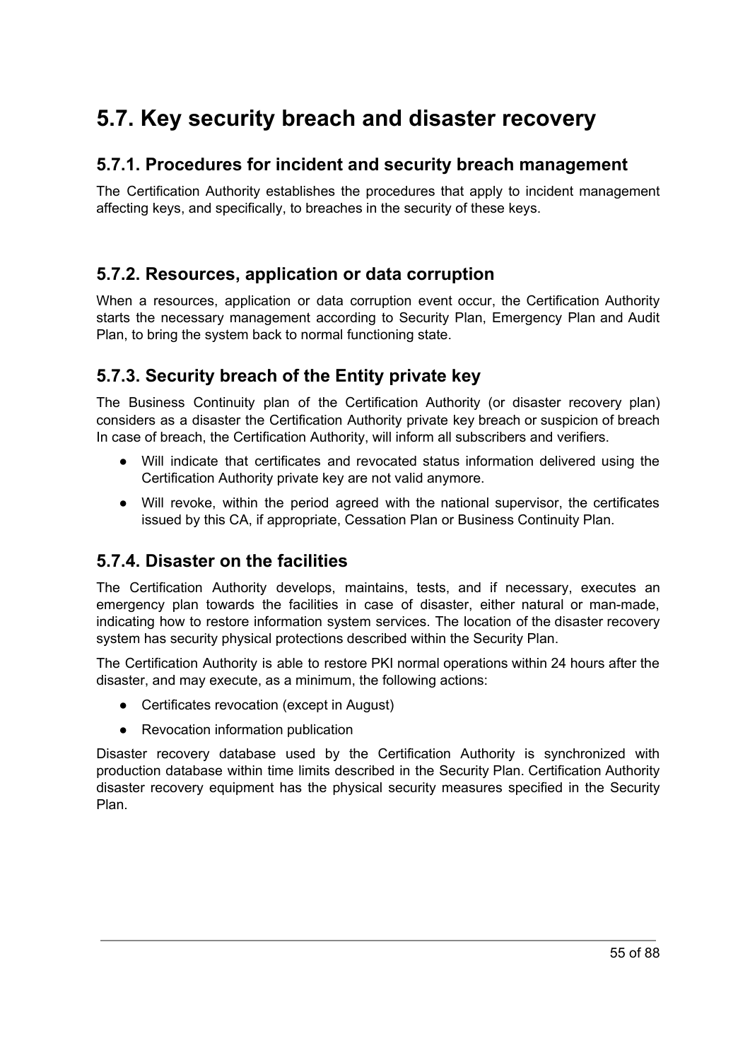## 5.7. Key security breach and disaster recovery

### 5.7.1. Procedures for incident and security breach management

The Certification Authority establishes the procedures that apply to incident management affecting keys, and specifically, to breaches in the security of these keys.

### 5.7.2. Resources, application or data corruption

When a resources, application or data corruption event occur, the Certification Authority starts the necessary management according to Security Plan, Emergency Plan and Audit Plan, to bring the system back to normal functioning state.

### 5.7.3. Security breach of the Entity private key

The Business Continuity plan of the Certification Authority (or disaster recovery plan) considers as a disaster the Certification Authority private key breach or suspicion of breach In case of breach, the Certification Authority, will inform all subscribers and verifiers.

- Will indicate that certificates and revocated status information delivered using the Certification Authority private key are not valid anymore.
- Will revoke, within the period agreed with the national supervisor, the certificates issued by this CA, if appropriate, Cessation Plan or Business Continuity Plan.

### 5.7.4. Disaster on the facilities

The Certification Authority develops, maintains, tests, and if necessary, executes an emergency plan towards the facilities in case of disaster, either natural or man-made, indicating how to restore information system services. The location of the disaster recovery system has security physical protections described within the Security Plan.

The Certification Authority is able to restore PKI normal operations within 24 hours after the disaster, and may execute, as a minimum, the following actions:

- Certificates revocation (except in August)
- Revocation information publication

Disaster recovery database used by the Certification Authority is synchronized with production database within time limits described in the Security Plan. Certification Authority disaster recovery equipment has the physical security measures specified in the Security Plan.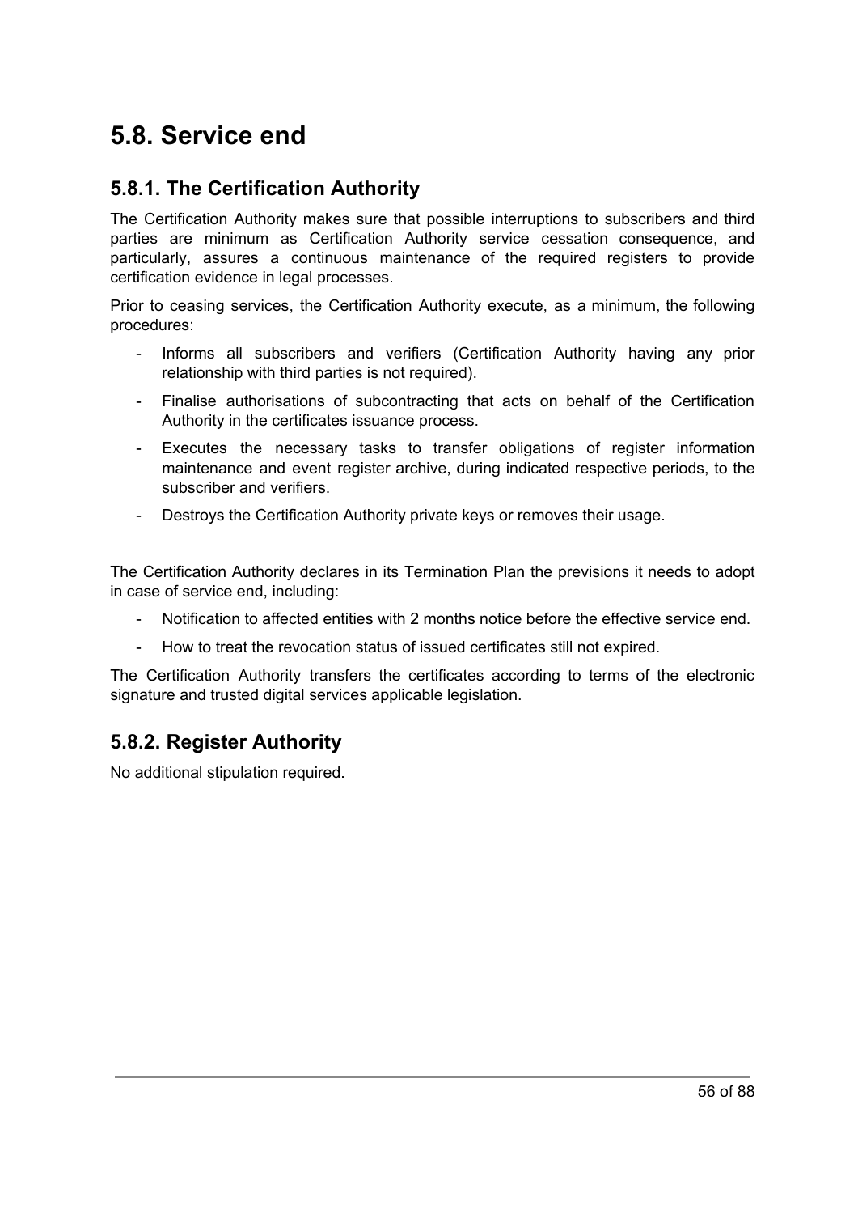# 5.8. Service end

## 5.8.1. The Certification Authority

The Certification Authority makes sure that possible interruptions to subscribers and third parties are minimum as Certification Authority service cessation consequence, and particularly, assures a continuous maintenance of the required registers to provide certification evidence in legal processes.

Prior to ceasing services, the Certification Authority execute, as a minimum, the following procedures:

- Informs all subscribers and verifiers (Certification Authority having any prior relationship with third parties is not required).
- Finalise authorisations of subcontracting that acts on behalf of the Certification Authority in the certificates issuance process.
- Executes the necessary tasks to transfer obligations of register information maintenance and event register archive, during indicated respective periods, to the subscriber and verifiers.
- Destroys the Certification Authority private keys or removes their usage.

The Certification Authority declares in its Termination Plan the previsions it needs to adopt in case of service end, including:

- Notification to affected entities with 2 months notice before the effective service end.
- How to treat the revocation status of issued certificates still not expired.

The Certification Authority transfers the certificates according to terms of the electronic signature and trusted digital services applicable legislation.

## 5.8.2. Register Authority

No additional stipulation required.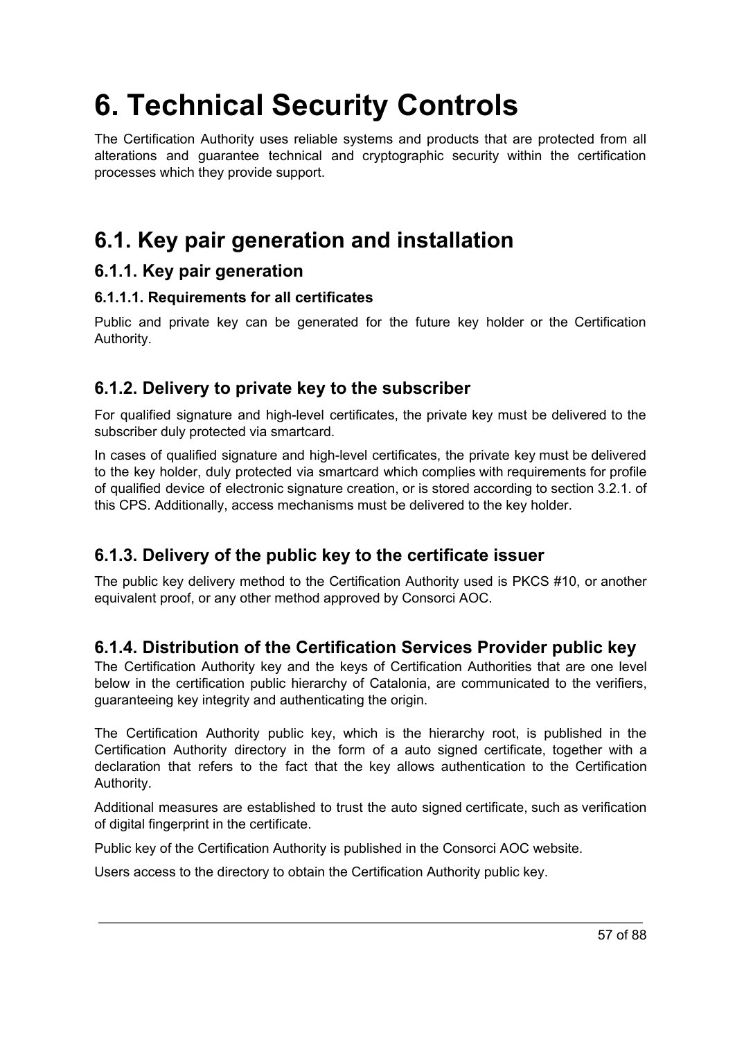# 6. Technical Security Controls

The Certification Authority uses reliable systems and products that are protected from all alterations and guarantee technical and cryptographic security within the certification processes which they provide support.

## 6.1. Key pair generation and installation

### 6.1.1. Key pair generation

#### 6.1.1.1. Requirements for all certificates

Public and private key can be generated for the future key holder or the Certification Authority.

### 6.1.2. Delivery to private key to the subscriber

For qualified signature and high-level certificates, the private key must be delivered to the subscriber duly protected via smartcard.

In cases of qualified signature and high-level certificates, the private key must be delivered to the key holder, duly protected via smartcard which complies with requirements for profile of qualified device of electronic signature creation, or is stored according to section 3.2.1. of this CPS. Additionally, access mechanisms must be delivered to the key holder.

### 6.1.3. Delivery of the public key to the certificate issuer

The public key delivery method to the Certification Authority used is PKCS #10, or another equivalent proof, or any other method approved by Consorci AOC.

### 6.1.4. Distribution of the Certification Services Provider public key

The Certification Authority key and the keys of Certification Authorities that are one level below in the certification public hierarchy of Catalonia, are communicated to the verifiers, guaranteeing key integrity and authenticating the origin.

The Certification Authority public key, which is the hierarchy root, is published in the Certification Authority directory in the form of a auto signed certificate, together with a declaration that refers to the fact that the key allows authentication to the Certification Authority.

Additional measures are established to trust the auto signed certificate, such as verification of digital fingerprint in the certificate.

Public key of the Certification Authority is published in the Consorci AOC website.

Users access to the directory to obtain the Certification Authority public key.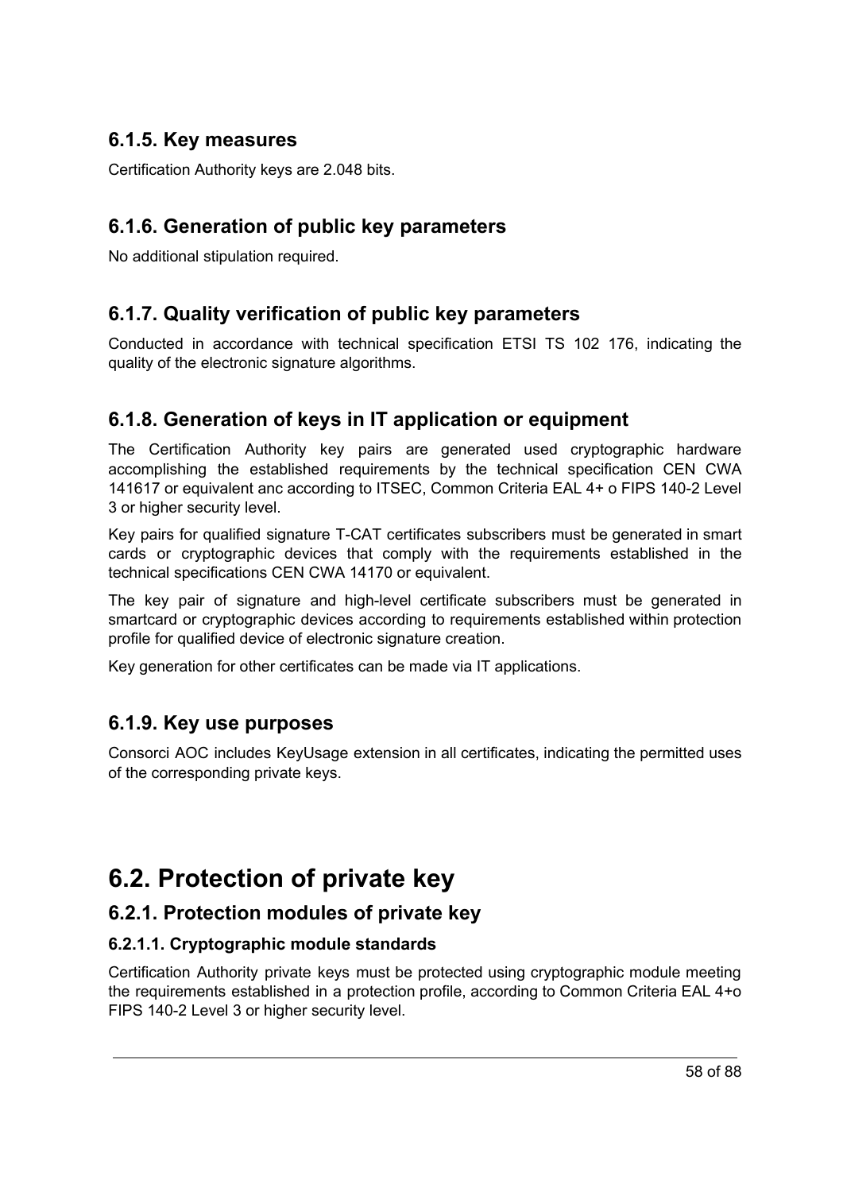### 6.1.5. Key measures

Certification Authority keys are 2.048 bits.

### 6.1.6. Generation of public key parameters

No additional stipulation required.

### 6.1.7. Quality verification of public key parameters

Conducted in accordance with technical specification ETSI TS 102 176, indicating the quality of the electronic signature algorithms.

### 6.1.8. Generation of keys in IT application or equipment

The Certification Authority key pairs are generated used cryptographic hardware accomplishing the established requirements by the technical specification CEN CWA 141617 or equivalent anc according to ITSEC, Common Criteria EAL 4+ o FIPS 140-2 Level 3 or higher security level.

Key pairs for qualified signature T-CAT certificates subscribers must be generated in smart cards or cryptographic devices that comply with the requirements established in the technical specifications CEN CWA 14170 or equivalent.

The key pair of signature and high-level certificate subscribers must be generated in smartcard or cryptographic devices according to requirements established within protection profile for qualified device of electronic signature creation.

Key generation for other certificates can be made via IT applications.

### 6.1.9. Key use purposes

Consorci AOC includes KeyUsage extension in all certificates, indicating the permitted uses of the corresponding private keys.

## 6.2. Protection of private key

### 6.2.1. Protection modules of private key

#### 6.2.1.1. Cryptographic module standards

Certification Authority private keys must be protected using cryptographic module meeting the requirements established in a protection profile, according to Common Criteria EAL 4+o FIPS 140-2 Level 3 or higher security level.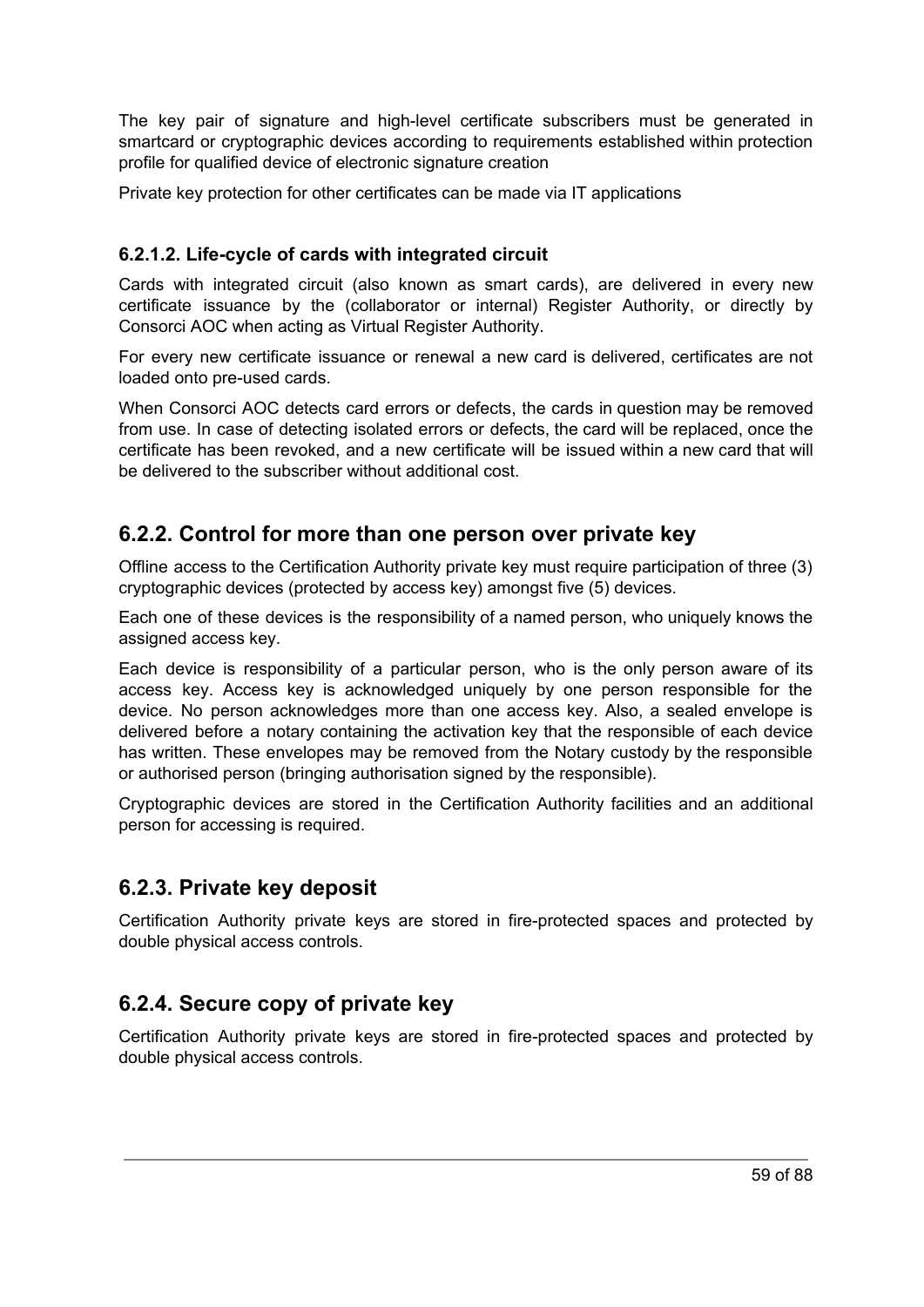The key pair of signature and high-level certificate subscribers must be generated in smartcard or cryptographic devices according to requirements established within protection profile for qualified device of electronic signature creation

Private key protection for other certificates can be made via IT applications

### 6.2.1.2. Life-cycle of cards with integrated circuit

Cards with integrated circuit (also known as smart cards), are delivered in every new certificate issuance by the (collaborator or internal) Register Authority, or directly by Consorci AOC when acting as Virtual Register Authority.

For every new certificate issuance or renewal a new card is delivered, certificates are not loaded onto pre-used cards.

When Consorci AOC detects card errors or defects, the cards in question may be removed from use. In case of detecting isolated errors or defects, the card will be replaced, once the certificate has been revoked, and a new certificate will be issued within a new card that will be delivered to the subscriber without additional cost.

## 6.2.2. Control for more than one person over private key

Offline access to the Certification Authority private key must require participation of three (3) cryptographic devices (protected by access key) amongst five (5) devices.

Each one of these devices is the responsibility of a named person, who uniquely knows the assigned access key.

Each device is responsibility of a particular person, who is the only person aware of its access key. Access key is acknowledged uniquely by one person responsible for the device. No person acknowledges more than one access key. Also, a sealed envelope is delivered before a notary containing the activation key that the responsible of each device has written. These envelopes may be removed from the Notary custody by the responsible or authorised person (bringing authorisation signed by the responsible).

Cryptographic devices are stored in the Certification Authority facilities and an additional person for accessing is required.

## 6.2.3. Private key deposit

Certification Authority private keys are stored in fire-protected spaces and protected by double physical access controls.

## 6.2.4. Secure copy of private key

Certification Authority private keys are stored in fire-protected spaces and protected by double physical access controls.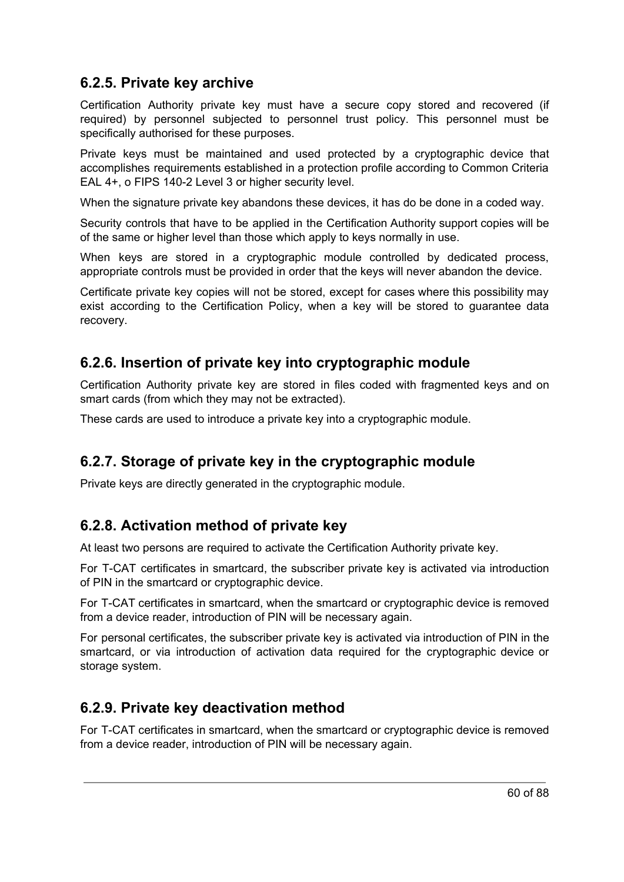### 6.2.5. Private key archive

Certification Authority private key must have a secure copy stored and recovered (if required) by personnel subjected to personnel trust policy. This personnel must be specifically authorised for these purposes.

Private keys must be maintained and used protected by a cryptographic device that accomplishes requirements established in a protection profile according to Common Criteria EAL 4+, o FIPS 140-2 Level 3 or higher security level.

When the signature private key abandons these devices, it has do be done in a coded way.

Security controls that have to be applied in the Certification Authority support copies will be of the same or higher level than those which apply to keys normally in use.

When keys are stored in a cryptographic module controlled by dedicated process, appropriate controls must be provided in order that the keys will never abandon the device.

Certificate private key copies will not be stored, except for cases where this possibility may exist according to the Certification Policy, when a key will be stored to guarantee data recovery.

### 6.2.6. Insertion of private key into cryptographic module

Certification Authority private key are stored in files coded with fragmented keys and on smart cards (from which they may not be extracted).

These cards are used to introduce a private key into a cryptographic module.

### 6.2.7. Storage of private key in the cryptographic module

Private keys are directly generated in the cryptographic module.

### 6.2.8. Activation method of private key

At least two persons are required to activate the Certification Authority private key.

For T-CAT certificates in smartcard, the subscriber private key is activated via introduction of PIN in the smartcard or cryptographic device.

For T-CAT certificates in smartcard, when the smartcard or cryptographic device is removed from a device reader, introduction of PIN will be necessary again.

For personal certificates, the subscriber private key is activated via introduction of PIN in the smartcard, or via introduction of activation data required for the cryptographic device or storage system.

### 6.2.9. Private key deactivation method

For T-CAT certificates in smartcard, when the smartcard or cryptographic device is removed from a device reader, introduction of PIN will be necessary again.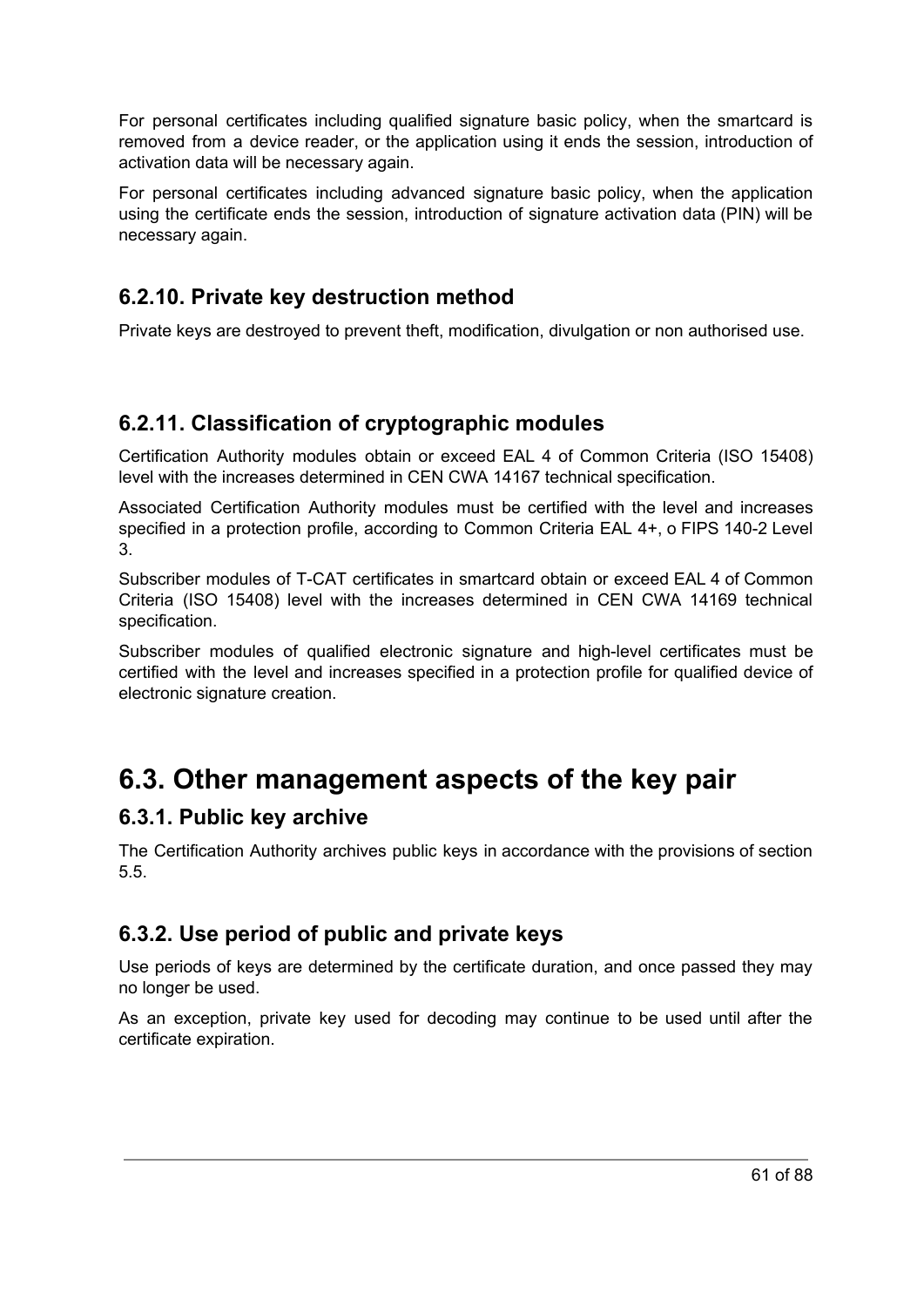For personal certificates including qualified signature basic policy, when the smartcard is removed from a device reader, or the application using it ends the session, introduction of activation data will be necessary again.

For personal certificates including advanced signature basic policy, when the application using the certificate ends the session, introduction of signature activation data (PIN) will be necessary again.

### 6.2.10. Private key destruction method

Private keys are destroyed to prevent theft, modification, divulgation or non authorised use.

### 6.2.11. Classification of cryptographic modules

Certification Authority modules obtain or exceed EAL 4 of Common Criteria (ISO 15408) level with the increases determined in CEN CWA 14167 technical specification.

Associated Certification Authority modules must be certified with the level and increases specified in a protection profile, according to Common Criteria EAL 4+, o FIPS 140-2 Level 3.

Subscriber modules of T-CAT certificates in smartcard obtain or exceed EAL 4 of Common Criteria (ISO 15408) level with the increases determined in CEN CWA 14169 technical specification.

Subscriber modules of qualified electronic signature and high-level certificates must be certified with the level and increases specified in a protection profile for qualified device of electronic signature creation.

## 6.3. Other management aspects of the key pair

### 6.3.1. Public key archive

The Certification Authority archives public keys in accordance with the provisions of section 5.5.

### 6.3.2. Use period of public and private keys

Use periods of keys are determined by the certificate duration, and once passed they may no longer be used.

As an exception, private key used for decoding may continue to be used until after the certificate expiration.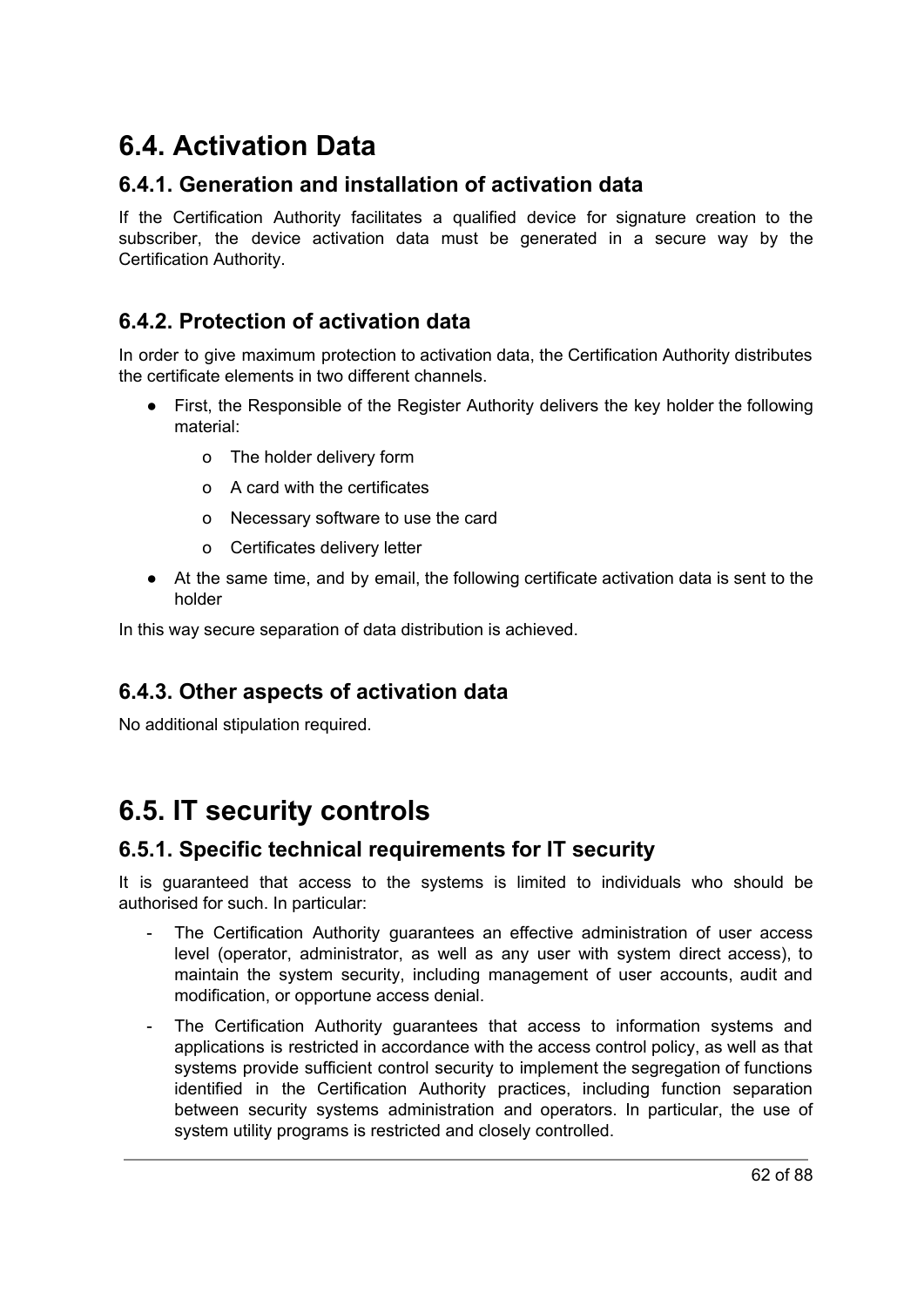## 6.4. Activation Data

### 6.4.1. Generation and installation of activation data

If the Certification Authority facilitates a qualified device for signature creation to the subscriber, the device activation data must be generated in a secure way by the Certification Authority.

### 6.4.2. Protection of activation data

In order to give maximum protection to activation data, the Certification Authority distributes the certificate elements in two different channels.

- First, the Responsible of the Register Authority delivers the key holder the following material:
  - The holder delivery form
  - A card with the certificates
  - Necessary software to use the card
  - Certificates delivery letter
- At the same time, and by email, the following certificate activation data is sent to the holder

In this way secure separation of data distribution is achieved.

### 6.4.3. Other aspects of activation data

No additional stipulation required.

## 6.5. IT security controls

### 6.5.1. Specific technical requirements for IT security

It is guaranteed that access to the systems is limited to individuals who should be authorised for such. In particular:

- The Certification Authority guarantees an effective administration of user access level (operator, administrator, as well as any user with system direct access), to maintain the system security, including management of user accounts, audit and modification, or opportune access denial.
- The Certification Authority guarantees that access to information systems and applications is restricted in accordance with the access control policy, as well as that systems provide sufficient control security to implement the segregation of functions identified in the Certification Authority practices, including function separation between security systems administration and operators. In particular, the use of system utility programs is restricted and closely controlled.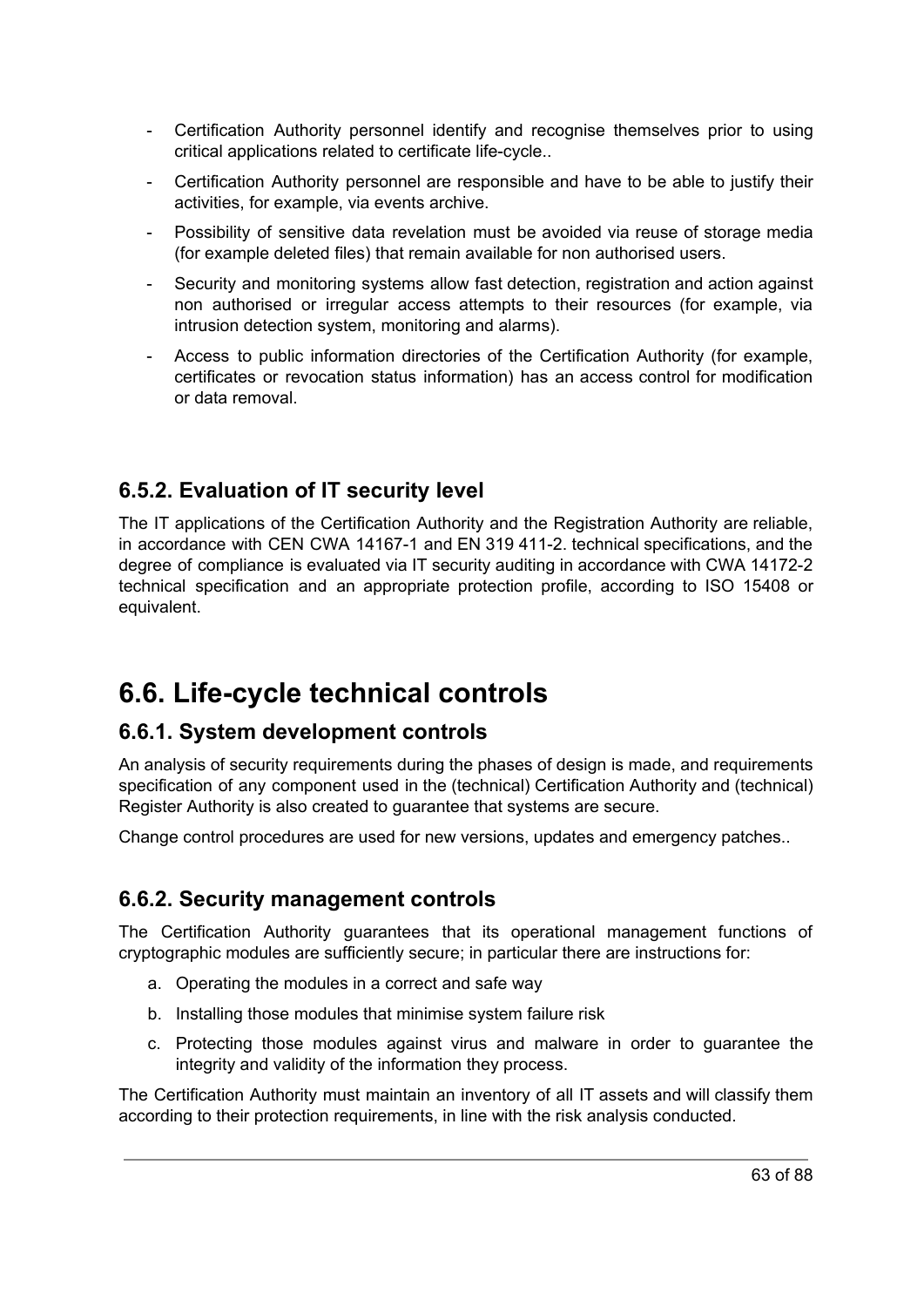- Certification Authority personnel identify and recognise themselves prior to using critical applications related to certificate life-cycle..
- Certification Authority personnel are responsible and have to be able to justify their activities, for example, via events archive.
- Possibility of sensitive data revelation must be avoided via reuse of storage media (for example deleted files) that remain available for non authorised users.
- Security and monitoring systems allow fast detection, registration and action against non authorised or irregular access attempts to their resources (for example, via intrusion detection system, monitoring and alarms).
- Access to public information directories of the Certification Authority (for example, certificates or revocation status information) has an access control for modification or data removal.

### 6.5.2. Evaluation of IT security level

The IT applications of the Certification Authority and the Registration Authority are reliable, in accordance with CEN CWA 14167-1 and EN 319 411-2. technical specifications, and the degree of compliance is evaluated via IT security auditing in accordance with CWA 14172-2 technical specification and an appropriate protection profile, according to ISO 15408 or equivalent.

## 6.6. Life-cycle technical controls

### 6.6.1. System development controls

An analysis of security requirements during the phases of design is made, and requirements specification of any component used in the (technical) Certification Authority and (technical) Register Authority is also created to guarantee that systems are secure.

Change control procedures are used for new versions, updates and emergency patches..

### 6.6.2. Security management controls

The Certification Authority guarantees that its operational management functions of cryptographic modules are sufficiently secure; in particular there are instructions for:

a. Operating the modules in a correct and safe way
b. Installing those modules that minimise system failure risk
c. Protecting those modules against virus and malware in order to guarantee the integrity and validity of the information they process.

The Certification Authority must maintain an inventory of all IT assets and will classify them according to their protection requirements, in line with the risk analysis conducted.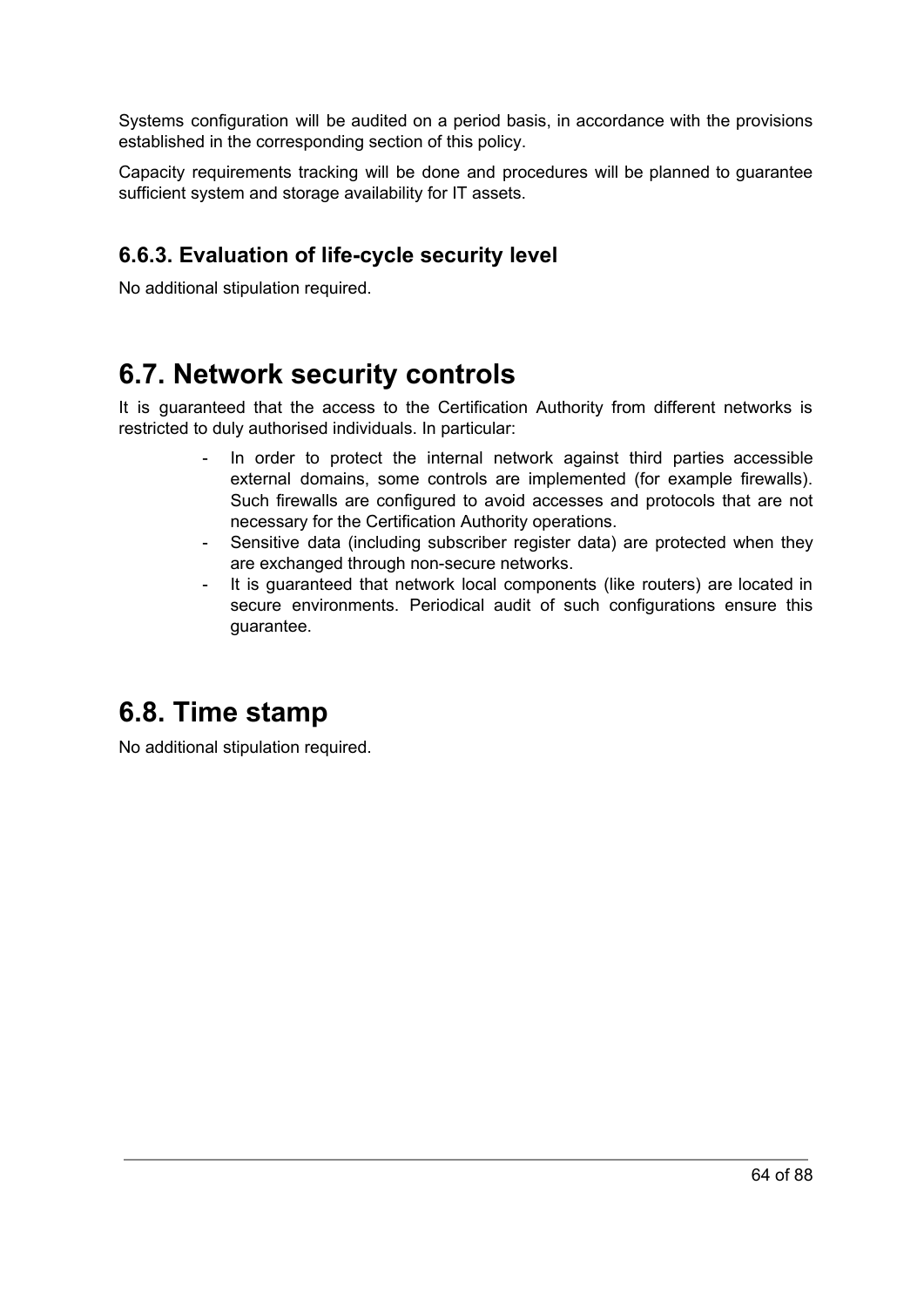Systems configuration will be audited on a period basis, in accordance with the provisions established in the corresponding section of this policy.

Capacity requirements tracking will be done and procedures will be planned to guarantee sufficient system and storage availability for IT assets.

### 6.6.3. Evaluation of life-cycle security level

No additional stipulation required.

## 6.7. Network security controls

It is guaranteed that the access to the Certification Authority from different networks is restricted to duly authorised individuals. In particular:

- In order to protect the internal network against third parties accessible external domains, some controls are implemented (for example firewalls). Such firewalls are configured to avoid accesses and protocols that are not necessary for the Certification Authority operations.
- Sensitive data (including subscriber register data) are protected when they are exchanged through non-secure networks.
- It is guaranteed that network local components (like routers) are located in secure environments. Periodical audit of such configurations ensure this guarantee.

## 6.8. Time stamp

No additional stipulation required.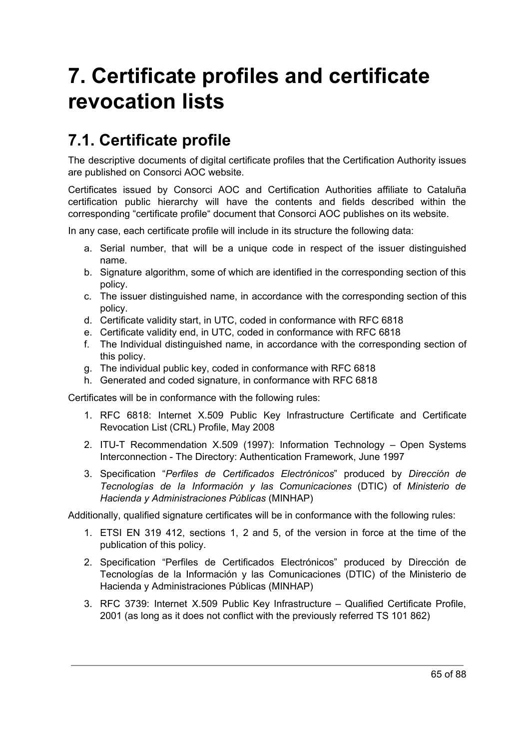# 7. Certificate profiles and certificate revocation lists

## 7.1. Certificate profile

The descriptive documents of digital certificate profiles that the Certification Authority issues are published on Consorci AOC website.

Certificates issued by Consorci AOC and Certification Authorities affiliate to Cataluña certification public hierarchy will have the contents and fields described within the corresponding “certificate profile“ document that Consorci AOC publishes on its website.

In any case, each certificate profile will include in its structure the following data:

a. Serial number, that will be a unique code in respect of the issuer distinguished name.
b. Signature algorithm, some of which are identified in the corresponding section of this policy.
c. The issuer distinguished name, in accordance with the corresponding section of this policy.
d. Certificate validity start, in UTC, coded in conformance with RFC 6818
e. Certificate validity end, in UTC, coded in conformance with RFC 6818
f. The Individual distinguished name, in accordance with the corresponding section of this policy.
g. The individual public key, coded in conformance with RFC 6818
h. Generated and coded signature, in conformance with RFC 6818

Certificates will be in conformance with the following rules:

1. RFC 6818: Internet X.509 Public Key Infrastructure Certificate and Certificate Revocation List (CRL) Profile, May 2008
2. ITU-T Recommendation X.509 (1997): Information Technology – Open Systems Interconnection - The Directory: Authentication Framework, June 1997
3. Specification “*Perfiles de Certificados Electrónicos*” produced by *Dirección de Tecnologías de la Información y las Comunicaciones* (DTIC) of *Ministerio de Hacienda y Administraciones Públicas* (MINHAP)

Additionally, qualified signature certificates will be in conformance with the following rules:

1. ETSI EN 319 412, sections 1, 2 and 5, of the version in force at the time of the publication of this policy.
2. Specification “Perfiles de Certificados Electrónicos” produced by Dirección de Tecnologías de la Información y las Comunicaciones (DTIC) of the Ministerio de Hacienda y Administraciones Públicas (MINHAP)
3. RFC 3739: Internet X.509 Public Key Infrastructure – Qualified Certificate Profile, 2001 (as long as it does not conflict with the previously referred TS 101 862)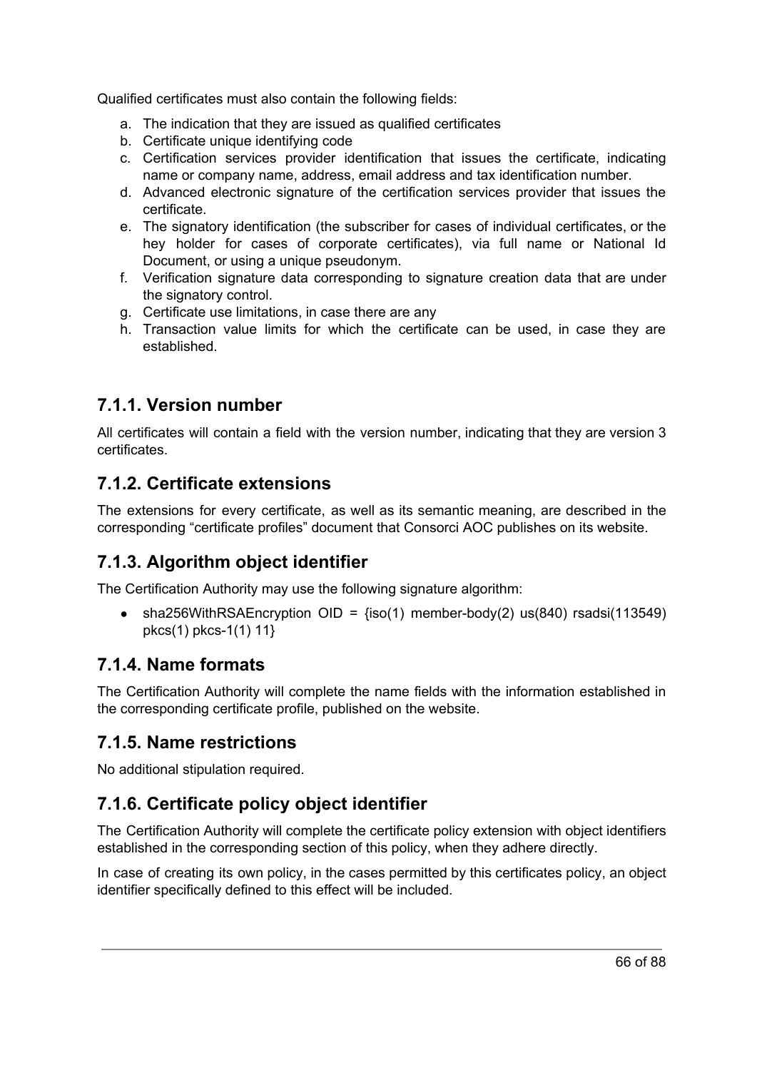Qualified certificates must also contain the following fields:

a. The indication that they are issued as qualified certificates
b. Certificate unique identifying code
c. Certification services provider identification that issues the certificate, indicating name or company name, address, email address and tax identification number.
d. Advanced electronic signature of the certification services provider that issues the certificate.
e. The signatory identification (the subscriber for cases of individual certificates, or the hey holder for cases of corporate certificates), via full name or National Id Document, or using a unique pseudonym.
f. Verification signature data corresponding to signature creation data that are under the signatory control.
g. Certificate use limitations, in case there are any
h. Transaction value limits for which the certificate can be used, in case they are established.

## 7.1.1. Version number

All certificates will contain a field with the version number, indicating that they are version 3 certificates.

## 7.1.2. Certificate extensions

The extensions for every certificate, as well as its semantic meaning, are described in the corresponding "certificate profiles" document that Consorci AOC publishes on its website.

## 7.1.3. Algorithm object identifier

The Certification Authority may use the following signature algorithm:

- sha256WithRSAEncryption OID = {iso(1) member-body(2) us(840) rsadsi(113549) pkcs(1) pkcs-1(1) 11}

## 7.1.4. Name formats

The Certification Authority will complete the name fields with the information established in the corresponding certificate profile, published on the website.

## 7.1.5. Name restrictions

No additional stipulation required.

## 7.1.6. Certificate policy object identifier

The Certification Authority will complete the certificate policy extension with object identifiers established in the corresponding section of this policy, when they adhere directly.

In case of creating its own policy, in the cases permitted by this certificates policy, an object identifier specifically defined to this effect will be included.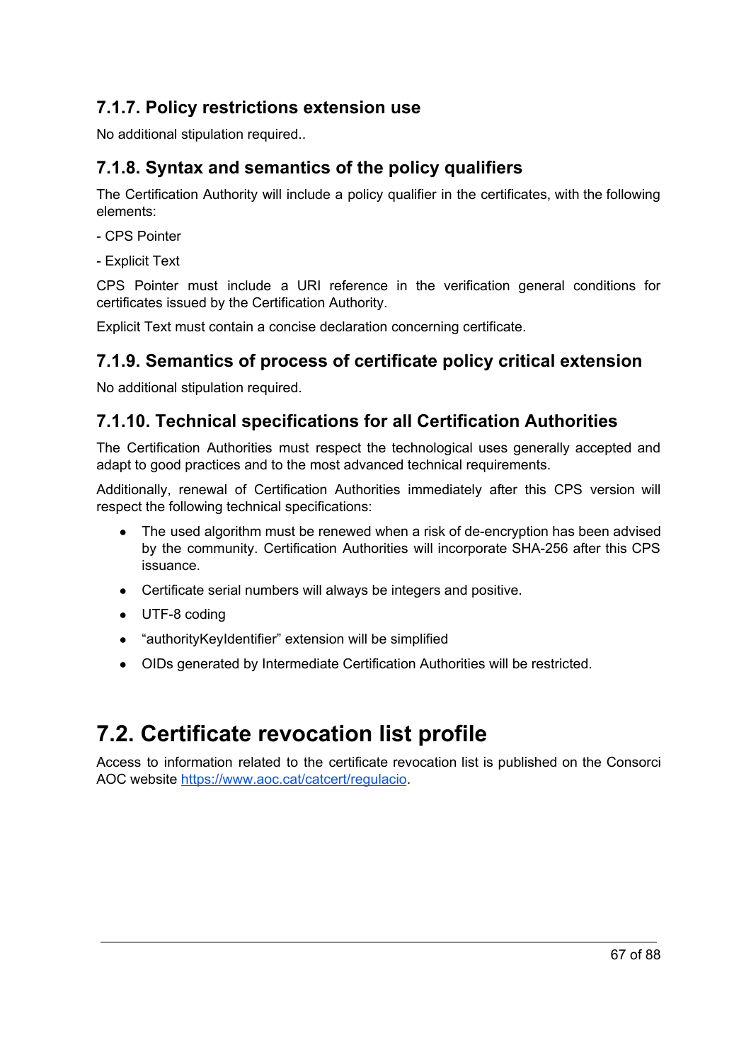### 7.1.7. Policy restrictions extension use

No additional stipulation required..

### 7.1.8. Syntax and semantics of the policy qualifiers

The Certification Authority will include a policy qualifier in the certificates, with the following elements:

- CPS Pointer

- Explicit Text

CPS Pointer must include a URI reference in the verification general conditions for certificates issued by the Certification Authority.

Explicit Text must contain a concise declaration concerning certificate.

### 7.1.9. Semantics of process of certificate policy critical extension

No additional stipulation required.

### 7.1.10. Technical specifications for all Certification Authorities

The Certification Authorities must respect the technological uses generally accepted and adapt to good practices and to the most advanced technical requirements.

Additionally, renewal of Certification Authorities immediately after this CPS version will respect the following technical specifications:

- The used algorithm must be renewed when a risk of de-encryption has been advised by the community. Certification Authorities will incorporate SHA-256 after this CPS issuance.
- Certificate serial numbers will always be integers and positive.
- UTF-8 coding
- “authorityKeyIdentifier” extension will be simplified
- OIDs generated by Intermediate Certification Authorities will be restricted.

## 7.2. Certificate revocation list profile

Access to information related to the certificate revocation list is published on the Consorci AOC website https://www.aoc.cat/catcert/regulacio.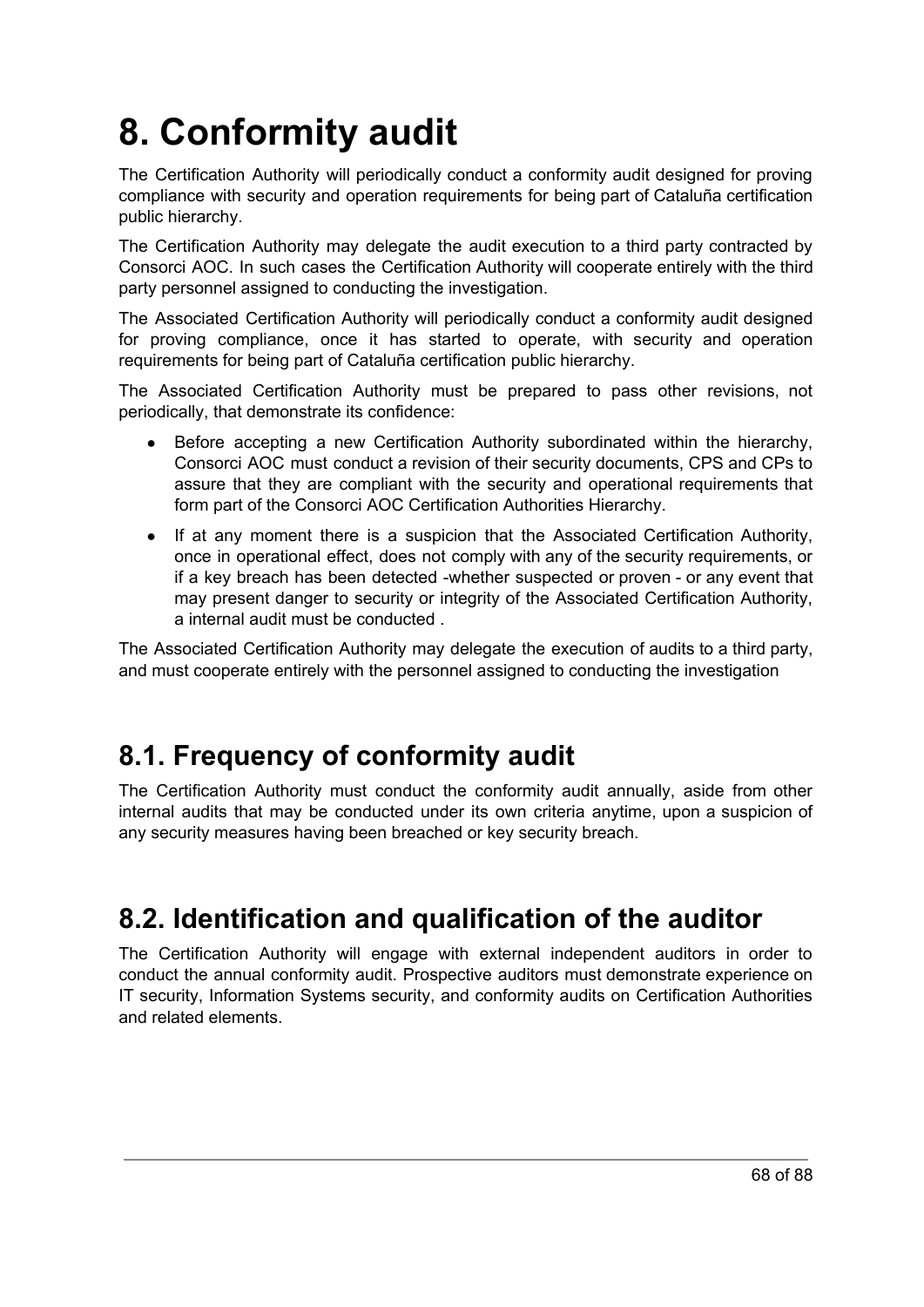# 8. Conformity audit

The Certification Authority will periodically conduct a conformity audit designed for proving compliance with security and operation requirements for being part of Cataluña certification public hierarchy.

The Certification Authority may delegate the audit execution to a third party contracted by Consorci AOC. In such cases the Certification Authority will cooperate entirely with the third party personnel assigned to conducting the investigation.

The Associated Certification Authority will periodically conduct a conformity audit designed for proving compliance, once it has started to operate, with security and operation requirements for being part of Cataluña certification public hierarchy.

The Associated Certification Authority must be prepared to pass other revisions, not periodically, that demonstrate its confidence:

- Before accepting a new Certification Authority subordinated within the hierarchy, Consorci AOC must conduct a revision of their security documents, CPS and CPs to assure that they are compliant with the security and operational requirements that form part of the Consorci AOC Certification Authorities Hierarchy.
- If at any moment there is a suspicion that the Associated Certification Authority, once in operational effect, does not comply with any of the security requirements, or if a key breach has been detected -whether suspected or proven - or any event that may present danger to security or integrity of the Associated Certification Authority, a internal audit must be conducted .

The Associated Certification Authority may delegate the execution of audits to a third party, and must cooperate entirely with the personnel assigned to conducting the investigation

## 8.1. Frequency of conformity audit

The Certification Authority must conduct the conformity audit annually, aside from other internal audits that may be conducted under its own criteria anytime, upon a suspicion of any security measures having been breached or key security breach.

## 8.2. Identification and qualification of the auditor

The Certification Authority will engage with external independent auditors in order to conduct the annual conformity audit. Prospective auditors must demonstrate experience on IT security, Information Systems security, and conformity audits on Certification Authorities and related elements.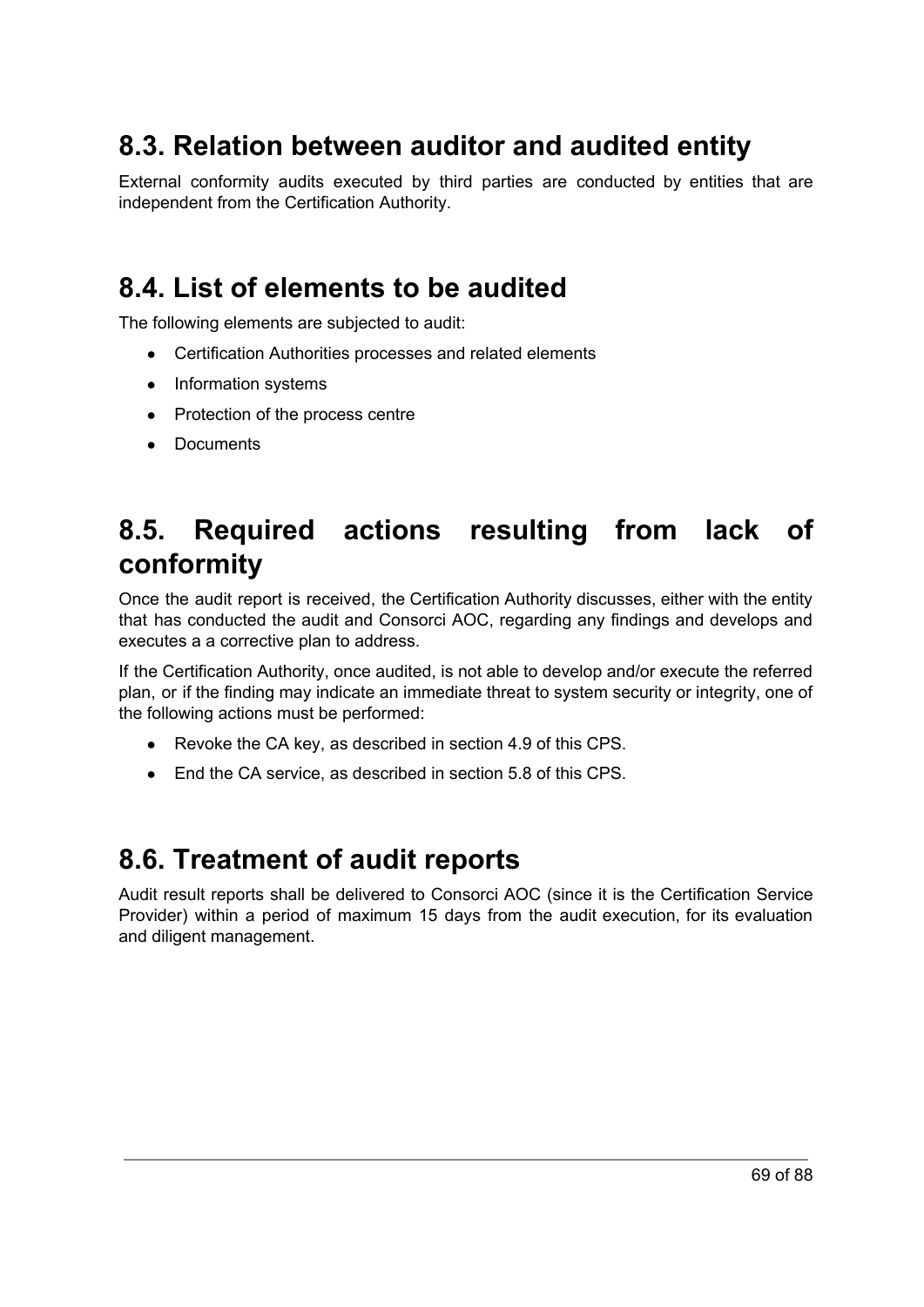## 8.3. Relation between auditor and audited entity

External conformity audits executed by third parties are conducted by entities that are independent from the Certification Authority.

## 8.4. List of elements to be audited

The following elements are subjected to audit:

- Certification Authorities processes and related elements
- Information systems
- Protection of the process centre
- Documents

## 8.5. Required actions resulting from lack of conformity

Once the audit report is received, the Certification Authority discusses, either with the entity that has conducted the audit and Consorci AOC, regarding any findings and develops and executes a a corrective plan to address.

If the Certification Authority, once audited, is not able to develop and/or execute the referred plan, or if the finding may indicate an immediate threat to system security or integrity, one of the following actions must be performed:

- Revoke the CA key, as described in section 4.9 of this CPS.
- End the CA service, as described in section 5.8 of this CPS.

## 8.6. Treatment of audit reports

Audit result reports shall be delivered to Consorci AOC (since it is the Certification Service Provider) within a period of maximum 15 days from the audit execution, for its evaluation and diligent management.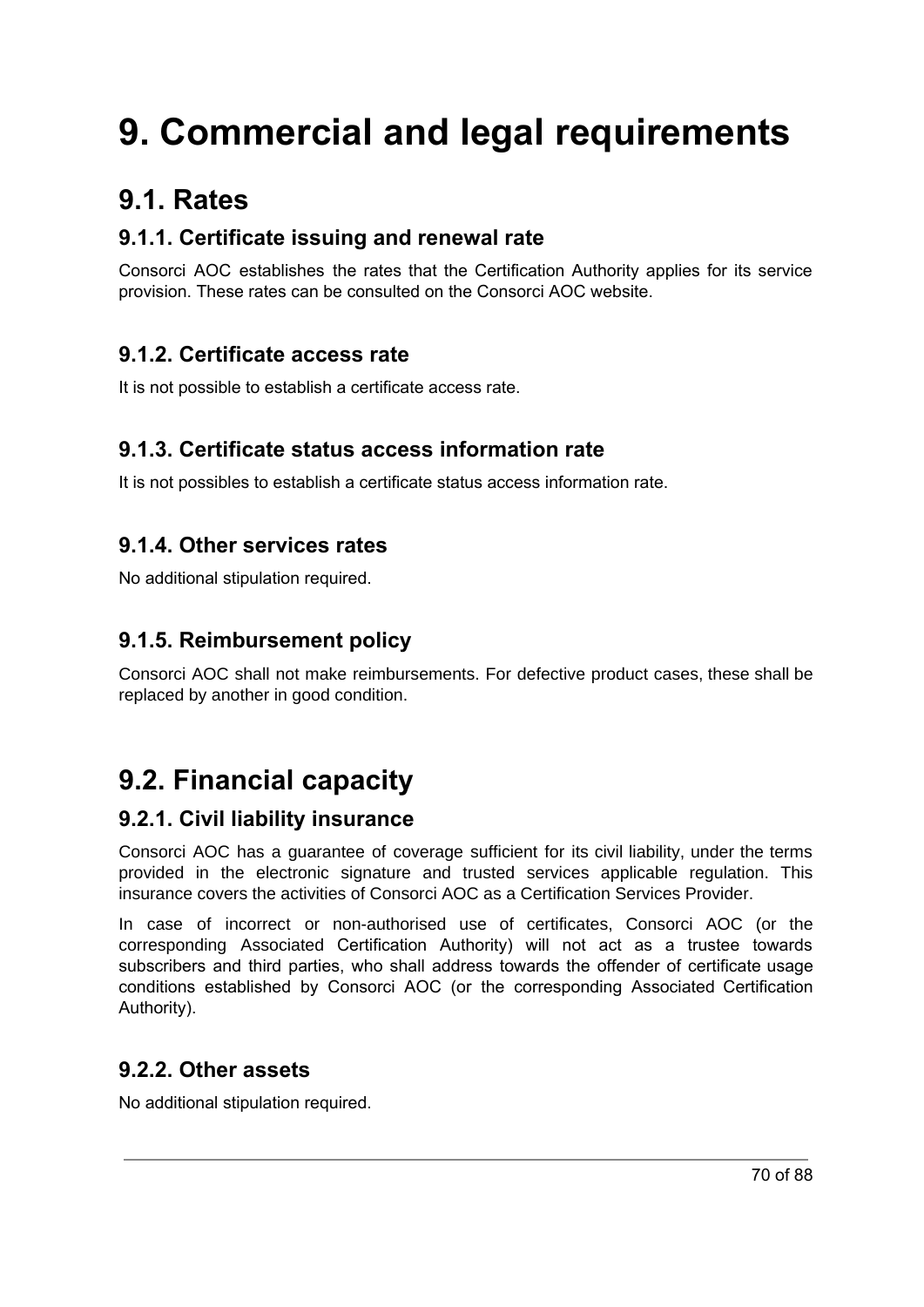# 9. Commercial and legal requirements

## 9.1. Rates

### 9.1.1. Certificate issuing and renewal rate

Consorci AOC establishes the rates that the Certification Authority applies for its service provision. These rates can be consulted on the Consorci AOC website.

### 9.1.2. Certificate access rate

It is not possible to establish a certificate access rate.

### 9.1.3. Certificate status access information rate

It is not possibles to establish a certificate status access information rate.

### 9.1.4. Other services rates

No additional stipulation required.

### 9.1.5. Reimbursement policy

Consorci AOC shall not make reimbursements. For defective product cases, these shall be replaced by another in good condition.

## 9.2. Financial capacity

### 9.2.1. Civil liability insurance

Consorci AOC has a guarantee of coverage sufficient for its civil liability, under the terms provided in the electronic signature and trusted services applicable regulation. This insurance covers the activities of Consorci AOC as a Certification Services Provider.

In case of incorrect or non-authorised use of certificates, Consorci AOC (or the corresponding Associated Certification Authority) will not act as a trustee towards subscribers and third parties, who shall address towards the offender of certificate usage conditions established by Consorci AOC (or the corresponding Associated Certification Authority).

### 9.2.2. Other assets

No additional stipulation required.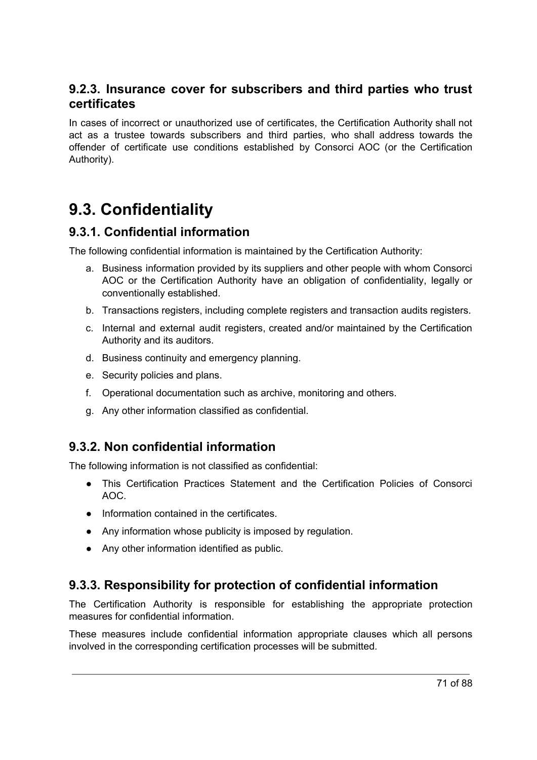### 9.2.3. Insurance cover for subscribers and third parties who trust certificates

In cases of incorrect or unauthorized use of certificates, the Certification Authority shall not act as a trustee towards subscribers and third parties, who shall address towards the offender of certificate use conditions established by Consorci AOC (or the Certification Authority).

## 9.3. Confidentiality

### 9.3.1. Confidential information

The following confidential information is maintained by the Certification Authority:

a. Business information provided by its suppliers and other people with whom Consorci AOC or the Certification Authority have an obligation of confidentiality, legally or conventionally established.
b. Transactions registers, including complete registers and transaction audits registers.
c. Internal and external audit registers, created and/or maintained by the Certification Authority and its auditors.
d. Business continuity and emergency planning.
e. Security policies and plans.
f. Operational documentation such as archive, monitoring and others.
g. Any other information classified as confidential.

### 9.3.2. Non confidential information

The following information is not classified as confidential:

- This Certification Practices Statement and the Certification Policies of Consorci AOC.
- Information contained in the certificates.
- Any information whose publicity is imposed by regulation.
- Any other information identified as public.

### 9.3.3. Responsibility for protection of confidential information

The Certification Authority is responsible for establishing the appropriate protection measures for confidential information.

These measures include confidential information appropriate clauses which all persons involved in the corresponding certification processes will be submitted.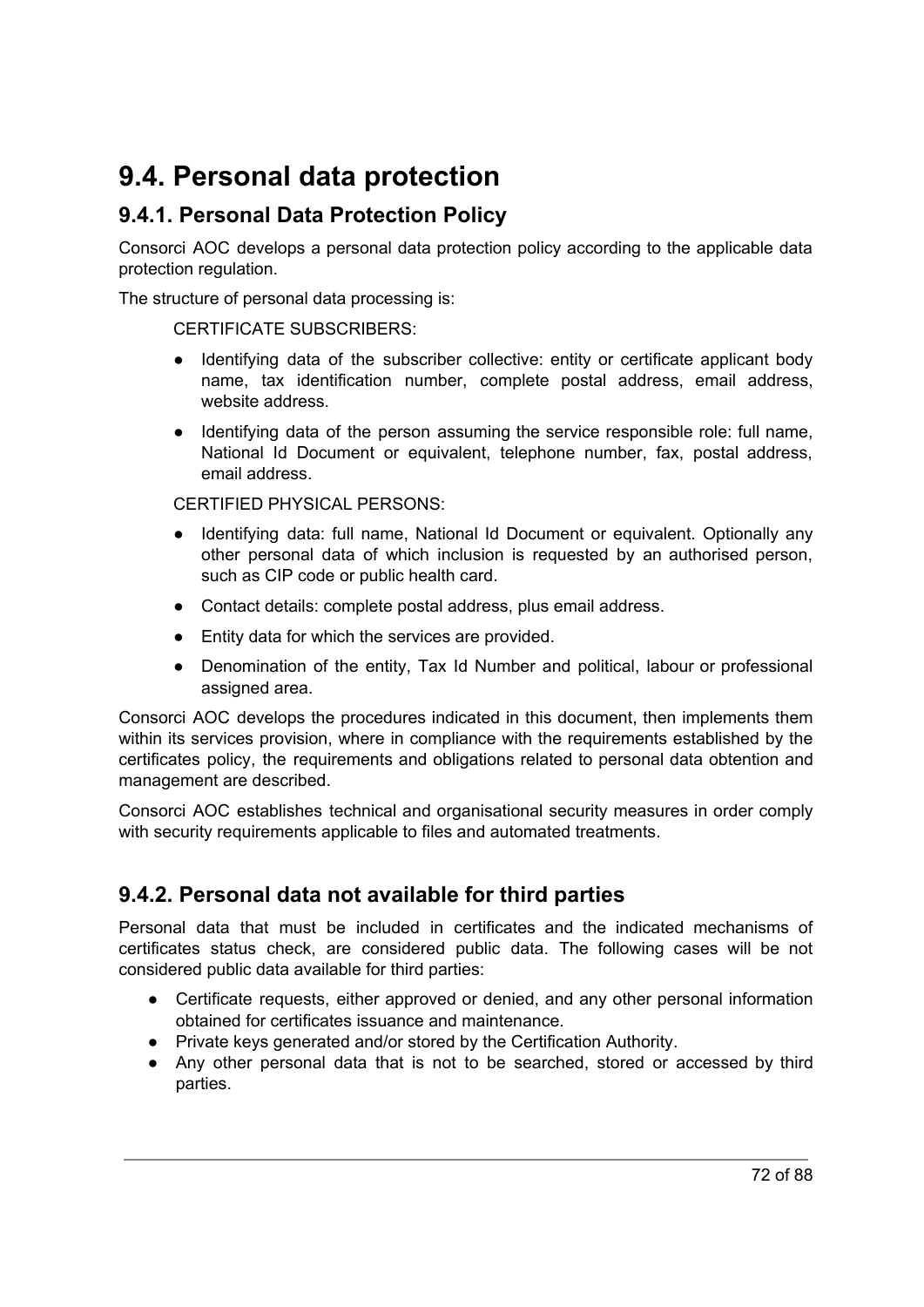# 9.4. Personal data protection

## 9.4.1. Personal Data Protection Policy

Consorci AOC develops a personal data protection policy according to the applicable data protection regulation.

The structure of personal data processing is:

CERTIFICATE SUBSCRIBERS:

- Identifying data of the subscriber collective: entity or certificate applicant body name, tax identification number, complete postal address, email address, website address.
- Identifying data of the person assuming the service responsible role: full name, National Id Document or equivalent, telephone number, fax, postal address, email address.

CERTIFIED PHYSICAL PERSONS:

- Identifying data: full name, National Id Document or equivalent. Optionally any other personal data of which inclusion is requested by an authorised person, such as CIP code or public health card.
- Contact details: complete postal address, plus email address.
- Entity data for which the services are provided.
- Denomination of the entity, Tax Id Number and political, labour or professional assigned area.

Consorci AOC develops the procedures indicated in this document, then implements them within its services provision, where in compliance with the requirements established by the certificates policy, the requirements and obligations related to personal data obtention and management are described.

Consorci AOC establishes technical and organisational security measures in order comply with security requirements applicable to files and automated treatments.

## 9.4.2. Personal data not available for third parties

Personal data that must be included in certificates and the indicated mechanisms of certificates status check, are considered public data. The following cases will be not considered public data available for third parties:

- Certificate requests, either approved or denied, and any other personal information obtained for certificates issuance and maintenance.
- Private keys generated and/or stored by the Certification Authority.
- Any other personal data that is not to be searched, stored or accessed by third parties.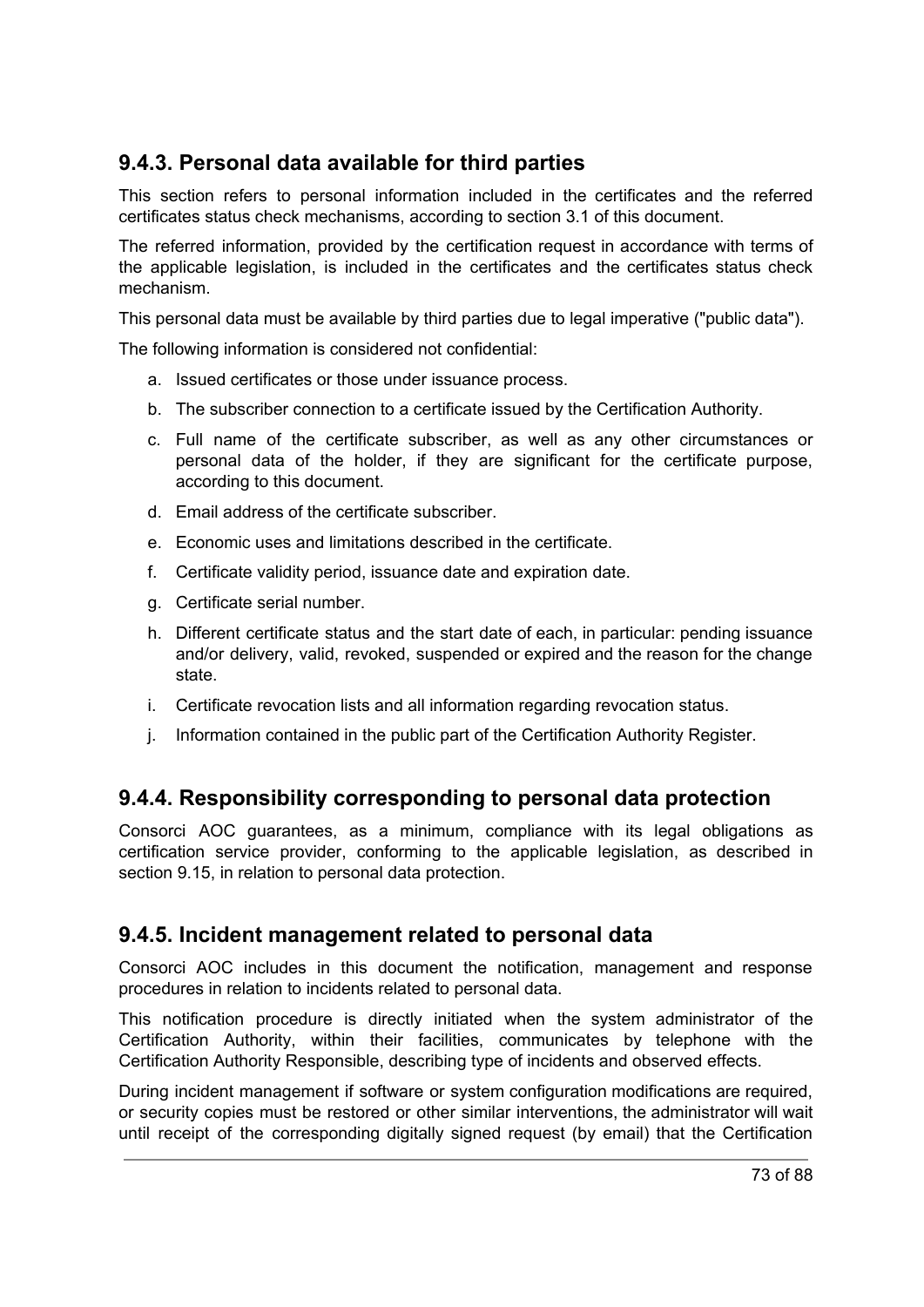### 9.4.3. Personal data available for third parties

This section refers to personal information included in the certificates and the referred certificates status check mechanisms, according to section 3.1 of this document.

The referred information, provided by the certification request in accordance with terms of the applicable legislation, is included in the certificates and the certificates status check mechanism.

This personal data must be available by third parties due to legal imperative ("public data").

The following information is considered not confidential:

a. Issued certificates or those under issuance process.
b. The subscriber connection to a certificate issued by the Certification Authority.
c. Full name of the certificate subscriber, as well as any other circumstances or personal data of the holder, if they are significant for the certificate purpose, according to this document.
d. Email address of the certificate subscriber.
e. Economic uses and limitations described in the certificate.
f. Certificate validity period, issuance date and expiration date.
g. Certificate serial number.
h. Different certificate status and the start date of each, in particular: pending issuance and/or delivery, valid, revoked, suspended or expired and the reason for the change state.
i. Certificate revocation lists and all information regarding revocation status.
j. Information contained in the public part of the Certification Authority Register.

### 9.4.4. Responsibility corresponding to personal data protection

Consorci AOC guarantees, as a minimum, compliance with its legal obligations as certification service provider, conforming to the applicable legislation, as described in section 9.15, in relation to personal data protection.

### 9.4.5. Incident management related to personal data

Consorci AOC includes in this document the notification, management and response procedures in relation to incidents related to personal data.

This notification procedure is directly initiated when the system administrator of the Certification Authority, within their facilities, communicates by telephone with the Certification Authority Responsible, describing type of incidents and observed effects.

During incident management if software or system configuration modifications are required, or security copies must be restored or other similar interventions, the administrator will wait until receipt of the corresponding digitally signed request (by email) that the Certification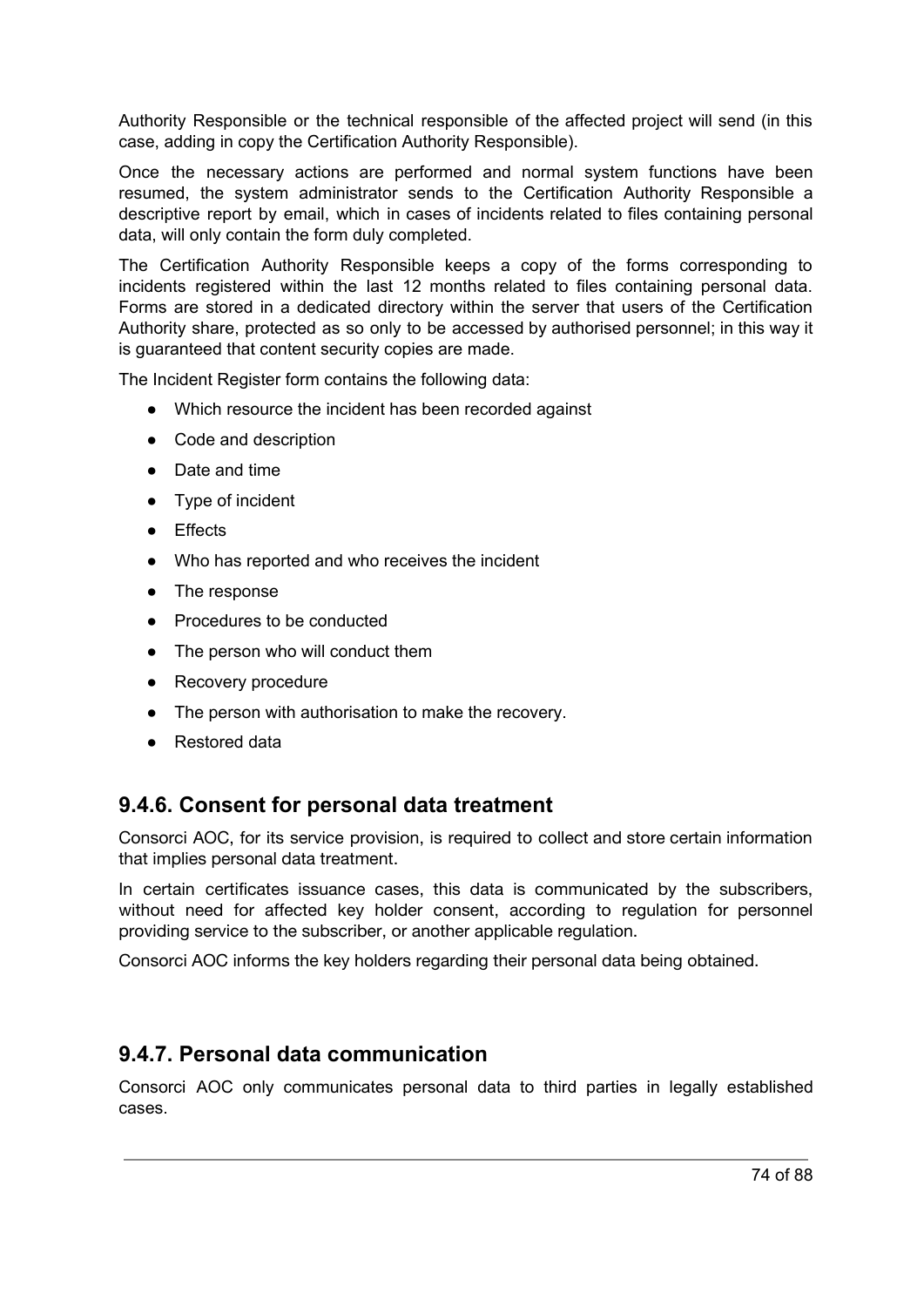Authority Responsible or the technical responsible of the affected project will send (in this case, adding in copy the Certification Authority Responsible).

Once the necessary actions are performed and normal system functions have been resumed, the system administrator sends to the Certification Authority Responsible a descriptive report by email, which in cases of incidents related to files containing personal data, will only contain the form duly completed.

The Certification Authority Responsible keeps a copy of the forms corresponding to incidents registered within the last 12 months related to files containing personal data. Forms are stored in a dedicated directory within the server that users of the Certification Authority share, protected as so only to be accessed by authorised personnel; in this way it is guaranteed that content security copies are made.

The Incident Register form contains the following data:

- Which resource the incident has been recorded against
- Code and description
- Date and time
- Type of incident
- Effects
- Who has reported and who receives the incident
- The response
- Procedures to be conducted
- The person who will conduct them
- Recovery procedure
- The person with authorisation to make the recovery.
- Restored data

## 9.4.6. Consent for personal data treatment

Consorci AOC, for its service provision, is required to collect and store certain information that implies personal data treatment.

In certain certificates issuance cases, this data is communicated by the subscribers, without need for affected key holder consent, according to regulation for personnel providing service to the subscriber, or another applicable regulation.

Consorci AOC informs the key holders regarding their personal data being obtained.

## 9.4.7. Personal data communication

Consorci AOC only communicates personal data to third parties in legally established cases.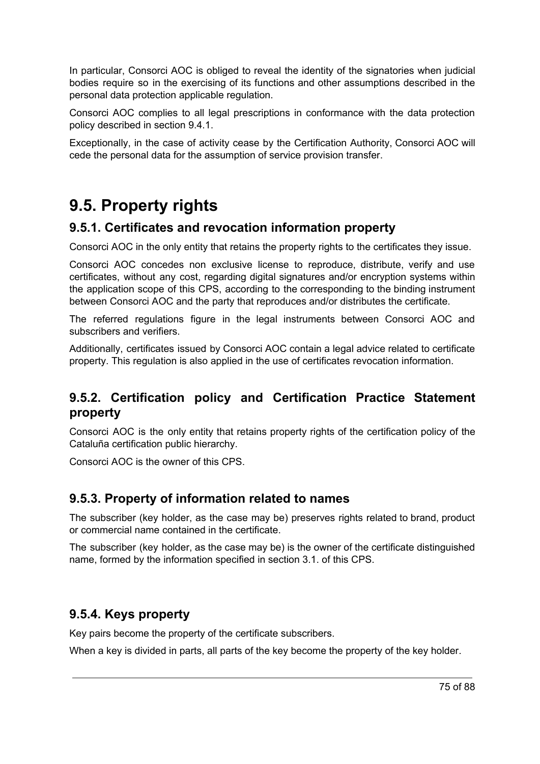In particular, Consorci AOC is obliged to reveal the identity of the signatories when judicial bodies require so in the exercising of its functions and other assumptions described in the personal data protection applicable regulation.

Consorci AOC complies to all legal prescriptions in conformance with the data protection policy described in section 9.4.1.

Exceptionally, in the case of activity cease by the Certification Authority, Consorci AOC will cede the personal data for the assumption of service provision transfer.

# 9.5. Property rights

## 9.5.1. Certificates and revocation information property

Consorci AOC in the only entity that retains the property rights to the certificates they issue.

Consorci AOC concedes non exclusive license to reproduce, distribute, verify and use certificates, without any cost, regarding digital signatures and/or encryption systems within the application scope of this CPS, according to the corresponding to the binding instrument between Consorci AOC and the party that reproduces and/or distributes the certificate.

The referred regulations figure in the legal instruments between Consorci AOC and subscribers and verifiers.

Additionally, certificates issued by Consorci AOC contain a legal advice related to certificate property. This regulation is also applied in the use of certificates revocation information.

## 9.5.2. Certification policy and Certification Practice Statement property

Consorci AOC is the only entity that retains property rights of the certification policy of the Cataluña certification public hierarchy.

Consorci AOC is the owner of this CPS.

## 9.5.3. Property of information related to names

The subscriber (key holder, as the case may be) preserves rights related to brand, product or commercial name contained in the certificate.

The subscriber (key holder, as the case may be) is the owner of the certificate distinguished name, formed by the information specified in section 3.1. of this CPS.

## 9.5.4. Keys property

Key pairs become the property of the certificate subscribers.

When a key is divided in parts, all parts of the key become the property of the key holder.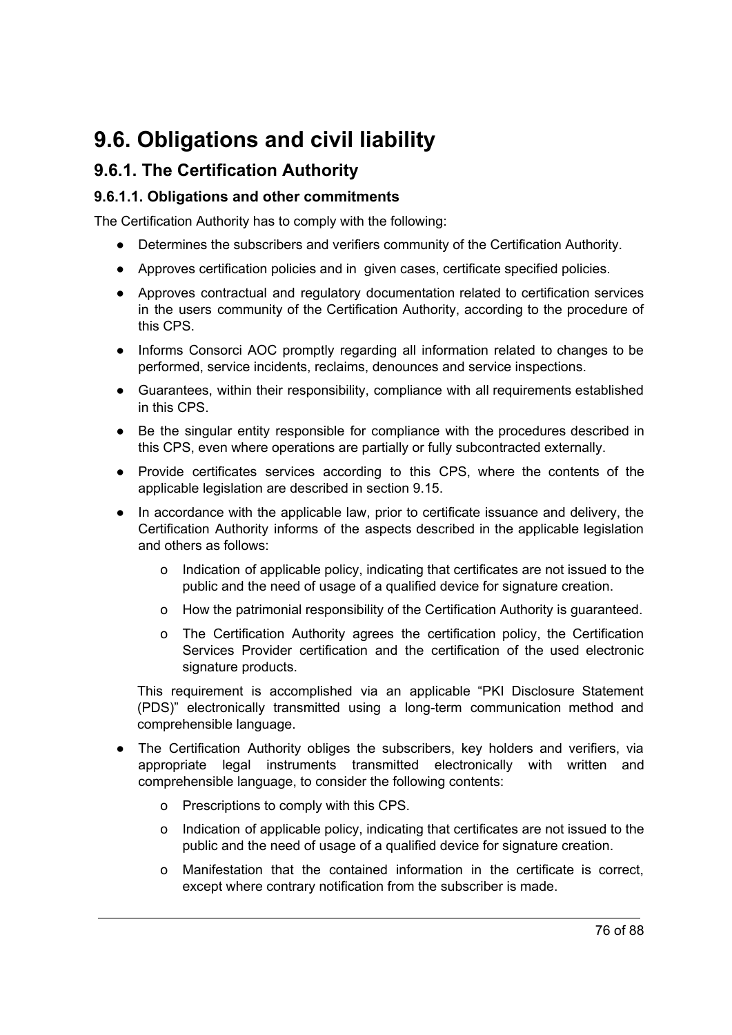# 9.6. Obligations and civil liability

## 9.6.1. The Certification Authority

### 9.6.1.1. Obligations and other commitments

The Certification Authority has to comply with the following:

- Determines the subscribers and verifiers community of the Certification Authority.
- Approves certification policies and in given cases, certificate specified policies.
- Approves contractual and regulatory documentation related to certification services in the users community of the Certification Authority, according to the procedure of this CPS.
- Informs Consorci AOC promptly regarding all information related to changes to be performed, service incidents, reclaims, denounces and service inspections.
- Guarantees, within their responsibility, compliance with all requirements established in this CPS.
- Be the singular entity responsible for compliance with the procedures described in this CPS, even where operations are partially or fully subcontracted externally.
- Provide certificates services according to this CPS, where the contents of the applicable legislation are described in section 9.15.
- In accordance with the applicable law, prior to certificate issuance and delivery, the Certification Authority informs of the aspects described in the applicable legislation and others as follows:
    - o Indication of applicable policy, indicating that certificates are not issued to the public and the need of usage of a qualified device for signature creation.
    - o How the patrimonial responsibility of the Certification Authority is guaranteed.
    - o The Certification Authority agrees the certification policy, the Certification Services Provider certification and the certification of the used electronic signature products.

  This requirement is accomplished via an applicable "PKI Disclosure Statement (PDS)" electronically transmitted using a long-term communication method and comprehensible language.

- The Certification Authority obliges the subscribers, key holders and verifiers, via appropriate legal instruments transmitted electronically with written and comprehensible language, to consider the following contents:
    - o Prescriptions to comply with this CPS.
    - o Indication of applicable policy, indicating that certificates are not issued to the public and the need of usage of a qualified device for signature creation.
    - o Manifestation that the contained information in the certificate is correct, except where contrary notification from the subscriber is made.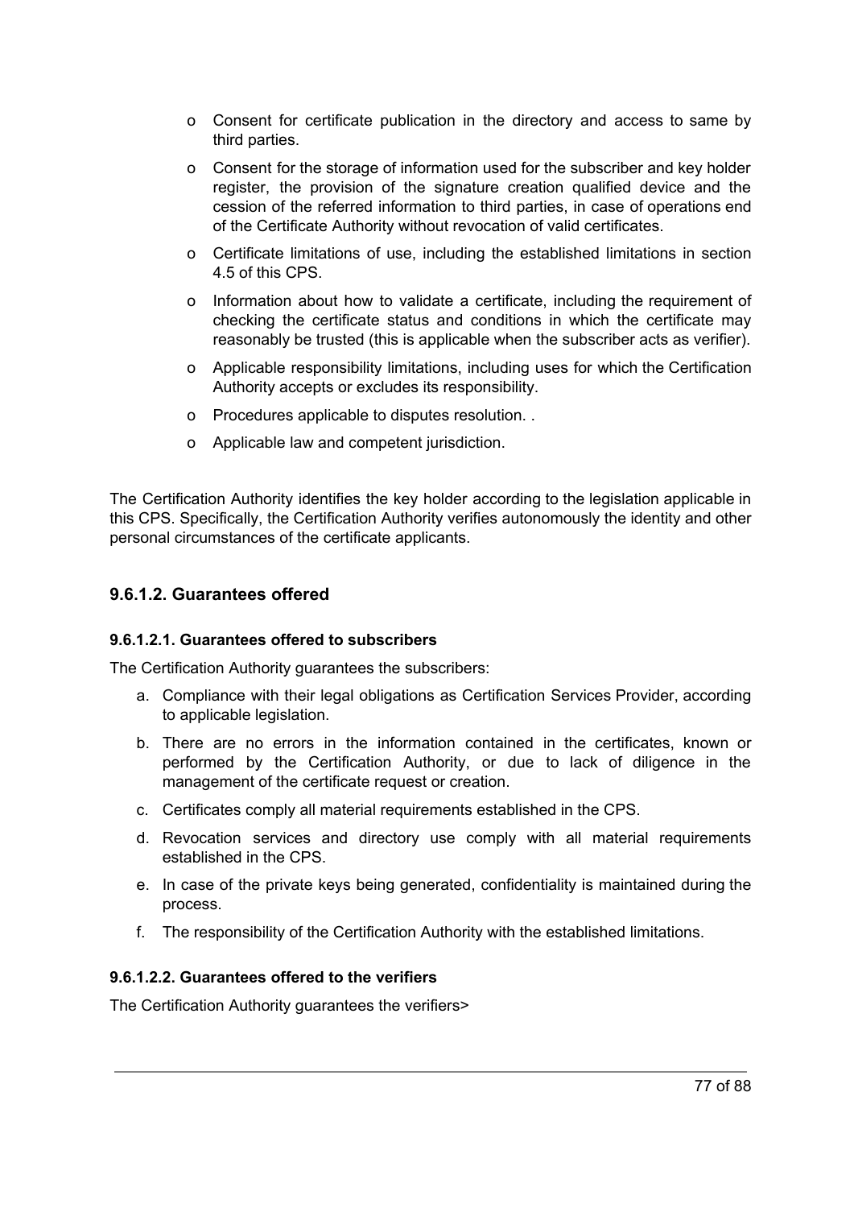- Consent for certificate publication in the directory and access to same by third parties.
- Consent for the storage of information used for the subscriber and key holder register, the provision of the signature creation qualified device and the cession of the referred information to third parties, in case of operations end of the Certificate Authority without revocation of valid certificates.
- Certificate limitations of use, including the established limitations in section 4.5 of this CPS.
- Information about how to validate a certificate, including the requirement of checking the certificate status and conditions in which the certificate may reasonably be trusted (this is applicable when the subscriber acts as verifier).
- Applicable responsibility limitations, including uses for which the Certification Authority accepts or excludes its responsibility.
- Procedures applicable to disputes resolution. .
- Applicable law and competent jurisdiction.

The Certification Authority identifies the key holder according to the legislation applicable in this CPS. Specifically, the Certification Authority verifies autonomously the identity and other personal circumstances of the certificate applicants.

### 9.6.1.2. Guarantees offered

#### 9.6.1.2.1. Guarantees offered to subscribers

The Certification Authority guarantees the subscribers:

a. Compliance with their legal obligations as Certification Services Provider, according to applicable legislation.
b. There are no errors in the information contained in the certificates, known or performed by the Certification Authority, or due to lack of diligence in the management of the certificate request or creation.
c. Certificates comply all material requirements established in the CPS.
d. Revocation services and directory use comply with all material requirements established in the CPS.
e. In case of the private keys being generated, confidentiality is maintained during the process.
f. The responsibility of the Certification Authority with the established limitations.

#### 9.6.1.2.2. Guarantees offered to the verifiers

The Certification Authority guarantees the verifiers>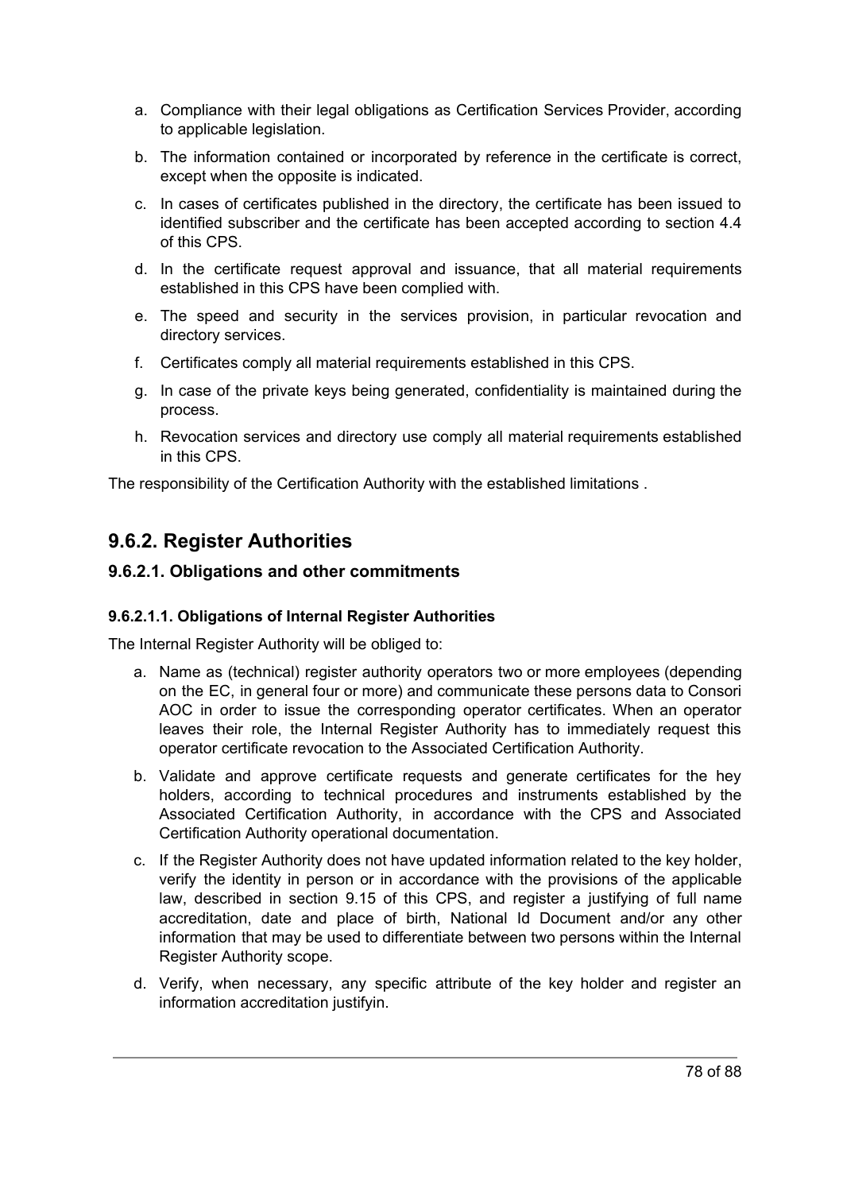a. Compliance with their legal obligations as Certification Services Provider, according to applicable legislation.

b. The information contained or incorporated by reference in the certificate is correct, except when the opposite is indicated.

c. In cases of certificates published in the directory, the certificate has been issued to identified subscriber and the certificate has been accepted according to section 4.4 of this CPS.

d. In the certificate request approval and issuance, that all material requirements established in this CPS have been complied with.

e. The speed and security in the services provision, in particular revocation and directory services.

f. Certificates comply all material requirements established in this CPS.

g. In case of the private keys being generated, confidentiality is maintained during the process.

h. Revocation services and directory use comply all material requirements established in this CPS.

The responsibility of the Certification Authority with the established limitations .

## 9.6.2. Register Authorities

### 9.6.2.1. Obligations and other commitments

#### 9.6.2.1.1. Obligations of Internal Register Authorities

The Internal Register Authority will be obliged to:

a. Name as (technical) register authority operators two or more employees (depending on the EC, in general four or more) and communicate these persons data to Consori AOC in order to issue the corresponding operator certificates. When an operator leaves their role, the Internal Register Authority has to immediately request this operator certificate revocation to the Associated Certification Authority.

b. Validate and approve certificate requests and generate certificates for the hey holders, according to technical procedures and instruments established by the Associated Certification Authority, in accordance with the CPS and Associated Certification Authority operational documentation.

c. If the Register Authority does not have updated information related to the key holder, verify the identity in person or in accordance with the provisions of the applicable law, described in section 9.15 of this CPS, and register a justifying of full name accreditation, date and place of birth, National Id Document and/or any other information that may be used to differentiate between two persons within the Internal Register Authority scope.

d. Verify, when necessary, any specific attribute of the key holder and register an information accreditation justifyin.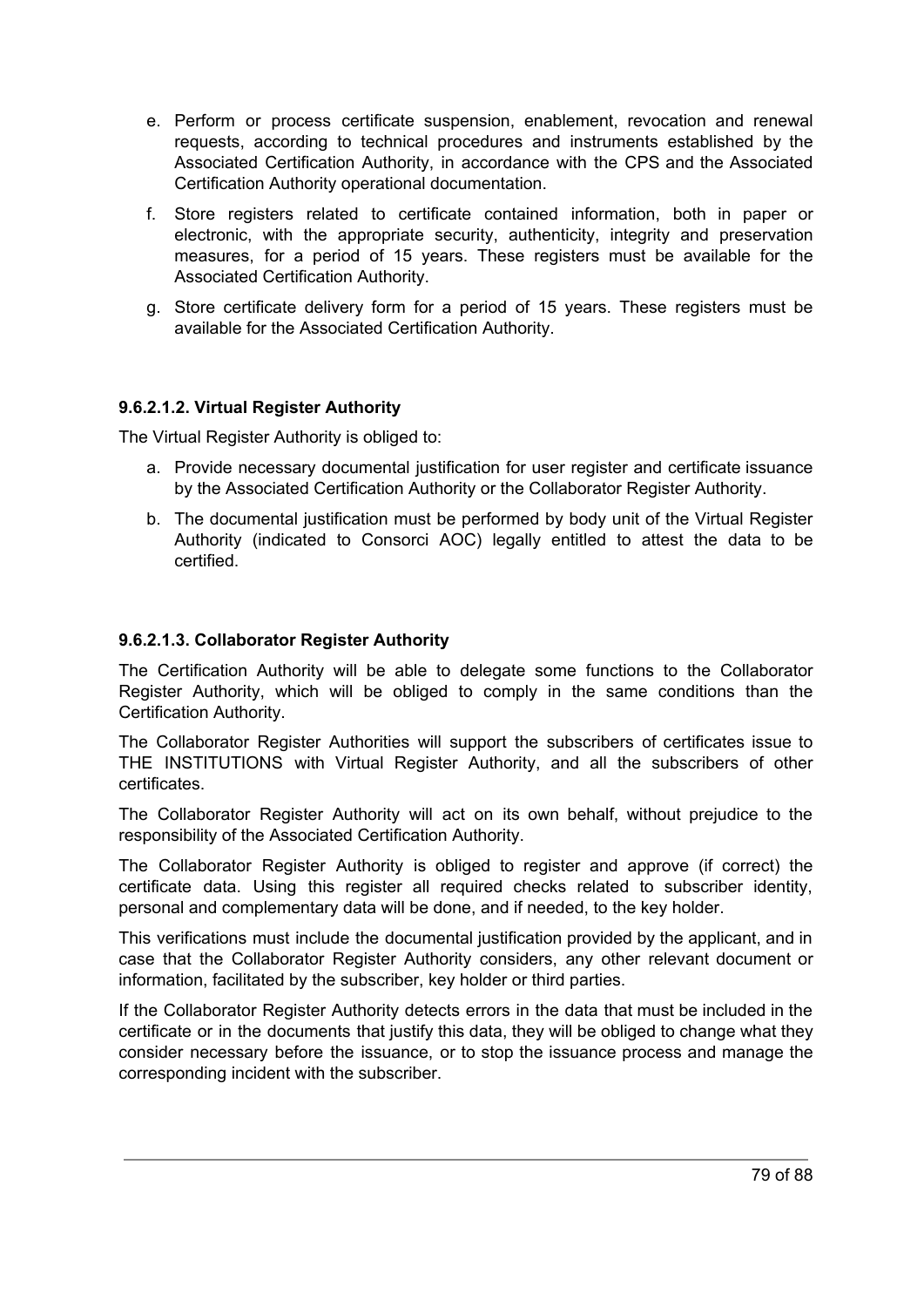e. Perform or process certificate suspension, enablement, revocation and renewal requests, according to technical procedures and instruments established by the Associated Certification Authority, in accordance with the CPS and the Associated Certification Authority operational documentation.

f. Store registers related to certificate contained information, both in paper or electronic, with the appropriate security, authenticity, integrity and preservation measures, for a period of 15 years. These registers must be available for the Associated Certification Authority.

g. Store certificate delivery form for a period of 15 years. These registers must be available for the Associated Certification Authority.

#### 9.6.2.1.2. Virtual Register Authority

The Virtual Register Authority is obliged to:

a. Provide necessary documental justification for user register and certificate issuance by the Associated Certification Authority or the Collaborator Register Authority.

b. The documental justification must be performed by body unit of the Virtual Register Authority (indicated to Consorci AOC) legally entitled to attest the data to be certified.

#### 9.6.2.1.3. Collaborator Register Authority

The Certification Authority will be able to delegate some functions to the Collaborator Register Authority, which will be obliged to comply in the same conditions than the Certification Authority.

The Collaborator Register Authorities will support the subscribers of certificates issue to THE INSTITUTIONS with Virtual Register Authority, and all the subscribers of other certificates.

The Collaborator Register Authority will act on its own behalf, without prejudice to the responsibility of the Associated Certification Authority.

The Collaborator Register Authority is obliged to register and approve (if correct) the certificate data. Using this register all required checks related to subscriber identity, personal and complementary data will be done, and if needed, to the key holder.

This verifications must include the documental justification provided by the applicant, and in case that the Collaborator Register Authority considers, any other relevant document or information, facilitated by the subscriber, key holder or third parties.

If the Collaborator Register Authority detects errors in the data that must be included in the certificate or in the documents that justify this data, they will be obliged to change what they consider necessary before the issuance, or to stop the issuance process and manage the corresponding incident with the subscriber.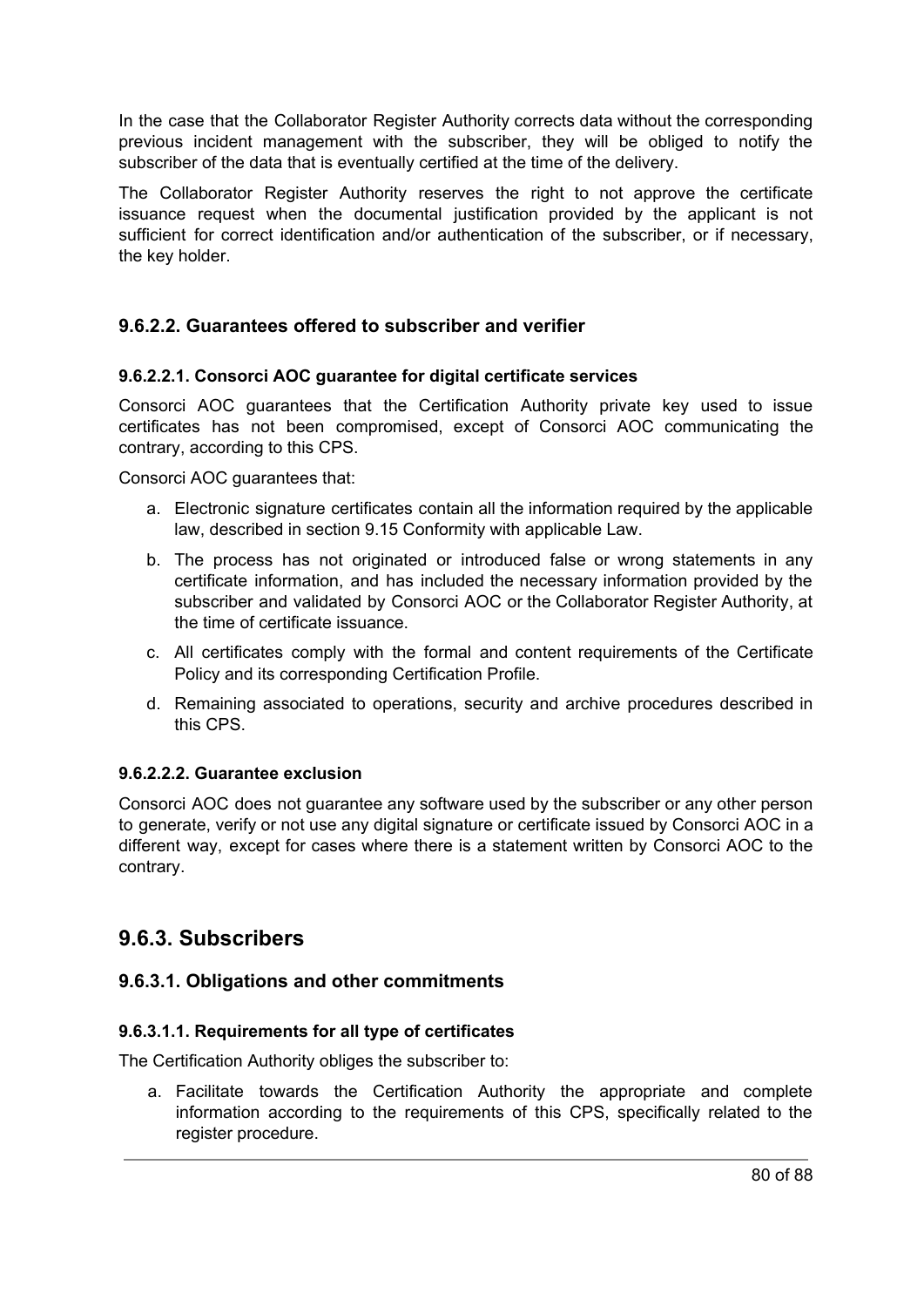In the case that the Collaborator Register Authority corrects data without the corresponding previous incident management with the subscriber, they will be obliged to notify the subscriber of the data that is eventually certified at the time of the delivery.

The Collaborator Register Authority reserves the right to not approve the certificate issuance request when the documental justification provided by the applicant is not sufficient for correct identification and/or authentication of the subscriber, or if necessary, the key holder.

### 9.6.2.2. Guarantees offered to subscriber and verifier

#### 9.6.2.2.1. Consorci AOC guarantee for digital certificate services

Consorci AOC guarantees that the Certification Authority private key used to issue certificates has not been compromised, except of Consorci AOC communicating the contrary, according to this CPS.

Consorci AOC guarantees that:

a. Electronic signature certificates contain all the information required by the applicable law, described in section 9.15 Conformity with applicable Law.
b. The process has not originated or introduced false or wrong statements in any certificate information, and has included the necessary information provided by the subscriber and validated by Consorci AOC or the Collaborator Register Authority, at the time of certificate issuance.
c. All certificates comply with the formal and content requirements of the Certificate Policy and its corresponding Certification Profile.
d. Remaining associated to operations, security and archive procedures described in this CPS.

#### 9.6.2.2.2. Guarantee exclusion

Consorci AOC does not guarantee any software used by the subscriber or any other person to generate, verify or not use any digital signature or certificate issued by Consorci AOC in a different way, except for cases where there is a statement written by Consorci AOC to the contrary.

## 9.6.3. Subscribers

### 9.6.3.1. Obligations and other commitments

#### 9.6.3.1.1. Requirements for all type of certificates

The Certification Authority obliges the subscriber to:

a. Facilitate towards the Certification Authority the appropriate and complete information according to the requirements of this CPS, specifically related to the register procedure.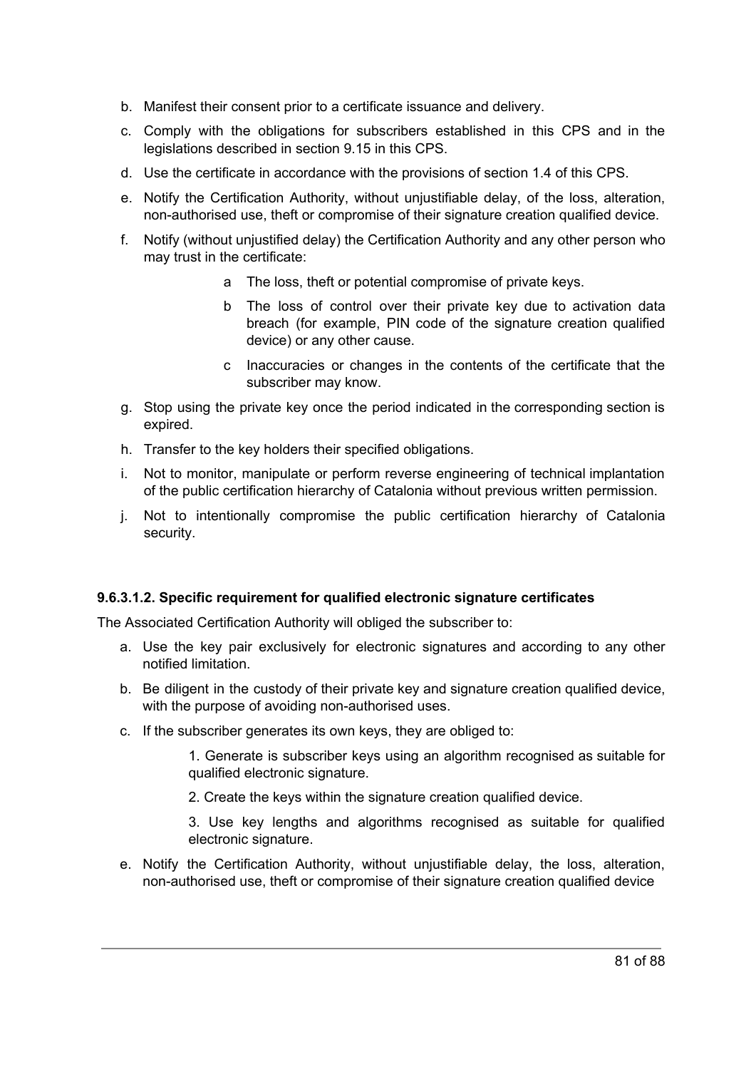b. Manifest their consent prior to a certificate issuance and delivery.

c. Comply with the obligations for subscribers established in this CPS and in the legislations described in section 9.15 in this CPS.

d. Use the certificate in accordance with the provisions of section 1.4 of this CPS.

e. Notify the Certification Authority, without unjustifiable delay, of the loss, alteration, non-authorised use, theft or compromise of their signature creation qualified device.

f. Notify (without unjustified delay) the Certification Authority and any other person who may trust in the certificate:

    a The loss, theft or potential compromise of private keys.

    b The loss of control over their private key due to activation data breach (for example, PIN code of the signature creation qualified device) or any other cause.

    c Inaccuracies or changes in the contents of the certificate that the subscriber may know.

g. Stop using the private key once the period indicated in the corresponding section is expired.

h. Transfer to the key holders their specified obligations.

i. Not to monitor, manipulate or perform reverse engineering of technical implantation of the public certification hierarchy of Catalonia without previous written permission.

j. Not to intentionally compromise the public certification hierarchy of Catalonia security.

#### 9.6.3.1.2. Specific requirement for qualified electronic signature certificates

The Associated Certification Authority will obliged the subscriber to:

a. Use the key pair exclusively for electronic signatures and according to any other notified limitation.

b. Be diligent in the custody of their private key and signature creation qualified device, with the purpose of avoiding non-authorised uses.

c. If the subscriber generates its own keys, they are obliged to:

    1. Generate is subscriber keys using an algorithm recognised as suitable for qualified electronic signature.

    2. Create the keys within the signature creation qualified device.

    3. Use key lengths and algorithms recognised as suitable for qualified electronic signature.

e. Notify the Certification Authority, without unjustifiable delay, the loss, alteration, non-authorised use, theft or compromise of their signature creation qualified device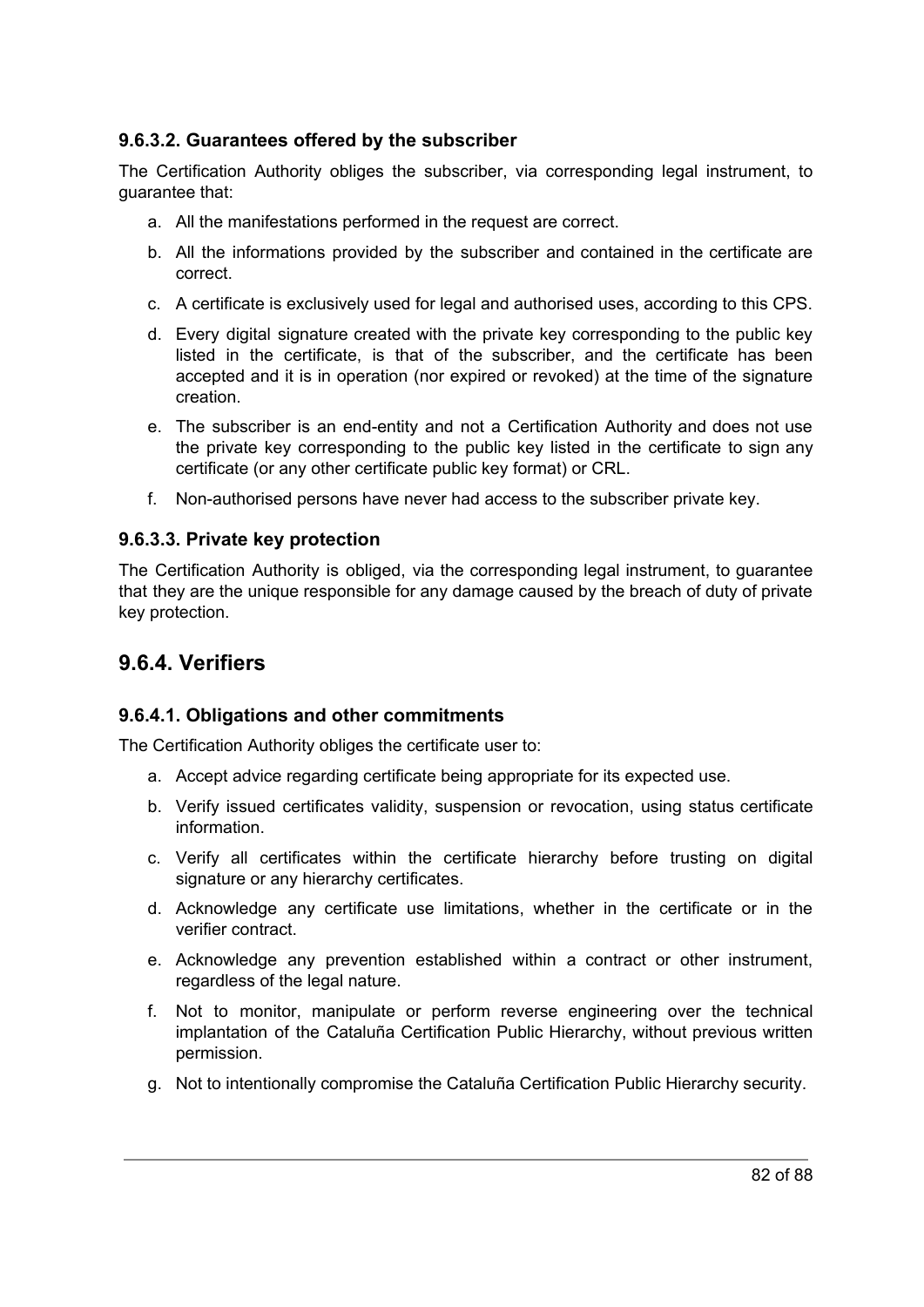#### 9.6.3.2. Guarantees offered by the subscriber

The Certification Authority obliges the subscriber, via corresponding legal instrument, to guarantee that:

a. All the manifestations performed in the request are correct.

b. All the informations provided by the subscriber and contained in the certificate are correct.

c. A certificate is exclusively used for legal and authorised uses, according to this CPS.

d. Every digital signature created with the private key corresponding to the public key listed in the certificate, is that of the subscriber, and the certificate has been accepted and it is in operation (nor expired or revoked) at the time of the signature creation.

e. The subscriber is an end-entity and not a Certification Authority and does not use the private key corresponding to the public key listed in the certificate to sign any certificate (or any other certificate public key format) or CRL.

f. Non-authorised persons have never had access to the subscriber private key.

#### 9.6.3.3. Private key protection

The Certification Authority is obliged, via the corresponding legal instrument, to guarantee that they are the unique responsible for any damage caused by the breach of duty of private key protection.

### 9.6.4. Verifiers

#### 9.6.4.1. Obligations and other commitments

The Certification Authority obliges the certificate user to:

a. Accept advice regarding certificate being appropriate for its expected use.

b. Verify issued certificates validity, suspension or revocation, using status certificate information.

c. Verify all certificates within the certificate hierarchy before trusting on digital signature or any hierarchy certificates.

d. Acknowledge any certificate use limitations, whether in the certificate or in the verifier contract.

e. Acknowledge any prevention established within a contract or other instrument, regardless of the legal nature.

f. Not to monitor, manipulate or perform reverse engineering over the technical implantation of the Cataluña Certification Public Hierarchy, without previous written permission.

g. Not to intentionally compromise the Cataluña Certification Public Hierarchy security.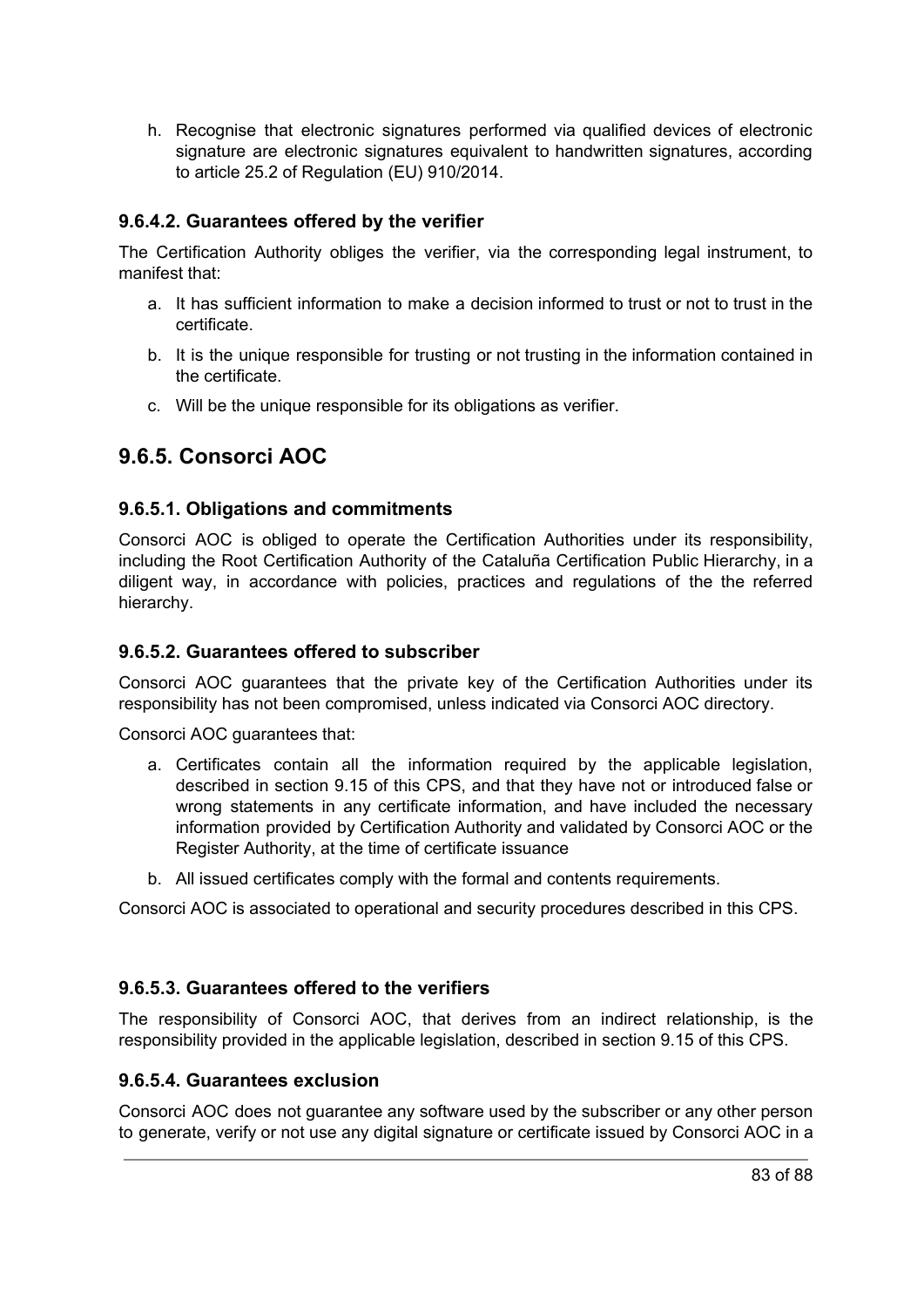h. Recognise that electronic signatures performed via qualified devices of electronic signature are electronic signatures equivalent to handwritten signatures, according to article 25.2 of Regulation (EU) 910/2014.

### 9.6.4.2. Guarantees offered by the verifier

The Certification Authority obliges the verifier, via the corresponding legal instrument, to manifest that:

a. It has sufficient information to make a decision informed to trust or not to trust in the certificate.

b. It is the unique responsible for trusting or not trusting in the information contained in the certificate.

c. Will be the unique responsible for its obligations as verifier.

## 9.6.5. Consorci AOC

### 9.6.5.1. Obligations and commitments

Consorci AOC is obliged to operate the Certification Authorities under its responsibility, including the Root Certification Authority of the Cataluña Certification Public Hierarchy, in a diligent way, in accordance with policies, practices and regulations of the the referred hierarchy.

### 9.6.5.2. Guarantees offered to subscriber

Consorci AOC guarantees that the private key of the Certification Authorities under its responsibility has not been compromised, unless indicated via Consorci AOC directory.

Consorci AOC guarantees that:

a. Certificates contain all the information required by the applicable legislation, described in section 9.15 of this CPS, and that they have not or introduced false or wrong statements in any certificate information, and have included the necessary information provided by Certification Authority and validated by Consorci AOC or the Register Authority, at the time of certificate issuance

b. All issued certificates comply with the formal and contents requirements.

Consorci AOC is associated to operational and security procedures described in this CPS.

### 9.6.5.3. Guarantees offered to the verifiers

The responsibility of Consorci AOC, that derives from an indirect relationship, is the responsibility provided in the applicable legislation, described in section 9.15 of this CPS.

### 9.6.5.4. Guarantees exclusion

Consorci AOC does not guarantee any software used by the subscriber or any other person to generate, verify or not use any digital signature or certificate issued by Consorci AOC in a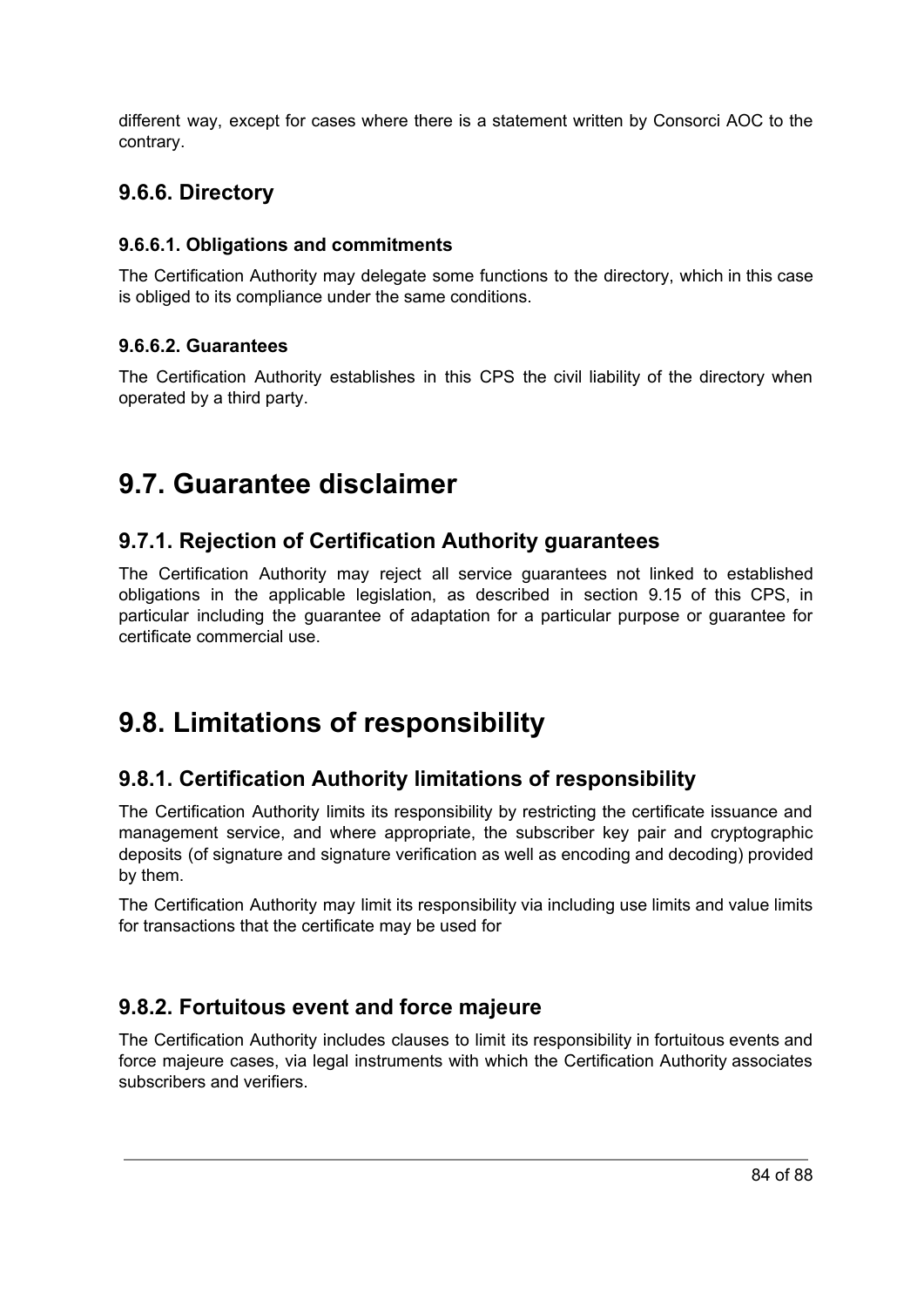different way, except for cases where there is a statement written by Consorci AOC to the contrary.

### 9.6.6. Directory

#### 9.6.6.1. Obligations and commitments

The Certification Authority may delegate some functions to the directory, which in this case is obliged to its compliance under the same conditions.

#### 9.6.6.2. Guarantees

The Certification Authority establishes in this CPS the civil liability of the directory when operated by a third party.

## 9.7. Guarantee disclaimer

### 9.7.1. Rejection of Certification Authority guarantees

The Certification Authority may reject all service guarantees not linked to established obligations in the applicable legislation, as described in section 9.15 of this CPS, in particular including the guarantee of adaptation for a particular purpose or guarantee for certificate commercial use.

## 9.8. Limitations of responsibility

### 9.8.1. Certification Authority limitations of responsibility

The Certification Authority limits its responsibility by restricting the certificate issuance and management service, and where appropriate, the subscriber key pair and cryptographic deposits (of signature and signature verification as well as encoding and decoding) provided by them.

The Certification Authority may limit its responsibility via including use limits and value limits for transactions that the certificate may be used for

### 9.8.2. Fortuitous event and force majeure

The Certification Authority includes clauses to limit its responsibility in fortuitous events and force majeure cases, via legal instruments with which the Certification Authority associates subscribers and verifiers.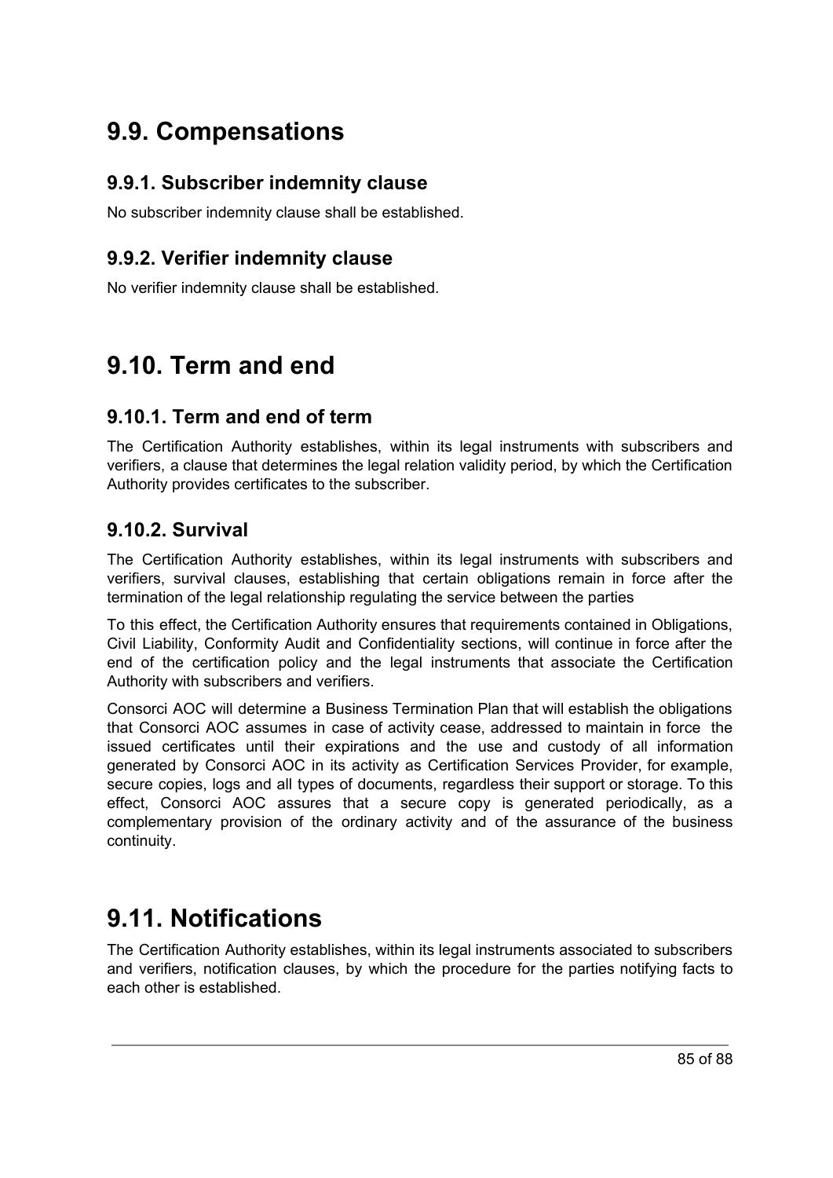# 9.9. Compensations

## 9.9.1. Subscriber indemnity clause

No subscriber indemnity clause shall be established.

## 9.9.2. Verifier indemnity clause

No verifier indemnity clause shall be established.

# 9.10. Term and end

## 9.10.1. Term and end of term

The Certification Authority establishes, within its legal instruments with subscribers and verifiers, a clause that determines the legal relation validity period, by which the Certification Authority provides certificates to the subscriber.

## 9.10.2. Survival

The Certification Authority establishes, within its legal instruments with subscribers and verifiers, survival clauses, establishing that certain obligations remain in force after the termination of the legal relationship regulating the service between the parties

To this effect, the Certification Authority ensures that requirements contained in Obligations, Civil Liability, Conformity Audit and Confidentiality sections, will continue in force after the end of the certification policy and the legal instruments that associate the Certification Authority with subscribers and verifiers.

Consorci AOC will determine a Business Termination Plan that will establish the obligations that Consorci AOC assumes in case of activity cease, addressed to maintain in force the issued certificates until their expirations and the use and custody of all information generated by Consorci AOC in its activity as Certification Services Provider, for example, secure copies, logs and all types of documents, regardless their support or storage. To this effect, Consorci AOC assures that a secure copy is generated periodically, as a complementary provision of the ordinary activity and of the assurance of the business continuity.

# 9.11. Notifications

The Certification Authority establishes, within its legal instruments associated to subscribers and verifiers, notification clauses, by which the procedure for the parties notifying facts to each other is established.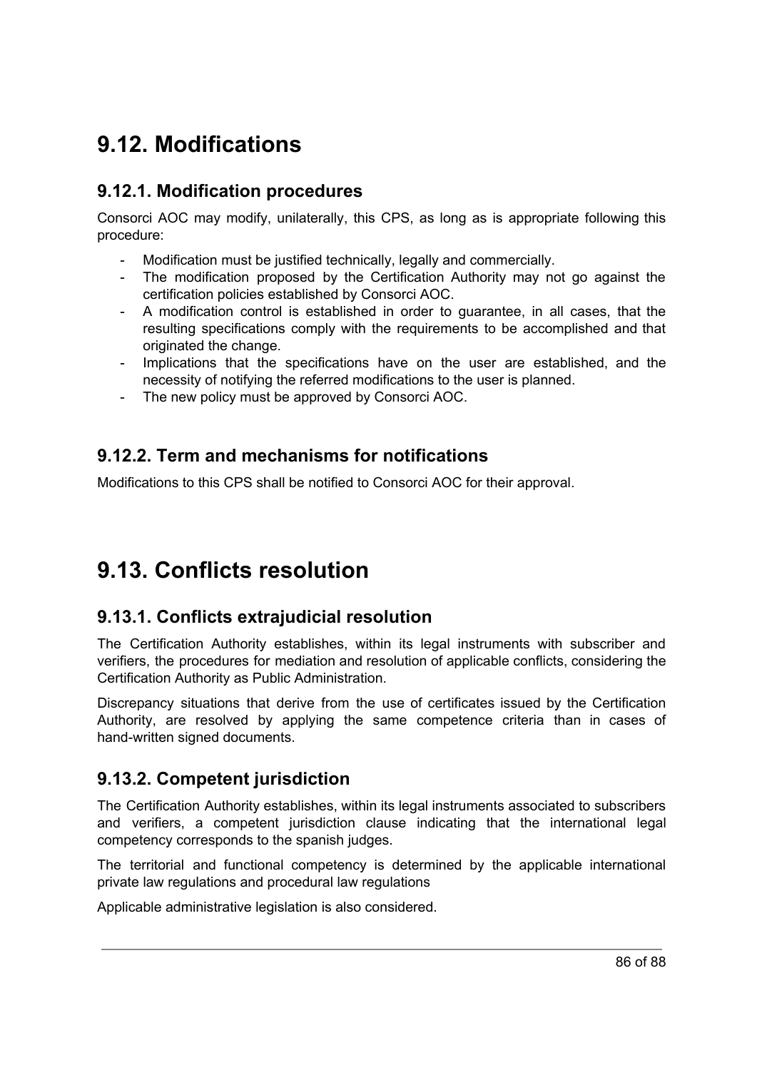# 9.12. Modifications

## 9.12.1. Modification procedures

Consorci AOC may modify, unilaterally, this CPS, as long as is appropriate following this procedure:

- Modification must be justified technically, legally and commercially.
- The modification proposed by the Certification Authority may not go against the certification policies established by Consorci AOC.
- A modification control is established in order to guarantee, in all cases, that the resulting specifications comply with the requirements to be accomplished and that originated the change.
- Implications that the specifications have on the user are established, and the necessity of notifying the referred modifications to the user is planned.
- The new policy must be approved by Consorci AOC.

## 9.12.2. Term and mechanisms for notifications

Modifications to this CPS shall be notified to Consorci AOC for their approval.

# 9.13. Conflicts resolution

## 9.13.1. Conflicts extrajudicial resolution

The Certification Authority establishes, within its legal instruments with subscriber and verifiers, the procedures for mediation and resolution of applicable conflicts, considering the Certification Authority as Public Administration.

Discrepancy situations that derive from the use of certificates issued by the Certification Authority, are resolved by applying the same competence criteria than in cases of hand-written signed documents.

## 9.13.2. Competent jurisdiction

The Certification Authority establishes, within its legal instruments associated to subscribers and verifiers, a competent jurisdiction clause indicating that the international legal competency corresponds to the spanish judges.

The territorial and functional competency is determined by the applicable international private law regulations and procedural law regulations

Applicable administrative legislation is also considered.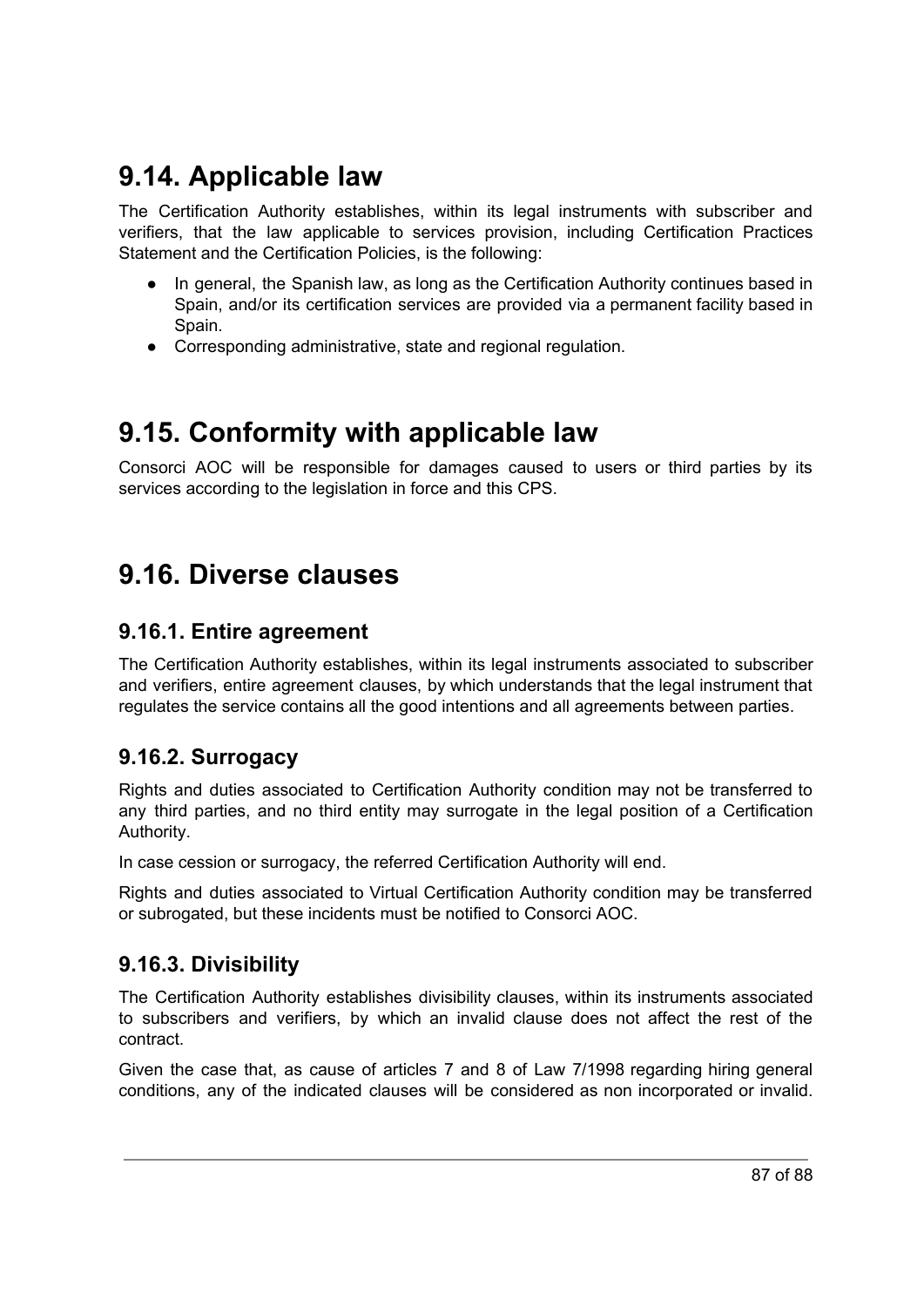## 9.14. Applicable law

The Certification Authority establishes, within its legal instruments with subscriber and verifiers, that the law applicable to services provision, including Certification Practices Statement and the Certification Policies, is the following:

- In general, the Spanish law, as long as the Certification Authority continues based in Spain, and/or its certification services are provided via a permanent facility based in Spain.
- Corresponding administrative, state and regional regulation.

## 9.15. Conformity with applicable law

Consorci AOC will be responsible for damages caused to users or third parties by its services according to the legislation in force and this CPS.

## 9.16. Diverse clauses

### 9.16.1. Entire agreement

The Certification Authority establishes, within its legal instruments associated to subscriber and verifiers, entire agreement clauses, by which understands that the legal instrument that regulates the service contains all the good intentions and all agreements between parties.

### 9.16.2. Surrogacy

Rights and duties associated to Certification Authority condition may not be transferred to any third parties, and no third entity may surrogate in the legal position of a Certification Authority.

In case cession or surrogacy, the referred Certification Authority will end.

Rights and duties associated to Virtual Certification Authority condition may be transferred or subrogated, but these incidents must be notified to Consorci AOC.

### 9.16.3. Divisibility

The Certification Authority establishes divisibility clauses, within its instruments associated to subscribers and verifiers, by which an invalid clause does not affect the rest of the contract.

Given the case that, as cause of articles 7 and 8 of Law 7/1998 regarding hiring general conditions, any of the indicated clauses will be considered as non incorporated or invalid.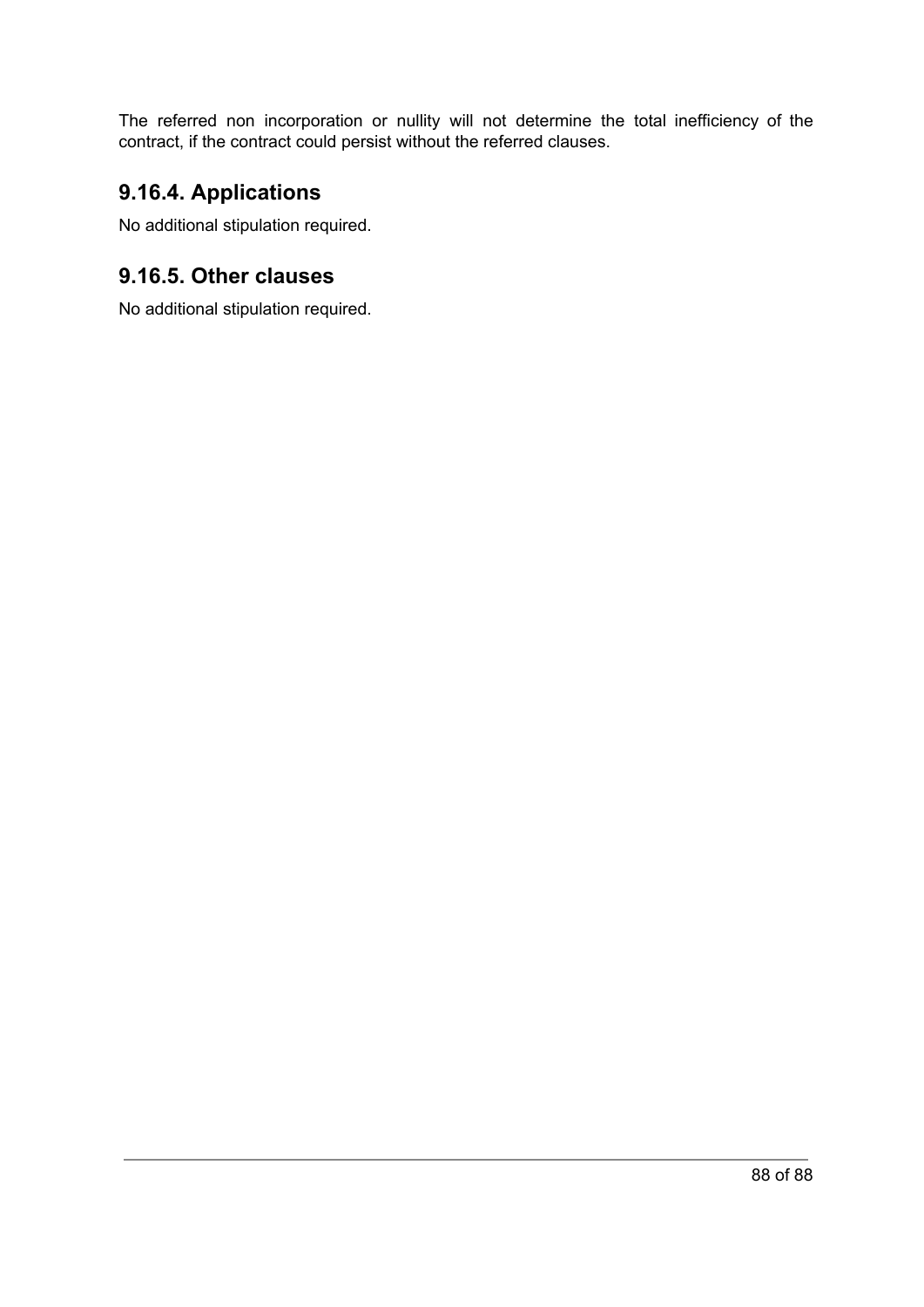The referred non incorporation or nullity will not determine the total inefficiency of the contract, if the contract could persist without the referred clauses.

## 9.16.4. Applications

No additional stipulation required.

## 9.16.5. Other clauses

No additional stipulation required.